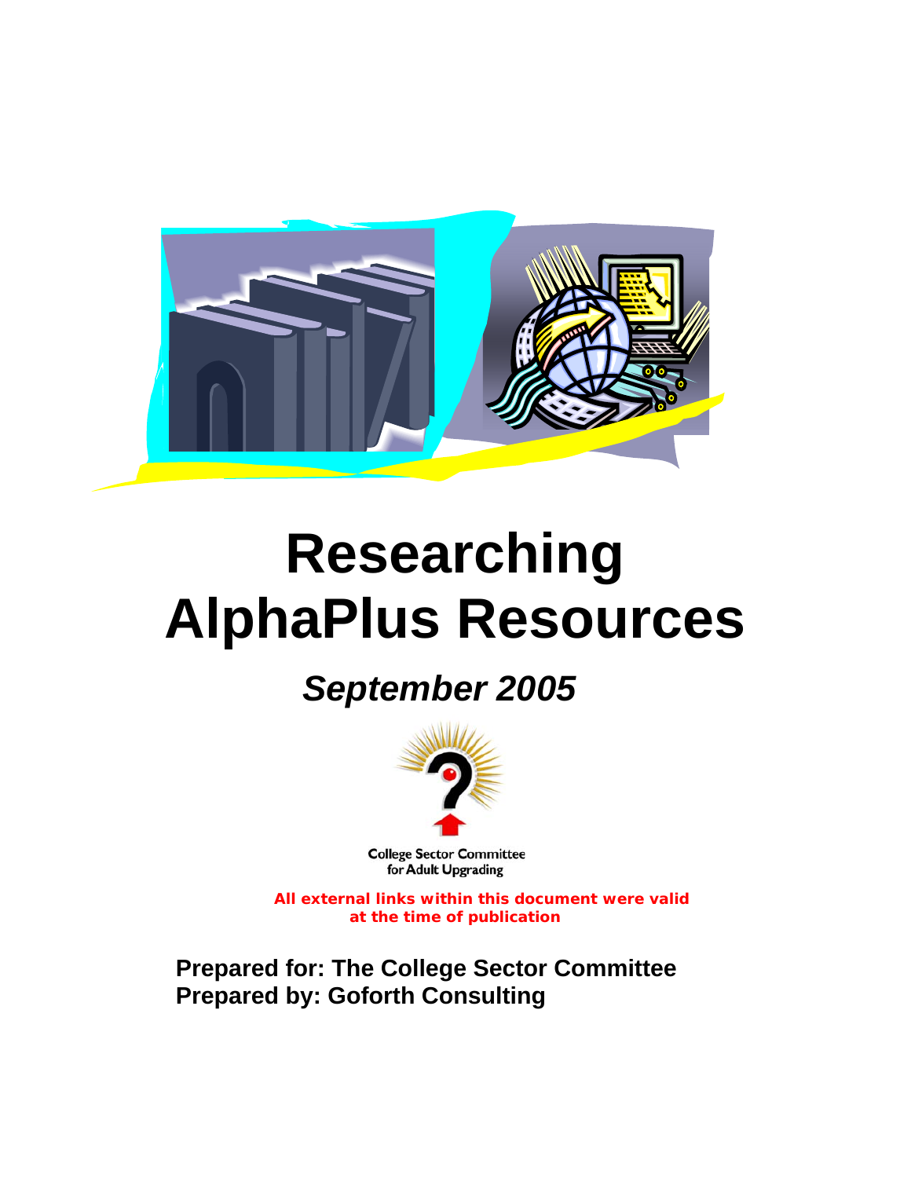# Researching AlphaPlus Resources

***September 2005***

College Sector Committee
for Adult Upgrading

**All external links within this document were valid at the time of publication**

**Prepared for: The College Sector Committee**
**Prepared by: Goforth Consulting**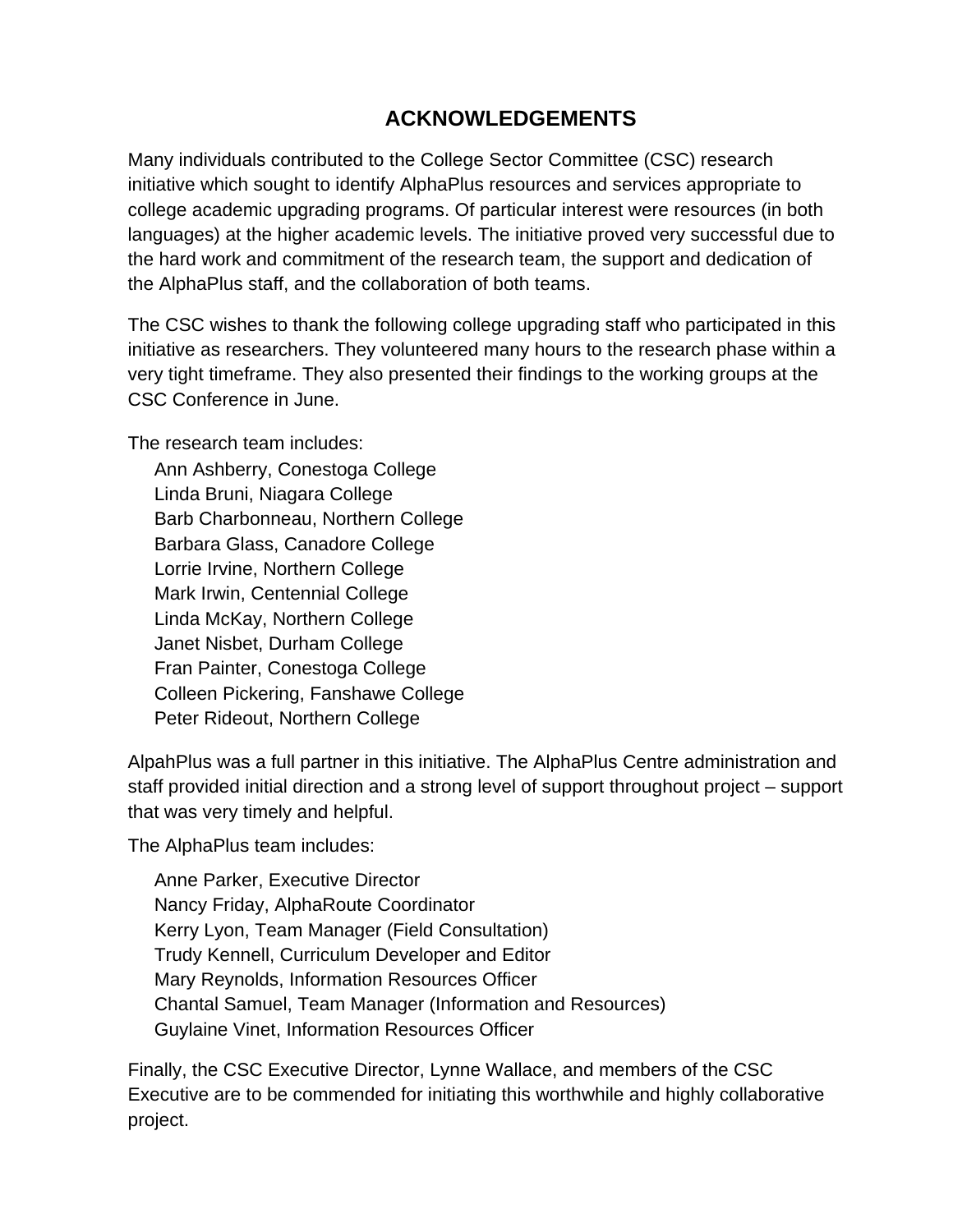# ACKNOWLEDGEMENTS

Many individuals contributed to the College Sector Committee (CSC) research initiative which sought to identify AlphaPlus resources and services appropriate to college academic upgrading programs. Of particular interest were resources (in both languages) at the higher academic levels. The initiative proved very successful due to the hard work and commitment of the research team, the support and dedication of the AlphaPlus staff, and the collaboration of both teams.

The CSC wishes to thank the following college upgrading staff who participated in this initiative as researchers. They volunteered many hours to the research phase within a very tight timeframe. They also presented their findings to the working groups at the CSC Conference in June.

The research team includes:

Ann Ashberry, Conestoga College
Linda Bruni, Niagara College
Barb Charbonneau, Northern College
Barbara Glass, Canadore College
Lorrie Irvine, Northern College
Mark Irwin, Centennial College
Linda McKay, Northern College
Janet Nisbet, Durham College
Fran Painter, Conestoga College
Colleen Pickering, Fanshawe College
Peter Rideout, Northern College

AlpahPlus was a full partner in this initiative. The AlphaPlus Centre administration and staff provided initial direction and a strong level of support throughout project – support that was very timely and helpful.

The AlphaPlus team includes:

Anne Parker, Executive Director
Nancy Friday, AlphaRoute Coordinator
Kerry Lyon, Team Manager (Field Consultation)
Trudy Kennell, Curriculum Developer and Editor
Mary Reynolds, Information Resources Officer
Chantal Samuel, Team Manager (Information and Resources)
Guylaine Vinet, Information Resources Officer

Finally, the CSC Executive Director, Lynne Wallace, and members of the CSC Executive are to be commended for initiating this worthwhile and highly collaborative project.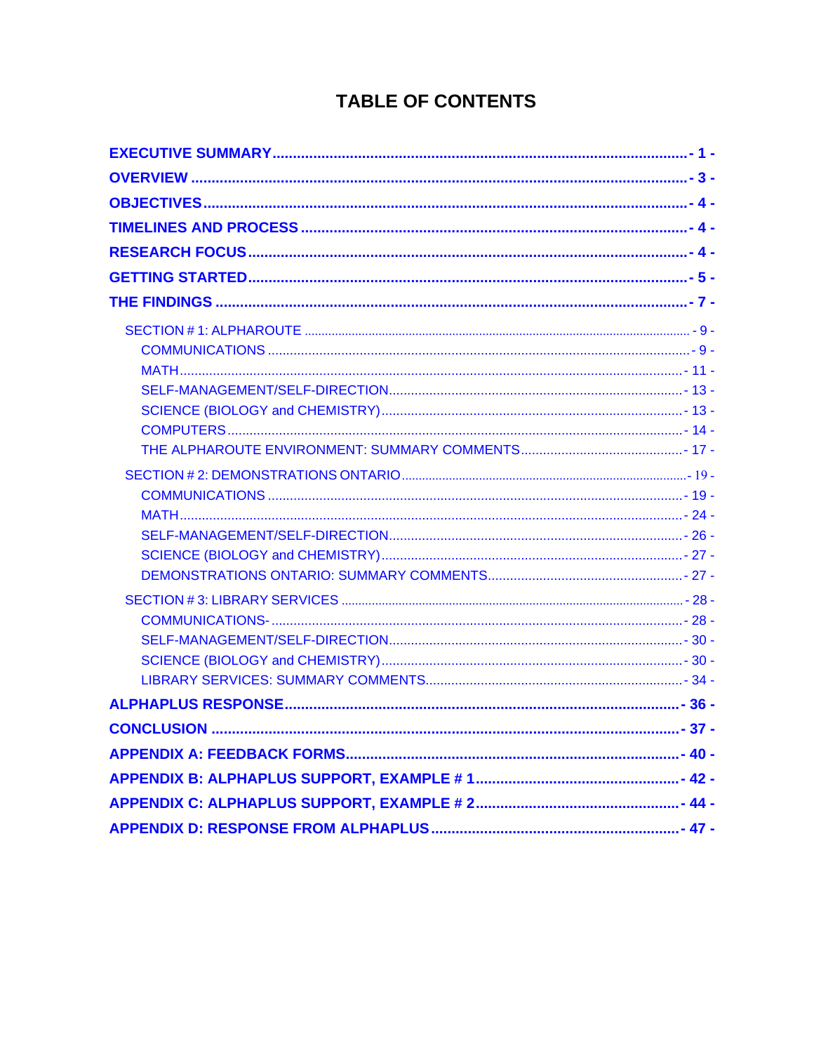# TABLE OF CONTENTS

**EXECUTIVE SUMMARY** ........................................ - 1 -

**OVERVIEW** ........................................ - 3 -

**OBJECTIVES** ........................................ - 4 -

**TIMELINES AND PROCESS** ........................................ - 4 -

**RESEARCH FOCUS** ........................................ - 4 -

**GETTING STARTED** ........................................ - 5 -

**THE FINDINGS** ........................................ - 7 -

- SECTION # 1: ALPHAROUTE ........................................ - 9 -
  - COMMUNICATIONS ........................................ - 9 -
  - MATH ........................................ - 11 -
  - SELF-MANAGEMENT/SELF-DIRECTION ........................................ - 13 -
  - SCIENCE (BIOLOGY and CHEMISTRY) ........................................ - 13 -
  - COMPUTERS ........................................ - 14 -
  - THE ALPHAROUTE ENVIRONMENT: SUMMARY COMMENTS ........................................ - 17 -
- SECTION # 2: DEMONSTRATIONS ONTARIO ........................................ - 19 -
  - COMMUNICATIONS ........................................ - 19 -
  - MATH ........................................ - 24 -
  - SELF-MANAGEMENT/SELF-DIRECTION ........................................ - 26 -
  - SCIENCE (BIOLOGY and CHEMISTRY) ........................................ - 27 -
  - DEMONSTRATIONS ONTARIO: SUMMARY COMMENTS ........................................ - 27 -
- SECTION # 3: LIBRARY SERVICES ........................................ - 28 -
  - COMMUNICATIONS- ........................................ - 28 -
  - SELF-MANAGEMENT/SELF-DIRECTION ........................................ - 30 -
  - SCIENCE (BIOLOGY and CHEMISTRY) ........................................ - 30 -
  - LIBRARY SERVICES: SUMMARY COMMENTS ........................................ - 34 -

**ALPHAPLUS RESPONSE** ........................................ - 36 -

**CONCLUSION** ........................................ - 37 -

**APPENDIX A: FEEDBACK FORMS** ........................................ - 40 -

**APPENDIX B: ALPHAPLUS SUPPORT, EXAMPLE # 1** ........................................ - 42 -

**APPENDIX C: ALPHAPLUS SUPPORT, EXAMPLE # 2** ........................................ - 44 -

**APPENDIX D: RESPONSE FROM ALPHAPLUS** ........................................ - 47 -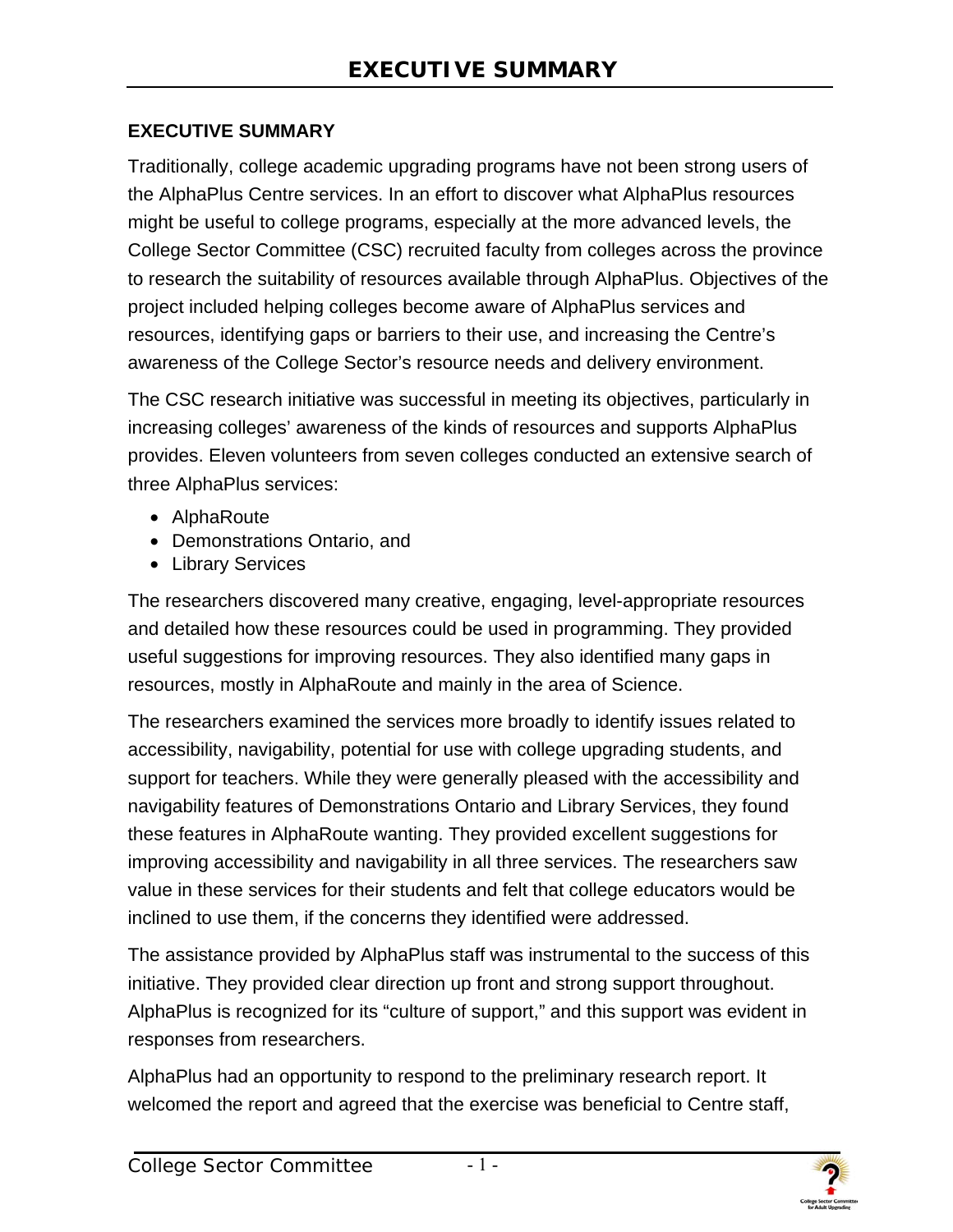# EXECUTIVE SUMMARY

## EXECUTIVE SUMMARY

Traditionally, college academic upgrading programs have not been strong users of the AlphaPlus Centre services. In an effort to discover what AlphaPlus resources might be useful to college programs, especially at the more advanced levels, the College Sector Committee (CSC) recruited faculty from colleges across the province to research the suitability of resources available through AlphaPlus. Objectives of the project included helping colleges become aware of AlphaPlus services and resources, identifying gaps or barriers to their use, and increasing the Centre's awareness of the College Sector's resource needs and delivery environment.

The CSC research initiative was successful in meeting its objectives, particularly in increasing colleges' awareness of the kinds of resources and supports AlphaPlus provides. Eleven volunteers from seven colleges conducted an extensive search of three AlphaPlus services:

- AlphaRoute
- Demonstrations Ontario, and
- Library Services

The researchers discovered many creative, engaging, level-appropriate resources and detailed how these resources could be used in programming. They provided useful suggestions for improving resources. They also identified many gaps in resources, mostly in AlphaRoute and mainly in the area of Science.

The researchers examined the services more broadly to identify issues related to accessibility, navigability, potential for use with college upgrading students, and support for teachers. While they were generally pleased with the accessibility and navigability features of Demonstrations Ontario and Library Services, they found these features in AlphaRoute wanting. They provided excellent suggestions for improving accessibility and navigability in all three services. The researchers saw value in these services for their students and felt that college educators would be inclined to use them, if the concerns they identified were addressed.

The assistance provided by AlphaPlus staff was instrumental to the success of this initiative. They provided clear direction up front and strong support throughout. AlphaPlus is recognized for its "culture of support," and this support was evident in responses from researchers.

AlphaPlus had an opportunity to respond to the preliminary research report. It welcomed the report and agreed that the exercise was beneficial to Centre staff,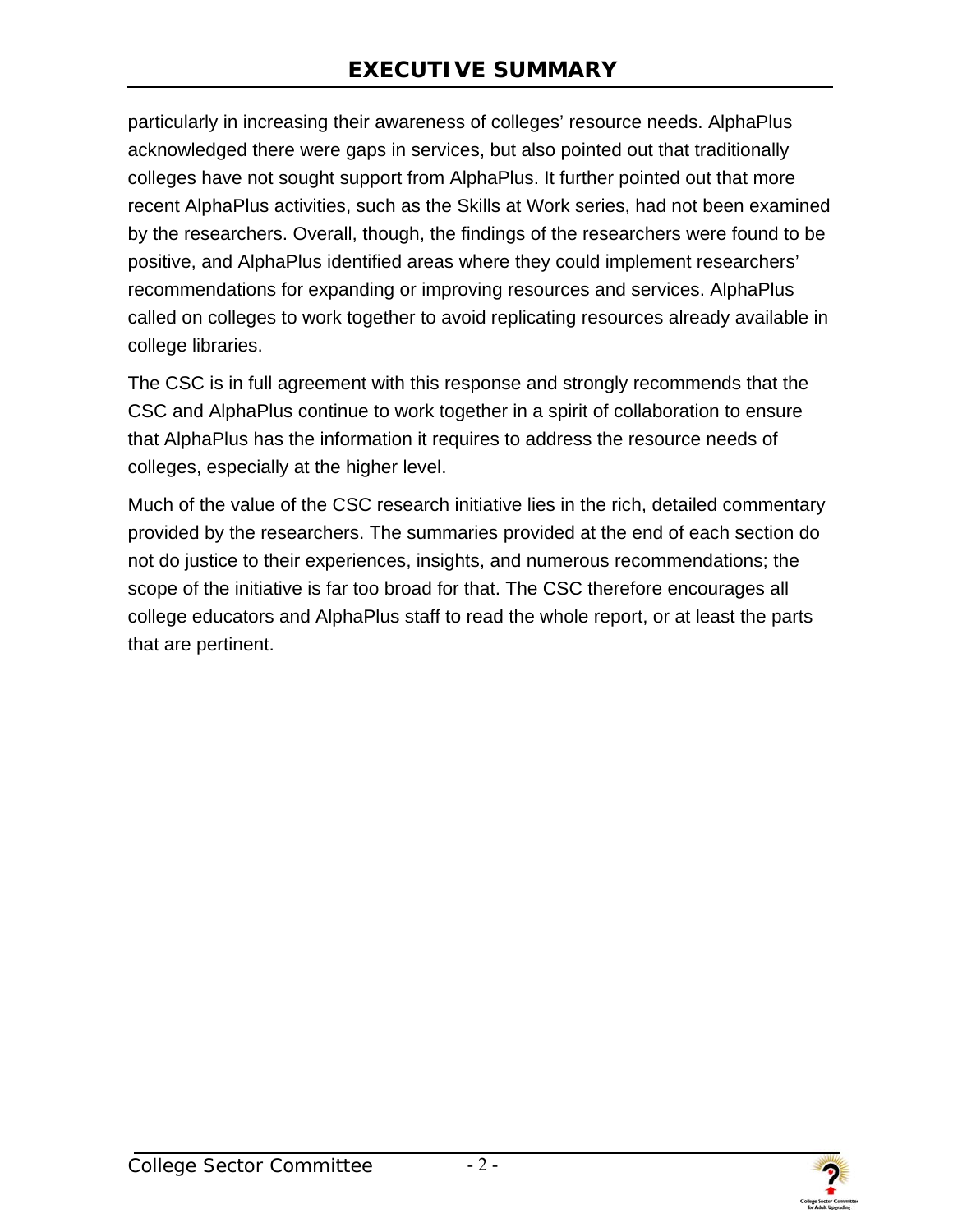particularly in increasing their awareness of colleges' resource needs. AlphaPlus acknowledged there were gaps in services, but also pointed out that traditionally colleges have not sought support from AlphaPlus. It further pointed out that more recent AlphaPlus activities, such as the Skills at Work series, had not been examined by the researchers. Overall, though, the findings of the researchers were found to be positive, and AlphaPlus identified areas where they could implement researchers' recommendations for expanding or improving resources and services. AlphaPlus called on colleges to work together to avoid replicating resources already available in college libraries.

The CSC is in full agreement with this response and strongly recommends that the CSC and AlphaPlus continue to work together in a spirit of collaboration to ensure that AlphaPlus has the information it requires to address the resource needs of colleges, especially at the higher level.

Much of the value of the CSC research initiative lies in the rich, detailed commentary provided by the researchers. The summaries provided at the end of each section do not do justice to their experiences, insights, and numerous recommendations; the scope of the initiative is far too broad for that. The CSC therefore encourages all college educators and AlphaPlus staff to read the whole report, or at least the parts that are pertinent.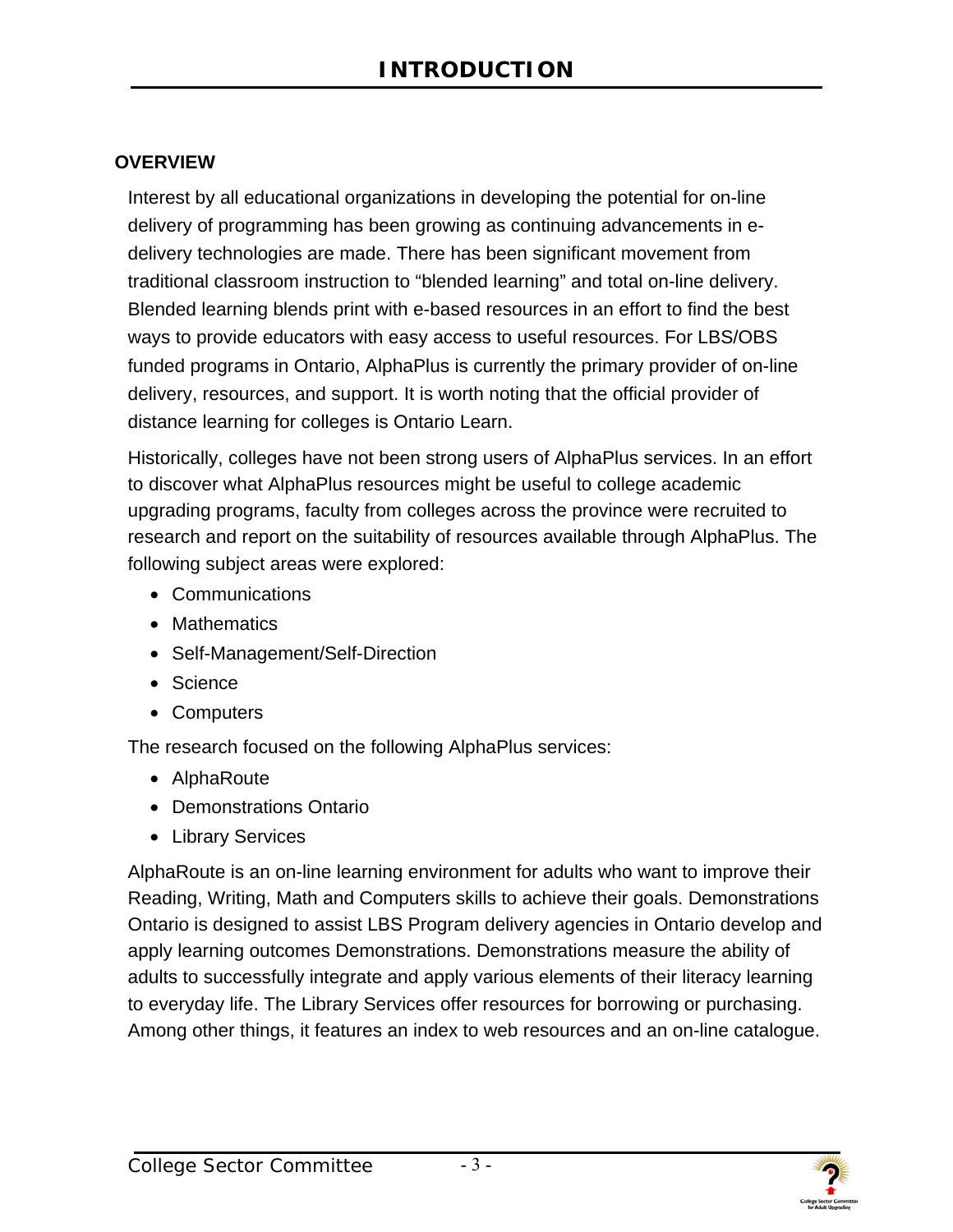# INTRODUCTION

## OVERVIEW

Interest by all educational organizations in developing the potential for on-line delivery of programming has been growing as continuing advancements in e-delivery technologies are made. There has been significant movement from traditional classroom instruction to "blended learning" and total on-line delivery. Blended learning blends print with e-based resources in an effort to find the best ways to provide educators with easy access to useful resources. For LBS/OBS funded programs in Ontario, AlphaPlus is currently the primary provider of on-line delivery, resources, and support. It is worth noting that the official provider of distance learning for colleges is Ontario Learn.

Historically, colleges have not been strong users of AlphaPlus services. In an effort to discover what AlphaPlus resources might be useful to college academic upgrading programs, faculty from colleges across the province were recruited to research and report on the suitability of resources available through AlphaPlus. The following subject areas were explored:

- Communications
- Mathematics
- Self-Management/Self-Direction
- Science
- Computers

The research focused on the following AlphaPlus services:

- AlphaRoute
- Demonstrations Ontario
- Library Services

AlphaRoute is an on-line learning environment for adults who want to improve their Reading, Writing, Math and Computers skills to achieve their goals. Demonstrations Ontario is designed to assist LBS Program delivery agencies in Ontario develop and apply learning outcomes Demonstrations. Demonstrations measure the ability of adults to successfully integrate and apply various elements of their literacy learning to everyday life. The Library Services offer resources for borrowing or purchasing. Among other things, it features an index to web resources and an on-line catalogue.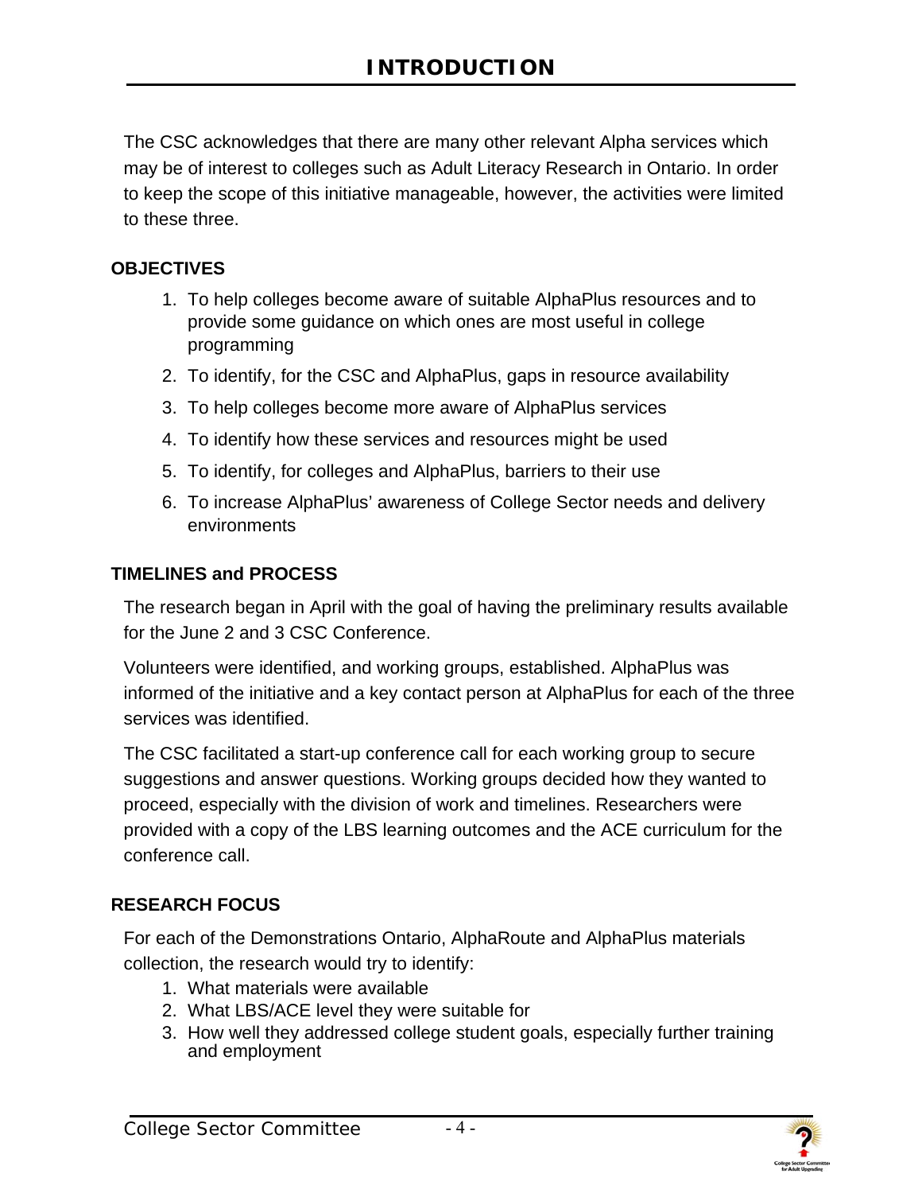# INTRODUCTION

The CSC acknowledges that there are many other relevant Alpha services which may be of interest to colleges such as Adult Literacy Research in Ontario. In order to keep the scope of this initiative manageable, however, the activities were limited to these three.

## OBJECTIVES

1. To help colleges become aware of suitable AlphaPlus resources and to provide some guidance on which ones are most useful in college programming
2. To identify, for the CSC and AlphaPlus, gaps in resource availability
3. To help colleges become more aware of AlphaPlus services
4. To identify how these services and resources might be used
5. To identify, for colleges and AlphaPlus, barriers to their use
6. To increase AlphaPlus' awareness of College Sector needs and delivery environments

## TIMELINES and PROCESS

The research began in April with the goal of having the preliminary results available for the June 2 and 3 CSC Conference.

Volunteers were identified, and working groups, established. AlphaPlus was informed of the initiative and a key contact person at AlphaPlus for each of the three services was identified.

The CSC facilitated a start-up conference call for each working group to secure suggestions and answer questions. Working groups decided how they wanted to proceed, especially with the division of work and timelines. Researchers were provided with a copy of the LBS learning outcomes and the ACE curriculum for the conference call.

## RESEARCH FOCUS

For each of the Demonstrations Ontario, AlphaRoute and AlphaPlus materials collection, the research would try to identify:

1. What materials were available
2. What LBS/ACE level they were suitable for
3. How well they addressed college student goals, especially further training and employment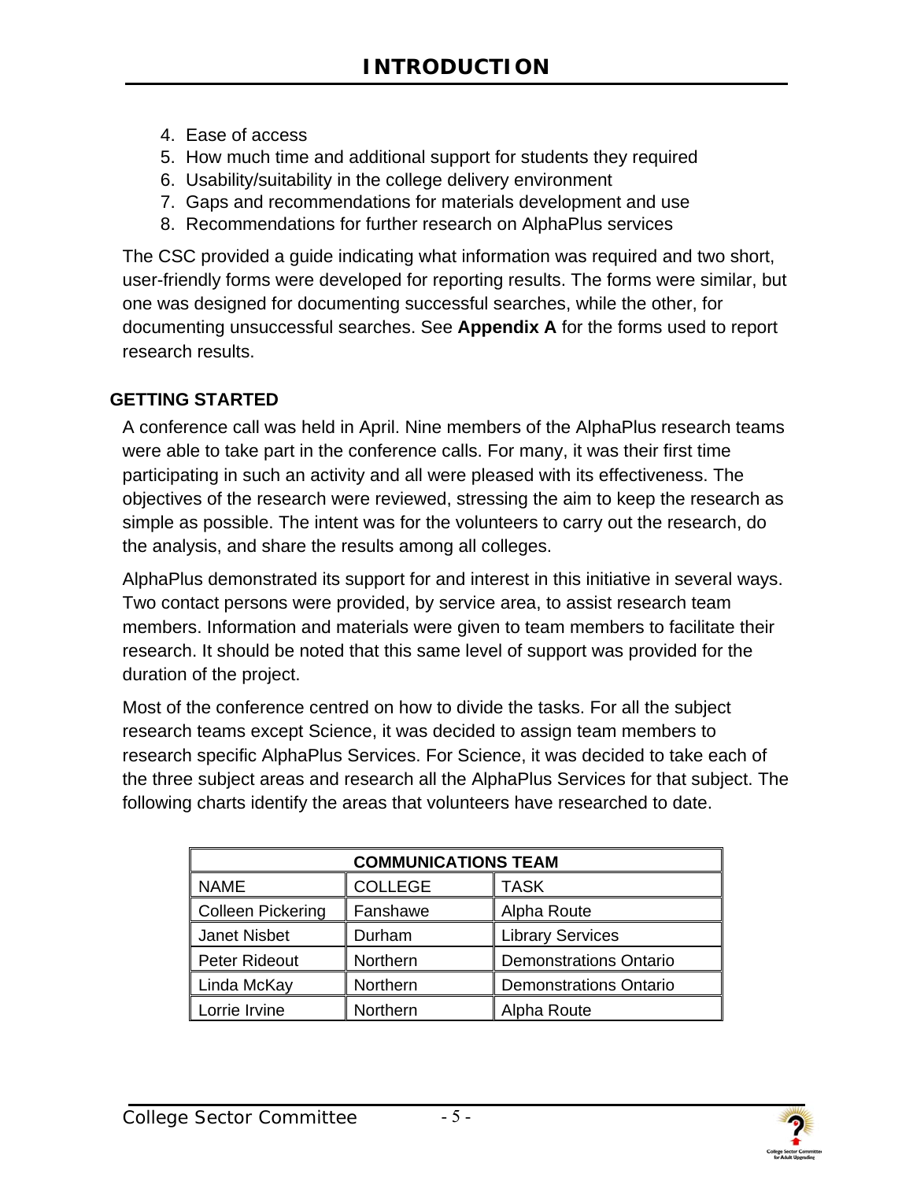4. Ease of access
5. How much time and additional support for students they required
6. Usability/suitability in the college delivery environment
7. Gaps and recommendations for materials development and use
8. Recommendations for further research on AlphaPlus services

The CSC provided a guide indicating what information was required and two short, user-friendly forms were developed for reporting results. The forms were similar, but one was designed for documenting successful searches, while the other, for documenting unsuccessful searches. See **Appendix A** for the forms used to report research results.

### GETTING STARTED

A conference call was held in April. Nine members of the AlphaPlus research teams were able to take part in the conference calls. For many, it was their first time participating in such an activity and all were pleased with its effectiveness. The objectives of the research were reviewed, stressing the aim to keep the research as simple as possible. The intent was for the volunteers to carry out the research, do the analysis, and share the results among all colleges.

AlphaPlus demonstrated its support for and interest in this initiative in several ways. Two contact persons were provided, by service area, to assist research team members. Information and materials were given to team members to facilitate their research. It should be noted that this same level of support was provided for the duration of the project.

Most of the conference centred on how to divide the tasks. For all the subject research teams except Science, it was decided to assign team members to research specific AlphaPlus Services. For Science, it was decided to take each of the three subject areas and research all the AlphaPlus Services for that subject. The following charts identify the areas that volunteers have researched to date.

| COMMUNICATIONS TEAM | | |
|---|---|---|
| NAME | COLLEGE | TASK |
| Colleen Pickering | Fanshawe | Alpha Route |
| Janet Nisbet | Durham | Library Services |
| Peter Rideout | Northern | Demonstrations Ontario |
| Linda McKay | Northern | Demonstrations Ontario |
| Lorrie Irvine | Northern | Alpha Route |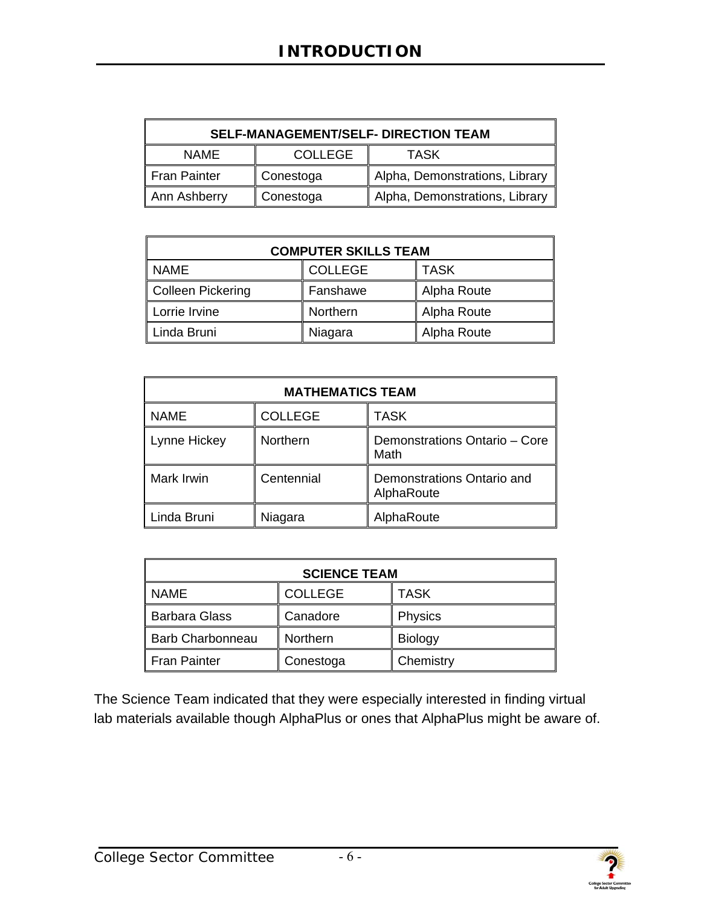# INTRODUCTION

| SELF-MANAGEMENT/SELF- DIRECTION TEAM | | |
|---|---|---|
| NAME | COLLEGE | TASK |
| Fran Painter | Conestoga | Alpha, Demonstrations, Library |
| Ann Ashberry | Conestoga | Alpha, Demonstrations, Library |

| COMPUTER SKILLS TEAM | | |
|---|---|---|
| NAME | COLLEGE | TASK |
| Colleen Pickering | Fanshawe | Alpha Route |
| Lorrie Irvine | Northern | Alpha Route |
| Linda Bruni | Niagara | Alpha Route |

| MATHEMATICS TEAM | | |
|---|---|---|
| NAME | COLLEGE | TASK |
| Lynne Hickey | Northern | Demonstrations Ontario – Core Math |
| Mark Irwin | Centennial | Demonstrations Ontario and AlphaRoute |
| Linda Bruni | Niagara | AlphaRoute |

| SCIENCE TEAM | | |
|---|---|---|
| NAME | COLLEGE | TASK |
| Barbara Glass | Canadore | Physics |
| Barb Charbonneau | Northern | Biology |
| Fran Painter | Conestoga | Chemistry |

The Science Team indicated that they were especially interested in finding virtual lab materials available though AlphaPlus or ones that AlphaPlus might be aware of.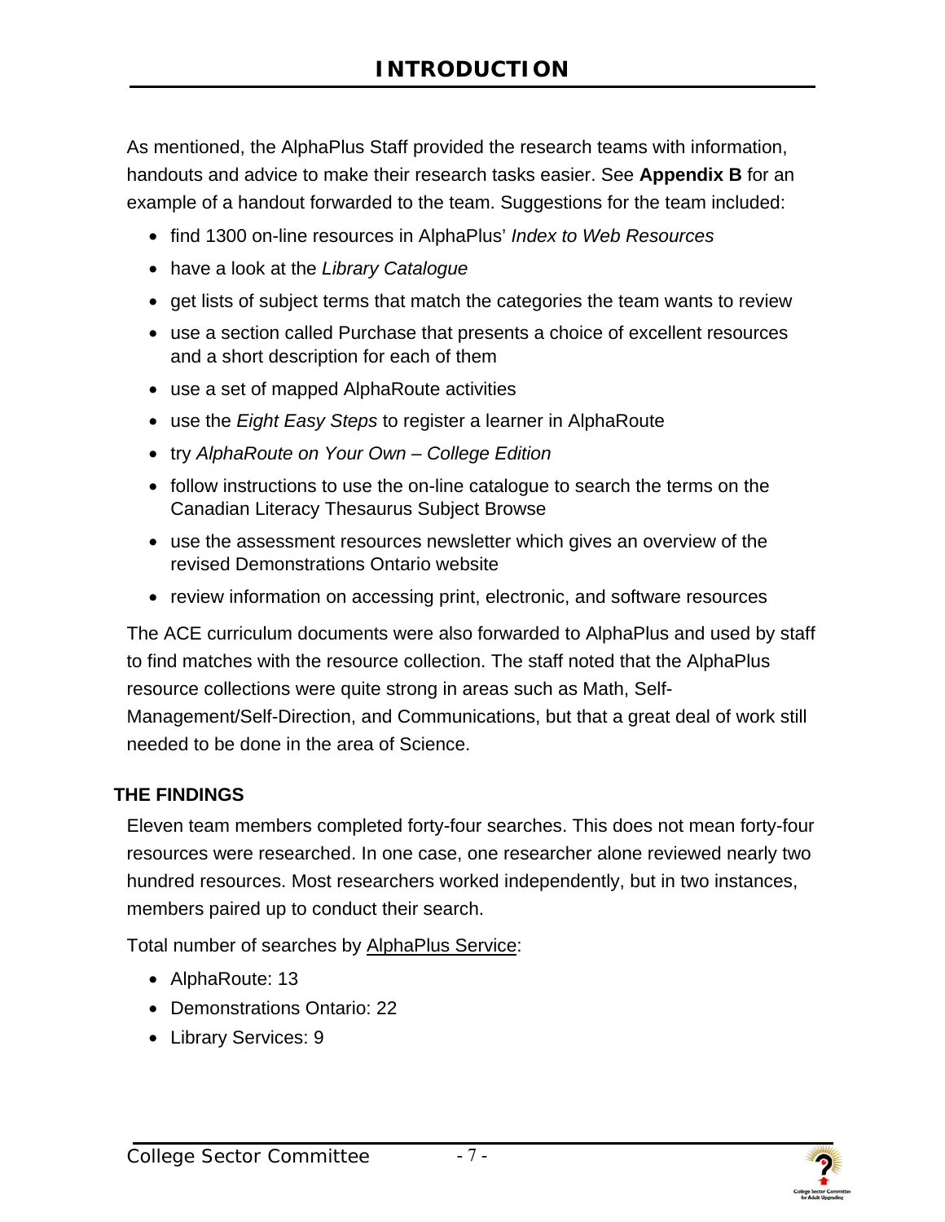# INTRODUCTION

As mentioned, the AlphaPlus Staff provided the research teams with information, handouts and advice to make their research tasks easier. See **Appendix B** for an example of a handout forwarded to the team. Suggestions for the team included:

- find 1300 on-line resources in AlphaPlus' *Index to Web Resources*
- have a look at the *Library Catalogue*
- get lists of subject terms that match the categories the team wants to review
- use a section called Purchase that presents a choice of excellent resources and a short description for each of them
- use a set of mapped AlphaRoute activities
- use the *Eight Easy Steps* to register a learner in AlphaRoute
- try *AlphaRoute on Your Own – College Edition*
- follow instructions to use the on-line catalogue to search the terms on the Canadian Literacy Thesaurus Subject Browse
- use the assessment resources newsletter which gives an overview of the revised Demonstrations Ontario website
- review information on accessing print, electronic, and software resources

The ACE curriculum documents were also forwarded to AlphaPlus and used by staff to find matches with the resource collection. The staff noted that the AlphaPlus resource collections were quite strong in areas such as Math, Self-Management/Self-Direction, and Communications, but that a great deal of work still needed to be done in the area of Science.

## THE FINDINGS

Eleven team members completed forty-four searches. This does not mean forty-four resources were researched. In one case, one researcher alone reviewed nearly two hundred resources. Most researchers worked independently, but in two instances, members paired up to conduct their search.

Total number of searches by AlphaPlus Service:

- AlphaRoute: 13
- Demonstrations Ontario: 22
- Library Services: 9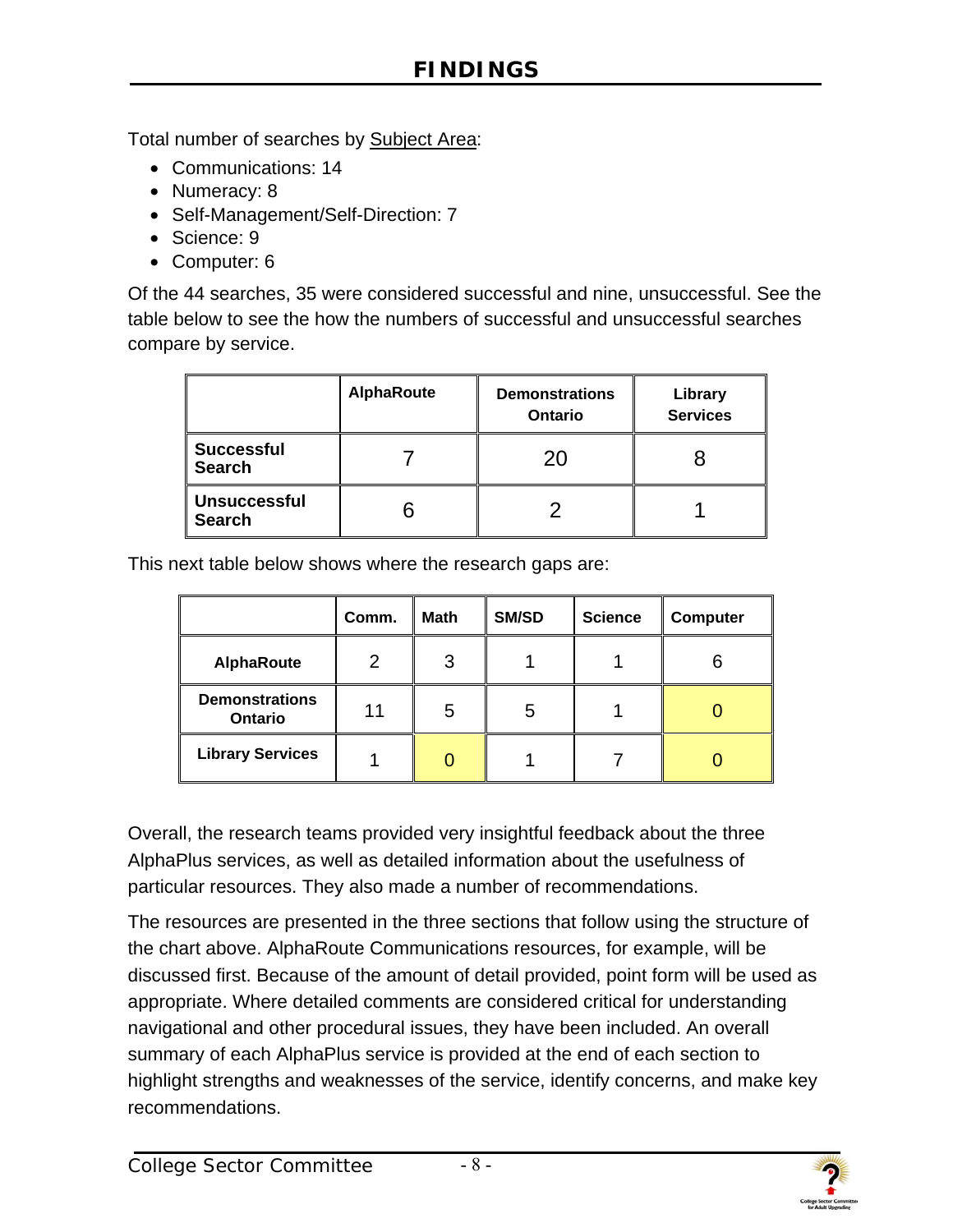# FINDINGS

Total number of searches by Subject Area:

- Communications: 14
- Numeracy: 8
- Self-Management/Self-Direction: 7
- Science: 9
- Computer: 6

Of the 44 searches, 35 were considered successful and nine, unsuccessful. See the table below to see the how the numbers of successful and unsuccessful searches compare by service.

| | AlphaRoute | Demonstrations Ontario | Library Services |
|---|---|---|---|
| **Successful Search** | 7 | 20 | 8 |
| **Unsuccessful Search** | 6 | 2 | 1 |

This next table below shows where the research gaps are:

| | Comm. | Math | SM/SD | Science | Computer |
|---|---|---|---|---|---|
| **AlphaRoute** | 2 | 3 | 1 | 1 | 6 |
| **Demonstrations Ontario** | 11 | 5 | 5 | 1 | 0 |
| **Library Services** | 1 | 0 | 1 | 7 | 0 |

Overall, the research teams provided very insightful feedback about the three AlphaPlus services, as well as detailed information about the usefulness of particular resources. They also made a number of recommendations.

The resources are presented in the three sections that follow using the structure of the chart above. AlphaRoute Communications resources, for example, will be discussed first. Because of the amount of detail provided, point form will be used as appropriate. Where detailed comments are considered critical for understanding navigational and other procedural issues, they have been included. An overall summary of each AlphaPlus service is provided at the end of each section to highlight strengths and weaknesses of the service, identify concerns, and make key recommendations.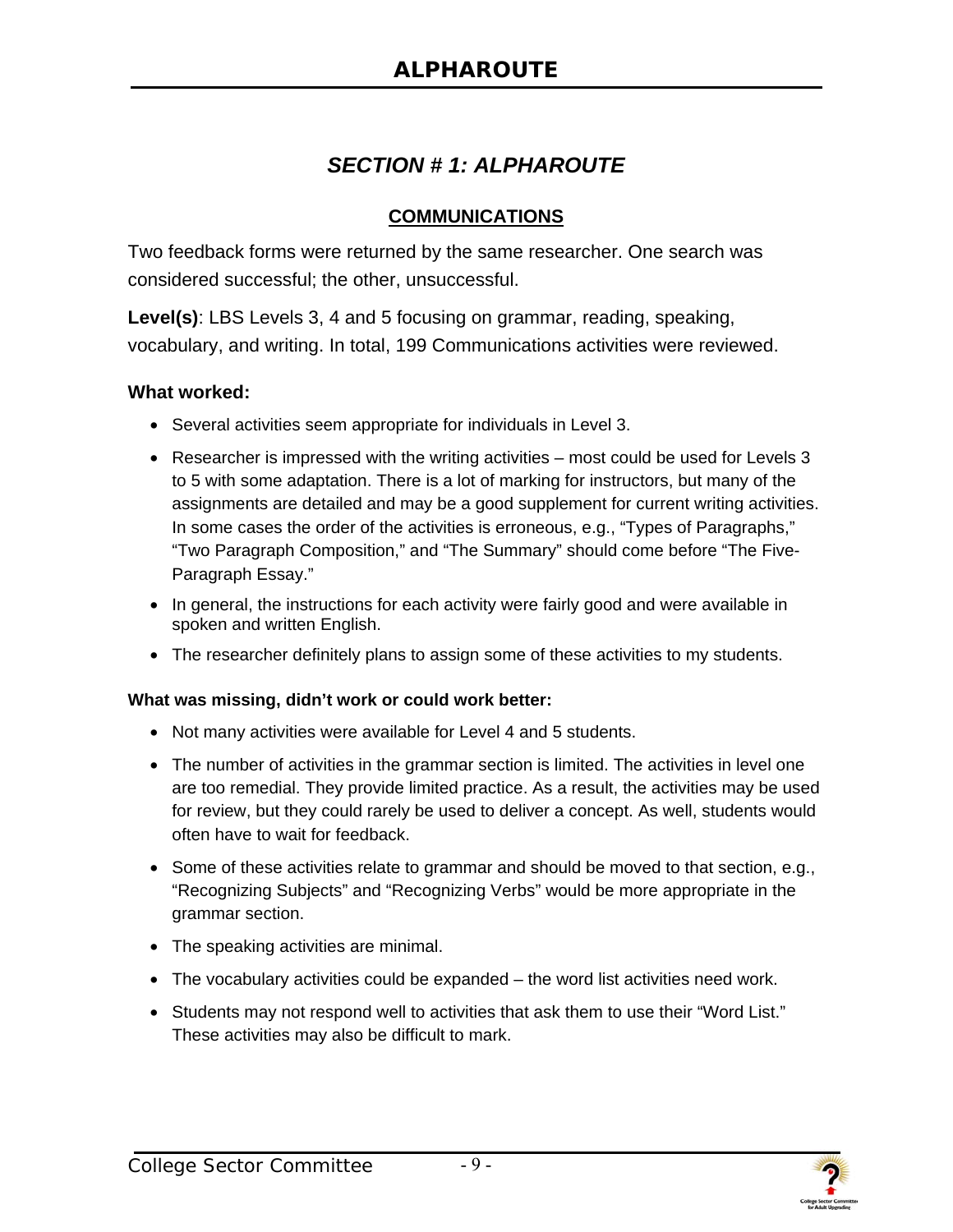## *SECTION # 1: ALPHAROUTE*

### COMMUNICATIONS

Two feedback forms were returned by the same researcher. One search was considered successful; the other, unsuccessful.

**Level(s)**: LBS Levels 3, 4 and 5 focusing on grammar, reading, speaking, vocabulary, and writing. In total, 199 Communications activities were reviewed.

**What worked:**

- Several activities seem appropriate for individuals in Level 3.
- Researcher is impressed with the writing activities – most could be used for Levels 3 to 5 with some adaptation. There is a lot of marking for instructors, but many of the assignments are detailed and may be a good supplement for current writing activities. In some cases the order of the activities is erroneous, e.g., "Types of Paragraphs," "Two Paragraph Composition," and "The Summary" should come before "The Five-Paragraph Essay."
- In general, the instructions for each activity were fairly good and were available in spoken and written English.
- The researcher definitely plans to assign some of these activities to my students.

**What was missing, didn't work or could work better:**

- Not many activities were available for Level 4 and 5 students.
- The number of activities in the grammar section is limited. The activities in level one are too remedial. They provide limited practice. As a result, the activities may be used for review, but they could rarely be used to deliver a concept. As well, students would often have to wait for feedback.
- Some of these activities relate to grammar and should be moved to that section, e.g., "Recognizing Subjects" and "Recognizing Verbs" would be more appropriate in the grammar section.
- The speaking activities are minimal.
- The vocabulary activities could be expanded – the word list activities need work.
- Students may not respond well to activities that ask them to use their "Word List." These activities may also be difficult to mark.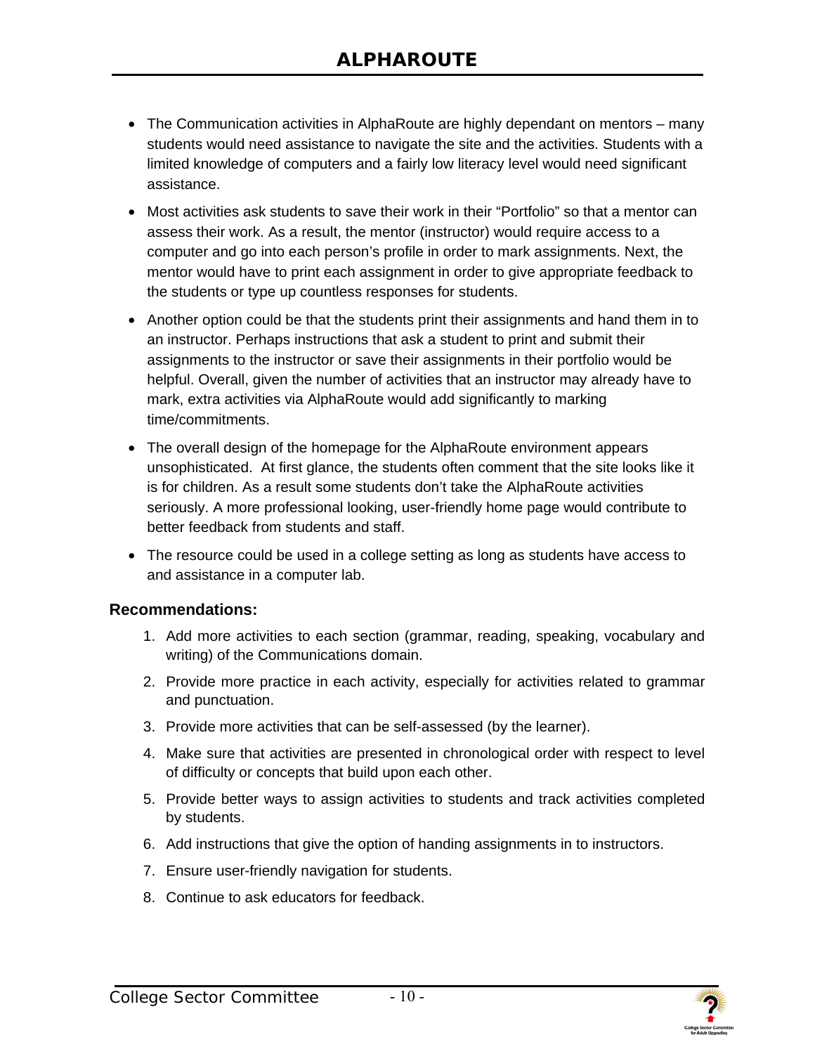# ALPHAROUTE

- The Communication activities in AlphaRoute are highly dependant on mentors – many students would need assistance to navigate the site and the activities. Students with a limited knowledge of computers and a fairly low literacy level would need significant assistance.
- Most activities ask students to save their work in their "Portfolio" so that a mentor can assess their work. As a result, the mentor (instructor) would require access to a computer and go into each person's profile in order to mark assignments. Next, the mentor would have to print each assignment in order to give appropriate feedback to the students or type up countless responses for students.
- Another option could be that the students print their assignments and hand them in to an instructor. Perhaps instructions that ask a student to print and submit their assignments to the instructor or save their assignments in their portfolio would be helpful. Overall, given the number of activities that an instructor may already have to mark, extra activities via AlphaRoute would add significantly to marking time/commitments.
- The overall design of the homepage for the AlphaRoute environment appears unsophisticated. At first glance, the students often comment that the site looks like it is for children. As a result some students don't take the AlphaRoute activities seriously. A more professional looking, user-friendly home page would contribute to better feedback from students and staff.
- The resource could be used in a college setting as long as students have access to and assistance in a computer lab.

**Recommendations:**

1. Add more activities to each section (grammar, reading, speaking, vocabulary and writing) of the Communications domain.
2. Provide more practice in each activity, especially for activities related to grammar and punctuation.
3. Provide more activities that can be self-assessed (by the learner).
4. Make sure that activities are presented in chronological order with respect to level of difficulty or concepts that build upon each other.
5. Provide better ways to assign activities to students and track activities completed by students.
6. Add instructions that give the option of handing assignments in to instructors.
7. Ensure user-friendly navigation for students.
8. Continue to ask educators for feedback.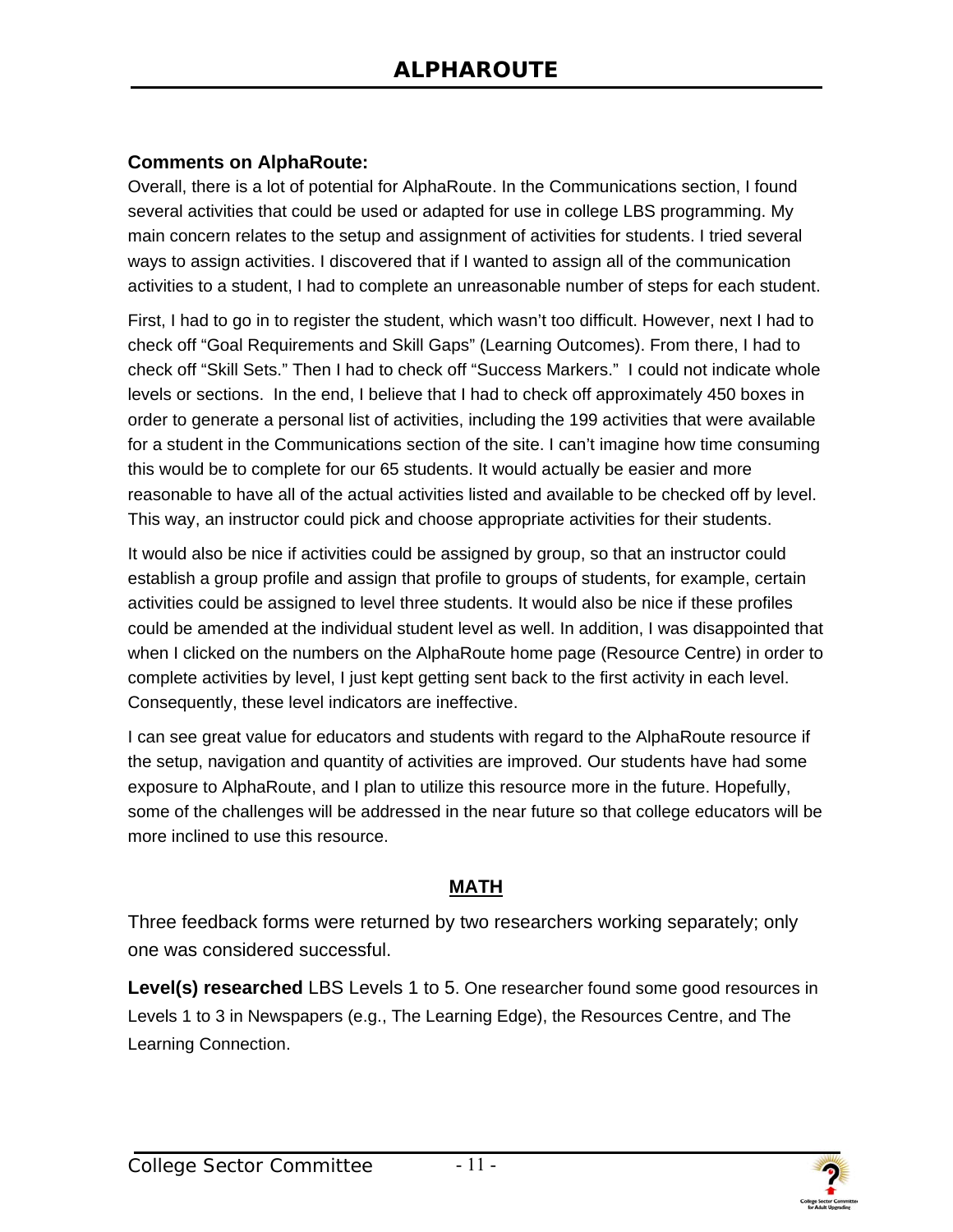# ALPHAROUTE

**Comments on AlphaRoute:**

Overall, there is a lot of potential for AlphaRoute. In the Communications section, I found several activities that could be used or adapted for use in college LBS programming. My main concern relates to the setup and assignment of activities for students. I tried several ways to assign activities. I discovered that if I wanted to assign all of the communication activities to a student, I had to complete an unreasonable number of steps for each student.

First, I had to go in to register the student, which wasn't too difficult. However, next I had to check off "Goal Requirements and Skill Gaps" (Learning Outcomes). From there, I had to check off "Skill Sets." Then I had to check off "Success Markers." I could not indicate whole levels or sections. In the end, I believe that I had to check off approximately 450 boxes in order to generate a personal list of activities, including the 199 activities that were available for a student in the Communications section of the site. I can't imagine how time consuming this would be to complete for our 65 students. It would actually be easier and more reasonable to have all of the actual activities listed and available to be checked off by level. This way, an instructor could pick and choose appropriate activities for their students.

It would also be nice if activities could be assigned by group, so that an instructor could establish a group profile and assign that profile to groups of students, for example, certain activities could be assigned to level three students. It would also be nice if these profiles could be amended at the individual student level as well. In addition, I was disappointed that when I clicked on the numbers on the AlphaRoute home page (Resource Centre) in order to complete activities by level, I just kept getting sent back to the first activity in each level. Consequently, these level indicators are ineffective.

I can see great value for educators and students with regard to the AlphaRoute resource if the setup, navigation and quantity of activities are improved. Our students have had some exposure to AlphaRoute, and I plan to utilize this resource more in the future. Hopefully, some of the challenges will be addressed in the near future so that college educators will be more inclined to use this resource.

## MATH

Three feedback forms were returned by two researchers working separately; only one was considered successful.

**Level(s) researched** LBS Levels 1 to 5. One researcher found some good resources in Levels 1 to 3 in Newspapers (e.g., The Learning Edge), the Resources Centre, and The Learning Connection.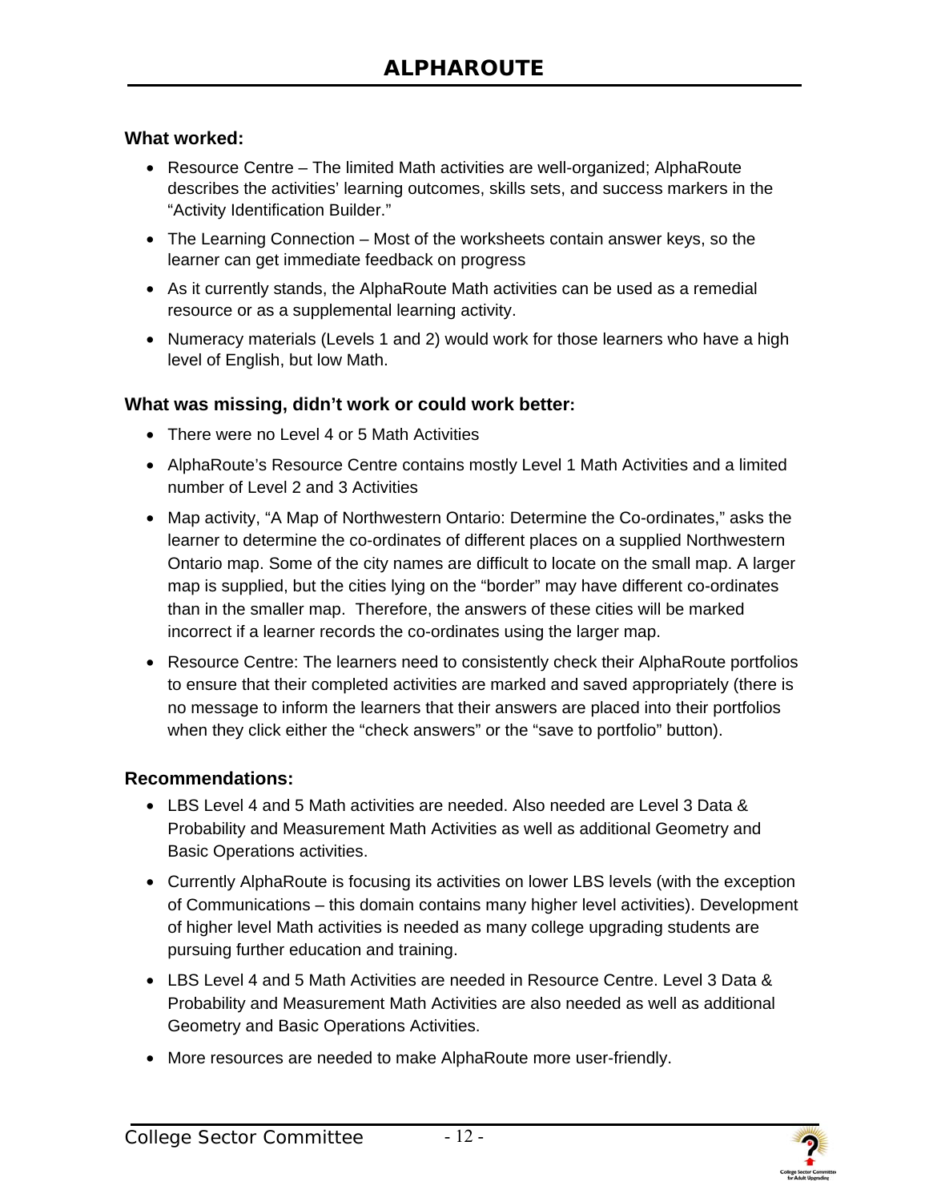# ALPHAROUTE

**What worked:**

- Resource Centre – The limited Math activities are well-organized; AlphaRoute describes the activities' learning outcomes, skills sets, and success markers in the "Activity Identification Builder."
- The Learning Connection – Most of the worksheets contain answer keys, so the learner can get immediate feedback on progress
- As it currently stands, the AlphaRoute Math activities can be used as a remedial resource or as a supplemental learning activity.
- Numeracy materials (Levels 1 and 2) would work for those learners who have a high level of English, but low Math.

**What was missing, didn't work or could work better:**

- There were no Level 4 or 5 Math Activities
- AlphaRoute's Resource Centre contains mostly Level 1 Math Activities and a limited number of Level 2 and 3 Activities
- Map activity, "A Map of Northwestern Ontario: Determine the Co-ordinates," asks the learner to determine the co-ordinates of different places on a supplied Northwestern Ontario map. Some of the city names are difficult to locate on the small map. A larger map is supplied, but the cities lying on the "border" may have different co-ordinates than in the smaller map. Therefore, the answers of these cities will be marked incorrect if a learner records the co-ordinates using the larger map.
- Resource Centre: The learners need to consistently check their AlphaRoute portfolios to ensure that their completed activities are marked and saved appropriately (there is no message to inform the learners that their answers are placed into their portfolios when they click either the "check answers" or the "save to portfolio" button).

**Recommendations:**

- LBS Level 4 and 5 Math activities are needed. Also needed are Level 3 Data & Probability and Measurement Math Activities as well as additional Geometry and Basic Operations activities.
- Currently AlphaRoute is focusing its activities on lower LBS levels (with the exception of Communications – this domain contains many higher level activities). Development of higher level Math activities is needed as many college upgrading students are pursuing further education and training.
- LBS Level 4 and 5 Math Activities are needed in Resource Centre. Level 3 Data & Probability and Measurement Math Activities are also needed as well as additional Geometry and Basic Operations Activities.
- More resources are needed to make AlphaRoute more user-friendly.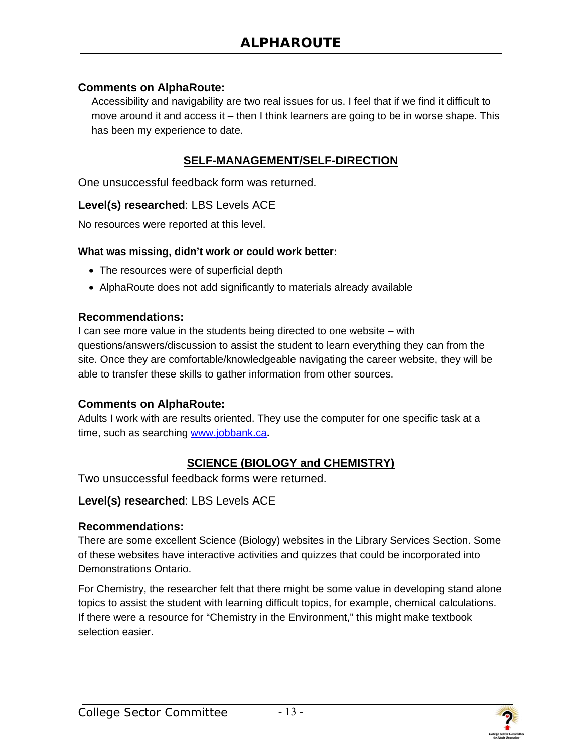### Comments on AlphaRoute:

Accessibility and navigability are two real issues for us. I feel that if we find it difficult to move around it and access it – then I think learners are going to be in worse shape. This has been my experience to date.

## SELF-MANAGEMENT/SELF-DIRECTION

One unsuccessful feedback form was returned.

**Level(s) researched**: LBS Levels ACE

No resources were reported at this level.

**What was missing, didn't work or could work better:**

- The resources were of superficial depth
- AlphaRoute does not add significantly to materials already available

### Recommendations:

I can see more value in the students being directed to one website – with questions/answers/discussion to assist the student to learn everything they can from the site. Once they are comfortable/knowledgeable navigating the career website, they will be able to transfer these skills to gather information from other sources.

### Comments on AlphaRoute:

Adults I work with are results oriented. They use the computer for one specific task at a time, such as searching www.jobbank.ca**.**

## SCIENCE (BIOLOGY and CHEMISTRY)

Two unsuccessful feedback forms were returned.

**Level(s) researched**: LBS Levels ACE

### Recommendations:

There are some excellent Science (Biology) websites in the Library Services Section. Some of these websites have interactive activities and quizzes that could be incorporated into Demonstrations Ontario.

For Chemistry, the researcher felt that there might be some value in developing stand alone topics to assist the student with learning difficult topics, for example, chemical calculations. If there were a resource for "Chemistry in the Environment," this might make textbook selection easier.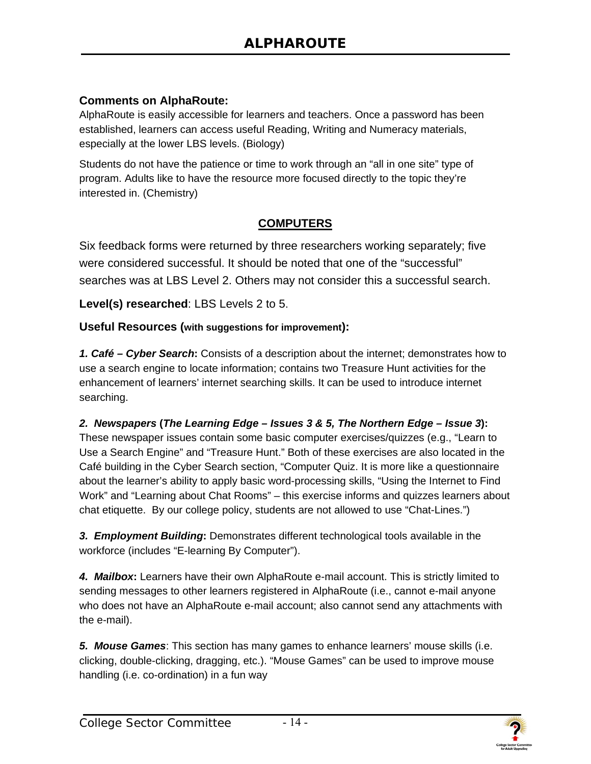# ALPHAROUTE

**Comments on AlphaRoute:**

AlphaRoute is easily accessible for learners and teachers. Once a password has been established, learners can access useful Reading, Writing and Numeracy materials, especially at the lower LBS levels. (Biology)

Students do not have the patience or time to work through an "all in one site" type of program. Adults like to have the resource more focused directly to the topic they're interested in. (Chemistry)

## COMPUTERS

Six feedback forms were returned by three researchers working separately; five were considered successful. It should be noted that one of the "successful" searches was at LBS Level 2. Others may not consider this a successful search.

**Level(s) researched**: LBS Levels 2 to 5.

**Useful Resources (with suggestions for improvement):**

***1. Café – Cyber Search*:** Consists of a description about the internet; demonstrates how to use a search engine to locate information; contains two Treasure Hunt activities for the enhancement of learners' internet searching skills. It can be used to introduce internet searching.

***2. Newspapers* (*The Learning Edge – Issues 3 & 5, The Northern Edge – Issue 3*):** These newspaper issues contain some basic computer exercises/quizzes (e.g., "Learn to Use a Search Engine" and "Treasure Hunt." Both of these exercises are also located in the Café building in the Cyber Search section, "Computer Quiz. It is more like a questionnaire about the learner's ability to apply basic word-processing skills, "Using the Internet to Find Work" and "Learning about Chat Rooms" – this exercise informs and quizzes learners about chat etiquette. By our college policy, students are not allowed to use "Chat-Lines.")

***3. Employment Building*:** Demonstrates different technological tools available in the workforce (includes "E-learning By Computer").

***4. Mailbox*:** Learners have their own AlphaRoute e-mail account. This is strictly limited to sending messages to other learners registered in AlphaRoute (i.e., cannot e-mail anyone who does not have an AlphaRoute e-mail account; also cannot send any attachments with the e-mail).

***5. Mouse Games***: This section has many games to enhance learners' mouse skills (i.e. clicking, double-clicking, dragging, etc.). "Mouse Games" can be used to improve mouse handling (i.e. co-ordination) in a fun way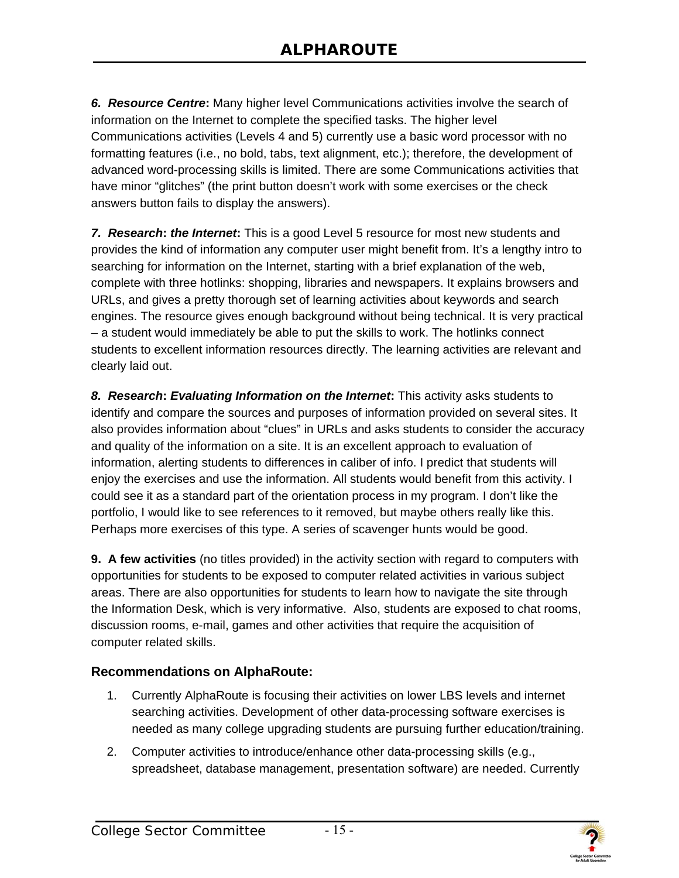***6. Resource Centre*:** Many higher level Communications activities involve the search of information on the Internet to complete the specified tasks. The higher level Communications activities (Levels 4 and 5) currently use a basic word processor with no formatting features (i.e., no bold, tabs, text alignment, etc.); therefore, the development of advanced word-processing skills is limited. There are some Communications activities that have minor "glitches" (the print button doesn't work with some exercises or the check answers button fails to display the answers).

***7. Research*: *the Internet*:** This is a good Level 5 resource for most new students and provides the kind of information any computer user might benefit from. It's a lengthy intro to searching for information on the Internet, starting with a brief explanation of the web, complete with three hotlinks: shopping, libraries and newspapers. It explains browsers and URLs, and gives a pretty thorough set of learning activities about keywords and search engines. The resource gives enough background without being technical. It is very practical – a student would immediately be able to put the skills to work. The hotlinks connect students to excellent information resources directly. The learning activities are relevant and clearly laid out.

***8. Research*: *Evaluating Information on the Internet*:** This activity asks students to identify and compare the sources and purposes of information provided on several sites. It also provides information about "clues" in URLs and asks students to consider the accuracy and quality of the information on a site. It is *a*n excellent approach to evaluation of information, alerting students to differences in caliber of info. I predict that students will enjoy the exercises and use the information. All students would benefit from this activity. I could see it as a standard part of the orientation process in my program. I don't like the portfolio, I would like to see references to it removed, but maybe others really like this. Perhaps more exercises of this type. A series of scavenger hunts would be good.

**9. A few activities** (no titles provided) in the activity section with regard to computers with opportunities for students to be exposed to computer related activities in various subject areas. There are also opportunities for students to learn how to navigate the site through the Information Desk, which is very informative. Also, students are exposed to chat rooms, discussion rooms, e-mail, games and other activities that require the acquisition of computer related skills.

### Recommendations on AlphaRoute:

1. Currently AlphaRoute is focusing their activities on lower LBS levels and internet searching activities. Development of other data-processing software exercises is needed as many college upgrading students are pursuing further education/training.
2. Computer activities to introduce/enhance other data-processing skills (e.g., spreadsheet, database management, presentation software) are needed. Currently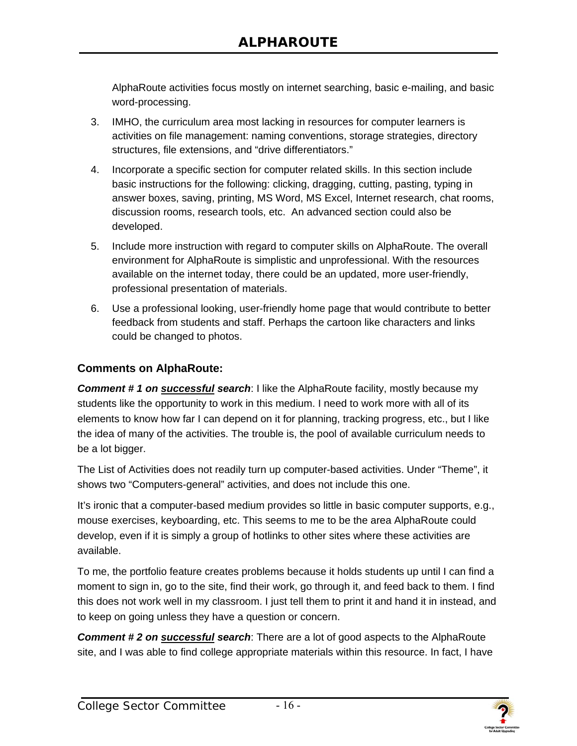AlphaRoute activities focus mostly on internet searching, basic e-mailing, and basic word-processing.

3. IMHO, the curriculum area most lacking in resources for computer learners is activities on file management: naming conventions, storage strategies, directory structures, file extensions, and "drive differentiators."

4. Incorporate a specific section for computer related skills. In this section include basic instructions for the following: clicking, dragging, cutting, pasting, typing in answer boxes, saving, printing, MS Word, MS Excel, Internet research, chat rooms, discussion rooms, research tools, etc. An advanced section could also be developed.

5. Include more instruction with regard to computer skills on AlphaRoute. The overall environment for AlphaRoute is simplistic and unprofessional. With the resources available on the internet today, there could be an updated, more user-friendly, professional presentation of materials.

6. Use a professional looking, user-friendly home page that would contribute to better feedback from students and staff. Perhaps the cartoon like characters and links could be changed to photos.

### Comments on AlphaRoute:

***Comment # 1 on <u>successful</u> search***: I like the AlphaRoute facility, mostly because my students like the opportunity to work in this medium. I need to work more with all of its elements to know how far I can depend on it for planning, tracking progress, etc., but I like the idea of many of the activities. The trouble is, the pool of available curriculum needs to be a lot bigger.

The List of Activities does not readily turn up computer-based activities. Under "Theme", it shows two "Computers-general" activities, and does not include this one.

It's ironic that a computer-based medium provides so little in basic computer supports, e.g., mouse exercises, keyboarding, etc. This seems to me to be the area AlphaRoute could develop, even if it is simply a group of hotlinks to other sites where these activities are available.

To me, the portfolio feature creates problems because it holds students up until I can find a moment to sign in, go to the site, find their work, go through it, and feed back to them. I find this does not work well in my classroom. I just tell them to print it and hand it in instead, and to keep on going unless they have a question or concern.

***Comment # 2 on <u>successful</u> search***: There are a lot of good aspects to the AlphaRoute site, and I was able to find college appropriate materials within this resource. In fact, I have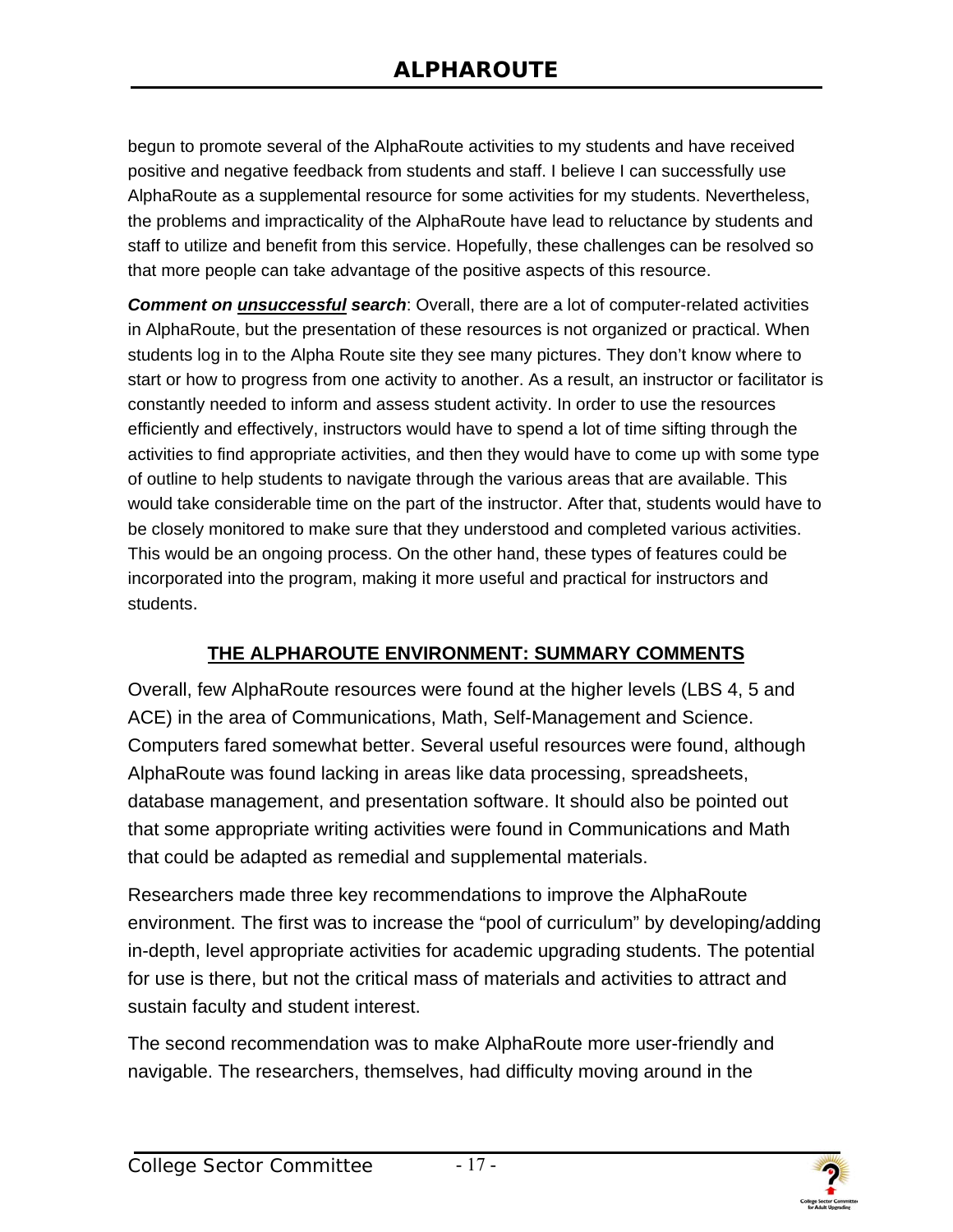begun to promote several of the AlphaRoute activities to my students and have received positive and negative feedback from students and staff. I believe I can successfully use AlphaRoute as a supplemental resource for some activities for my students. Nevertheless, the problems and impracticality of the AlphaRoute have lead to reluctance by students and staff to utilize and benefit from this service. Hopefully, these challenges can be resolved so that more people can take advantage of the positive aspects of this resource.

***Comment on <u>unsuccessful</u> search***: Overall, there are a lot of computer-related activities in AlphaRoute, but the presentation of these resources is not organized or practical. When students log in to the Alpha Route site they see many pictures. They don't know where to start or how to progress from one activity to another. As a result, an instructor or facilitator is constantly needed to inform and assess student activity. In order to use the resources efficiently and effectively, instructors would have to spend a lot of time sifting through the activities to find appropriate activities, and then they would have to come up with some type of outline to help students to navigate through the various areas that are available. This would take considerable time on the part of the instructor. After that, students would have to be closely monitored to make sure that they understood and completed various activities. This would be an ongoing process. On the other hand, these types of features could be incorporated into the program, making it more useful and practical for instructors and students.

## THE ALPHAROUTE ENVIRONMENT: SUMMARY COMMENTS

Overall, few AlphaRoute resources were found at the higher levels (LBS 4, 5 and ACE) in the area of Communications, Math, Self-Management and Science. Computers fared somewhat better. Several useful resources were found, although AlphaRoute was found lacking in areas like data processing, spreadsheets, database management, and presentation software. It should also be pointed out that some appropriate writing activities were found in Communications and Math that could be adapted as remedial and supplemental materials.

Researchers made three key recommendations to improve the AlphaRoute environment. The first was to increase the "pool of curriculum" by developing/adding in-depth, level appropriate activities for academic upgrading students. The potential for use is there, but not the critical mass of materials and activities to attract and sustain faculty and student interest.

The second recommendation was to make AlphaRoute more user-friendly and navigable. The researchers, themselves, had difficulty moving around in the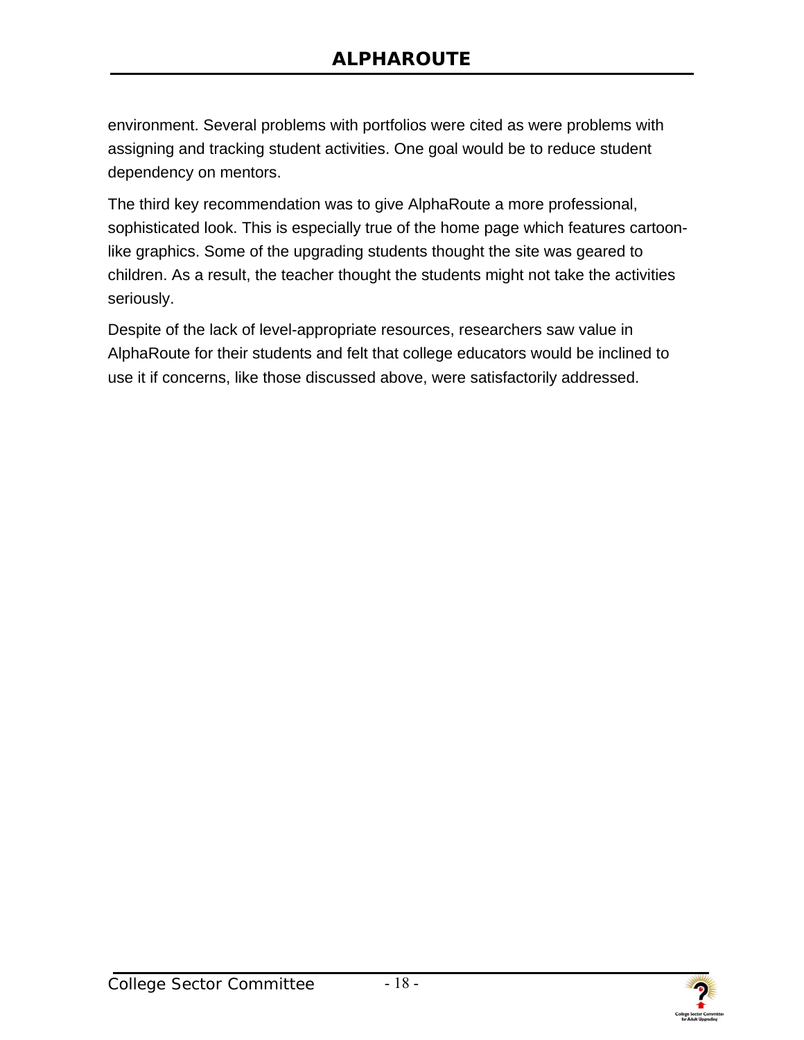environment. Several problems with portfolios were cited as were problems with assigning and tracking student activities. One goal would be to reduce student dependency on mentors.

The third key recommendation was to give AlphaRoute a more professional, sophisticated look. This is especially true of the home page which features cartoon-like graphics. Some of the upgrading students thought the site was geared to children. As a result, the teacher thought the students might not take the activities seriously.

Despite of the lack of level-appropriate resources, researchers saw value in AlphaRoute for their students and felt that college educators would be inclined to use it if concerns, like those discussed above, were satisfactorily addressed.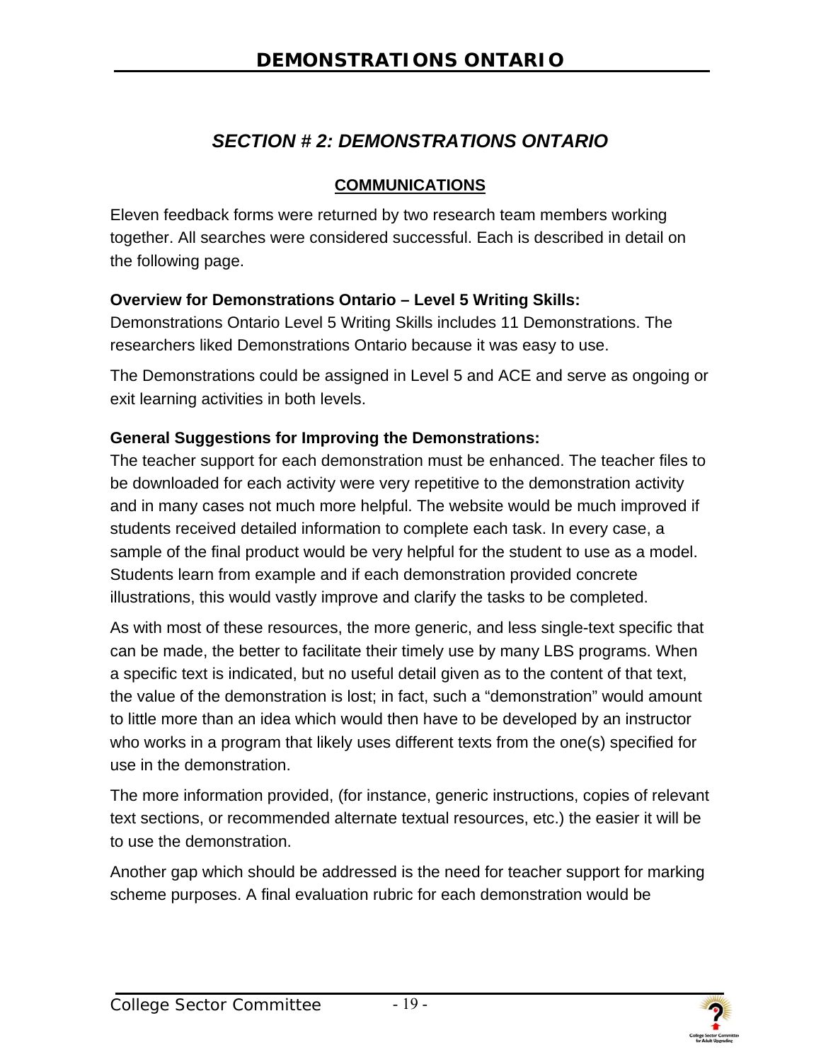## *SECTION # 2: DEMONSTRATIONS ONTARIO*

### COMMUNICATIONS

Eleven feedback forms were returned by two research team members working together. All searches were considered successful. Each is described in detail on the following page.

**Overview for Demonstrations Ontario – Level 5 Writing Skills:**
Demonstrations Ontario Level 5 Writing Skills includes 11 Demonstrations. The researchers liked Demonstrations Ontario because it was easy to use.

The Demonstrations could be assigned in Level 5 and ACE and serve as ongoing or exit learning activities in both levels.

**General Suggestions for Improving the Demonstrations:**
The teacher support for each demonstration must be enhanced. The teacher files to be downloaded for each activity were very repetitive to the demonstration activity and in many cases not much more helpful. The website would be much improved if students received detailed information to complete each task. In every case, a sample of the final product would be very helpful for the student to use as a model. Students learn from example and if each demonstration provided concrete illustrations, this would vastly improve and clarify the tasks to be completed.

As with most of these resources, the more generic, and less single-text specific that can be made, the better to facilitate their timely use by many LBS programs. When a specific text is indicated, but no useful detail given as to the content of that text, the value of the demonstration is lost; in fact, such a "demonstration" would amount to little more than an idea which would then have to be developed by an instructor who works in a program that likely uses different texts from the one(s) specified for use in the demonstration.

The more information provided, (for instance, generic instructions, copies of relevant text sections, or recommended alternate textual resources, etc.) the easier it will be to use the demonstration.

Another gap which should be addressed is the need for teacher support for marking scheme purposes. A final evaluation rubric for each demonstration would be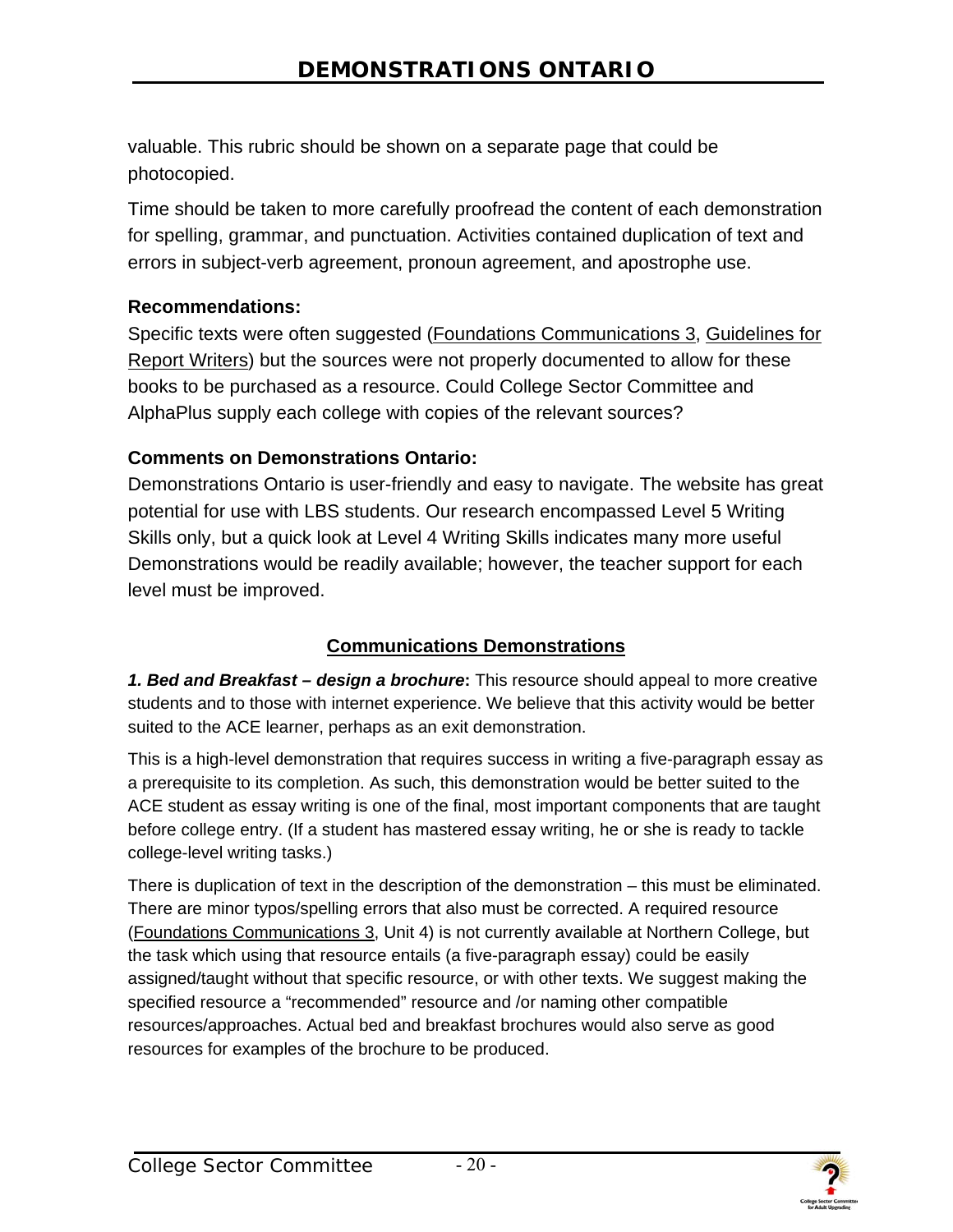valuable. This rubric should be shown on a separate page that could be photocopied.

Time should be taken to more carefully proofread the content of each demonstration for spelling, grammar, and punctuation. Activities contained duplication of text and errors in subject-verb agreement, pronoun agreement, and apostrophe use.

**Recommendations:**

Specific texts were often suggested (Foundations Communications 3, Guidelines for Report Writers) but the sources were not properly documented to allow for these books to be purchased as a resource. Could College Sector Committee and AlphaPlus supply each college with copies of the relevant sources?

**Comments on Demonstrations Ontario:**

Demonstrations Ontario is user-friendly and easy to navigate. The website has great potential for use with LBS students. Our research encompassed Level 5 Writing Skills only, but a quick look at Level 4 Writing Skills indicates many more useful Demonstrations would be readily available; however, the teacher support for each level must be improved.

## Communications Demonstrations

***1. Bed and Breakfast – design a brochure*****:** This resource should appeal to more creative students and to those with internet experience. We believe that this activity would be better suited to the ACE learner, perhaps as an exit demonstration.

This is a high-level demonstration that requires success in writing a five-paragraph essay as a prerequisite to its completion. As such, this demonstration would be better suited to the ACE student as essay writing is one of the final, most important components that are taught before college entry. (If a student has mastered essay writing, he or she is ready to tackle college-level writing tasks.)

There is duplication of text in the description of the demonstration – this must be eliminated. There are minor typos/spelling errors that also must be corrected. A required resource (Foundations Communications 3, Unit 4) is not currently available at Northern College, but the task which using that resource entails (a five-paragraph essay) could be easily assigned/taught without that specific resource, or with other texts. We suggest making the specified resource a "recommended" resource and /or naming other compatible resources/approaches. Actual bed and breakfast brochures would also serve as good resources for examples of the brochure to be produced.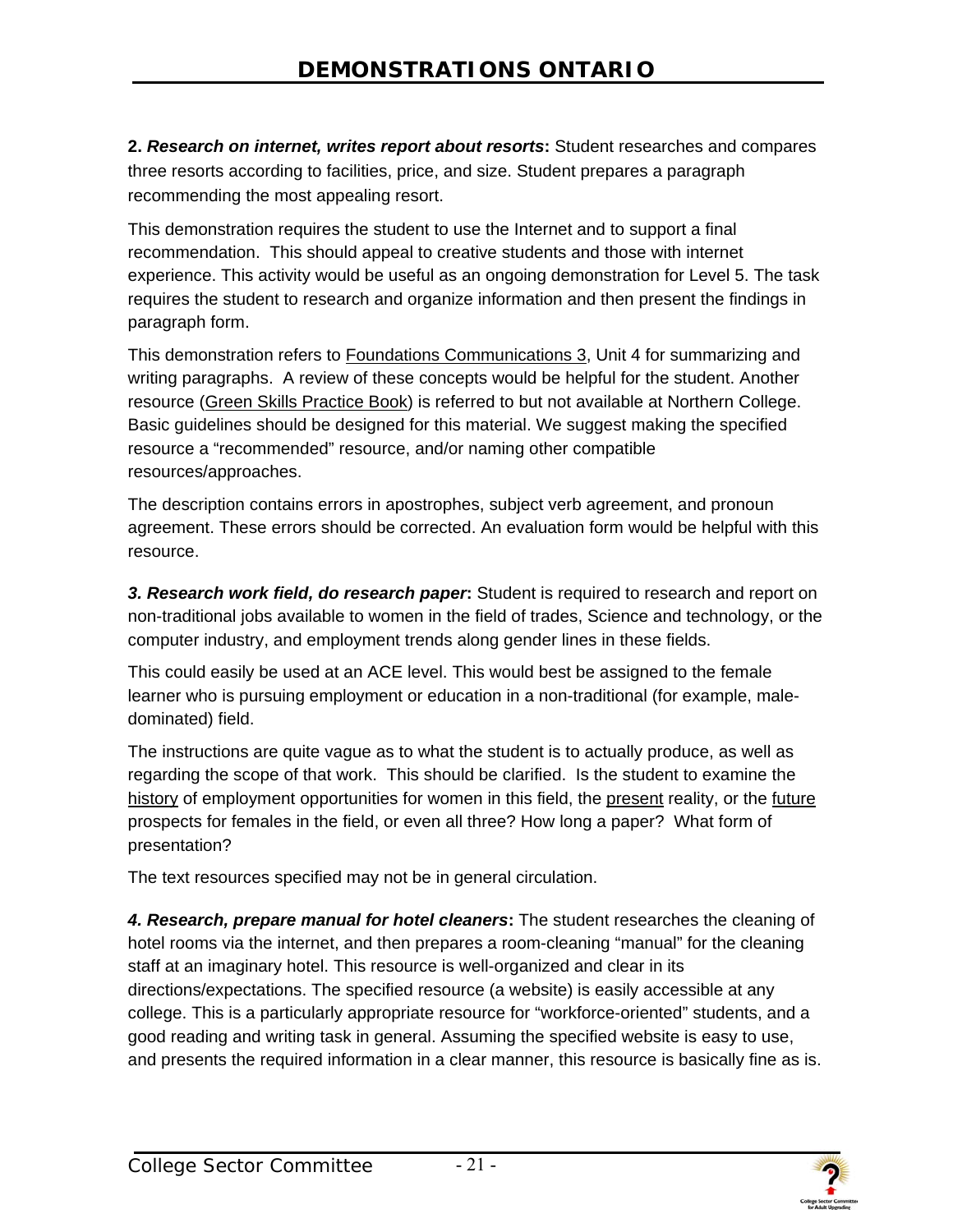**2. *Research on internet, writes report about resorts*:** Student researches and compares three resorts according to facilities, price, and size. Student prepares a paragraph recommending the most appealing resort.

This demonstration requires the student to use the Internet and to support a final recommendation. This should appeal to creative students and those with internet experience. This activity would be useful as an ongoing demonstration for Level 5. The task requires the student to research and organize information and then present the findings in paragraph form.

This demonstration refers to Foundations Communications 3, Unit 4 for summarizing and writing paragraphs. A review of these concepts would be helpful for the student. Another resource (Green Skills Practice Book) is referred to but not available at Northern College. Basic guidelines should be designed for this material. We suggest making the specified resource a "recommended" resource, and/or naming other compatible resources/approaches.

The description contains errors in apostrophes, subject verb agreement, and pronoun agreement. These errors should be corrected. An evaluation form would be helpful with this resource.

***3. Research work field, do research paper*:** Student is required to research and report on non-traditional jobs available to women in the field of trades, Science and technology, or the computer industry, and employment trends along gender lines in these fields.

This could easily be used at an ACE level. This would best be assigned to the female learner who is pursuing employment or education in a non-traditional (for example, male-dominated) field.

The instructions are quite vague as to what the student is to actually produce, as well as regarding the scope of that work. This should be clarified. Is the student to examine the history of employment opportunities for women in this field, the present reality, or the future prospects for females in the field, or even all three? How long a paper? What form of presentation?

The text resources specified may not be in general circulation.

***4. Research, prepare manual for hotel cleaners*:** The student researches the cleaning of hotel rooms via the internet, and then prepares a room-cleaning "manual" for the cleaning staff at an imaginary hotel. This resource is well-organized and clear in its directions/expectations. The specified resource (a website) is easily accessible at any college. This is a particularly appropriate resource for "workforce-oriented" students, and a good reading and writing task in general. Assuming the specified website is easy to use, and presents the required information in a clear manner, this resource is basically fine as is.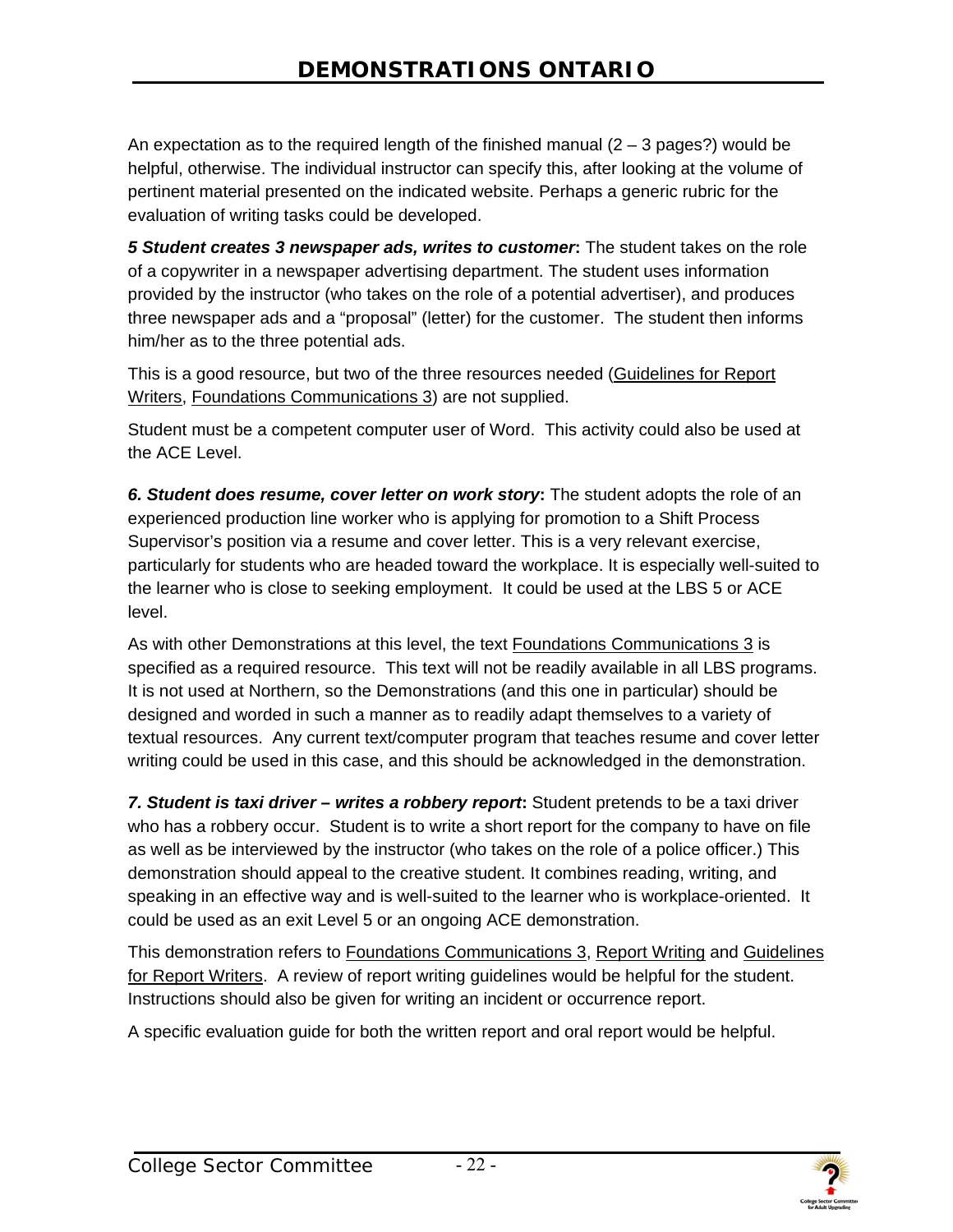An expectation as to the required length of the finished manual (2 – 3 pages?) would be helpful, otherwise. The individual instructor can specify this, after looking at the volume of pertinent material presented on the indicated website. Perhaps a generic rubric for the evaluation of writing tasks could be developed.

***5 Student creates 3 newspaper ads, writes to customer*:** The student takes on the role of a copywriter in a newspaper advertising department. The student uses information provided by the instructor (who takes on the role of a potential advertiser), and produces three newspaper ads and a "proposal" (letter) for the customer. The student then informs him/her as to the three potential ads.

This is a good resource, but two of the three resources needed (Guidelines for Report Writers, Foundations Communications 3) are not supplied.

Student must be a competent computer user of Word. This activity could also be used at the ACE Level.

***6. Student does resume, cover letter on work story*:** The student adopts the role of an experienced production line worker who is applying for promotion to a Shift Process Supervisor's position via a resume and cover letter. This is a very relevant exercise, particularly for students who are headed toward the workplace. It is especially well-suited to the learner who is close to seeking employment. It could be used at the LBS 5 or ACE level.

As with other Demonstrations at this level, the text Foundations Communications 3 is specified as a required resource. This text will not be readily available in all LBS programs. It is not used at Northern, so the Demonstrations (and this one in particular) should be designed and worded in such a manner as to readily adapt themselves to a variety of textual resources. Any current text/computer program that teaches resume and cover letter writing could be used in this case, and this should be acknowledged in the demonstration.

***7. Student is taxi driver – writes a robbery report*:** Student pretends to be a taxi driver who has a robbery occur. Student is to write a short report for the company to have on file as well as be interviewed by the instructor (who takes on the role of a police officer.) This demonstration should appeal to the creative student. It combines reading, writing, and speaking in an effective way and is well-suited to the learner who is workplace-oriented. It could be used as an exit Level 5 or an ongoing ACE demonstration.

This demonstration refers to Foundations Communications 3, Report Writing and Guidelines for Report Writers. A review of report writing guidelines would be helpful for the student. Instructions should also be given for writing an incident or occurrence report.

A specific evaluation guide for both the written report and oral report would be helpful.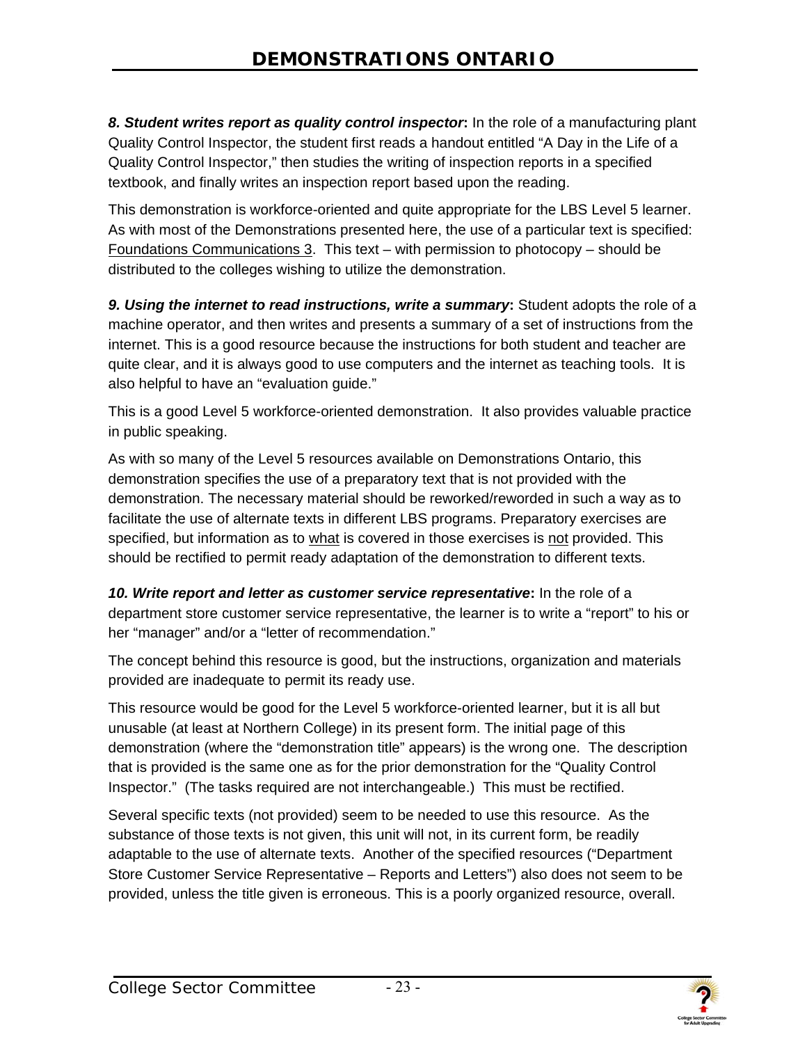***8. Student writes report as quality control inspector*: ** In the role of a manufacturing plant Quality Control Inspector, the student first reads a handout entitled "A Day in the Life of a Quality Control Inspector," then studies the writing of inspection reports in a specified textbook, and finally writes an inspection report based upon the reading.

This demonstration is workforce-oriented and quite appropriate for the LBS Level 5 learner. As with most of the Demonstrations presented here, the use of a particular text is specified: <u>Foundations Communications 3</u>. This text – with permission to photocopy – should be distributed to the colleges wishing to utilize the demonstration.

***9. Using the internet to read instructions, write a summary*: ** Student adopts the role of a machine operator, and then writes and presents a summary of a set of instructions from the internet. This is a good resource because the instructions for both student and teacher are quite clear, and it is always good to use computers and the internet as teaching tools. It is also helpful to have an "evaluation guide."

This is a good Level 5 workforce-oriented demonstration. It also provides valuable practice in public speaking.

As with so many of the Level 5 resources available on Demonstrations Ontario, this demonstration specifies the use of a preparatory text that is not provided with the demonstration. The necessary material should be reworked/reworded in such a way as to facilitate the use of alternate texts in different LBS programs. Preparatory exercises are specified, but information as to <u>what</u> is covered in those exercises is <u>not</u> provided. This should be rectified to permit ready adaptation of the demonstration to different texts.

***10. Write report and letter as customer service representative*: ** In the role of a department store customer service representative, the learner is to write a "report" to his or her "manager" and/or a "letter of recommendation."

The concept behind this resource is good, but the instructions, organization and materials provided are inadequate to permit its ready use.

This resource would be good for the Level 5 workforce-oriented learner, but it is all but unusable (at least at Northern College) in its present form. The initial page of this demonstration (where the "demonstration title" appears) is the wrong one. The description that is provided is the same one as for the prior demonstration for the "Quality Control Inspector." (The tasks required are not interchangeable.) This must be rectified.

Several specific texts (not provided) seem to be needed to use this resource. As the substance of those texts is not given, this unit will not, in its current form, be readily adaptable to the use of alternate texts. Another of the specified resources ("Department Store Customer Service Representative – Reports and Letters") also does not seem to be provided, unless the title given is erroneous. This is a poorly organized resource, overall.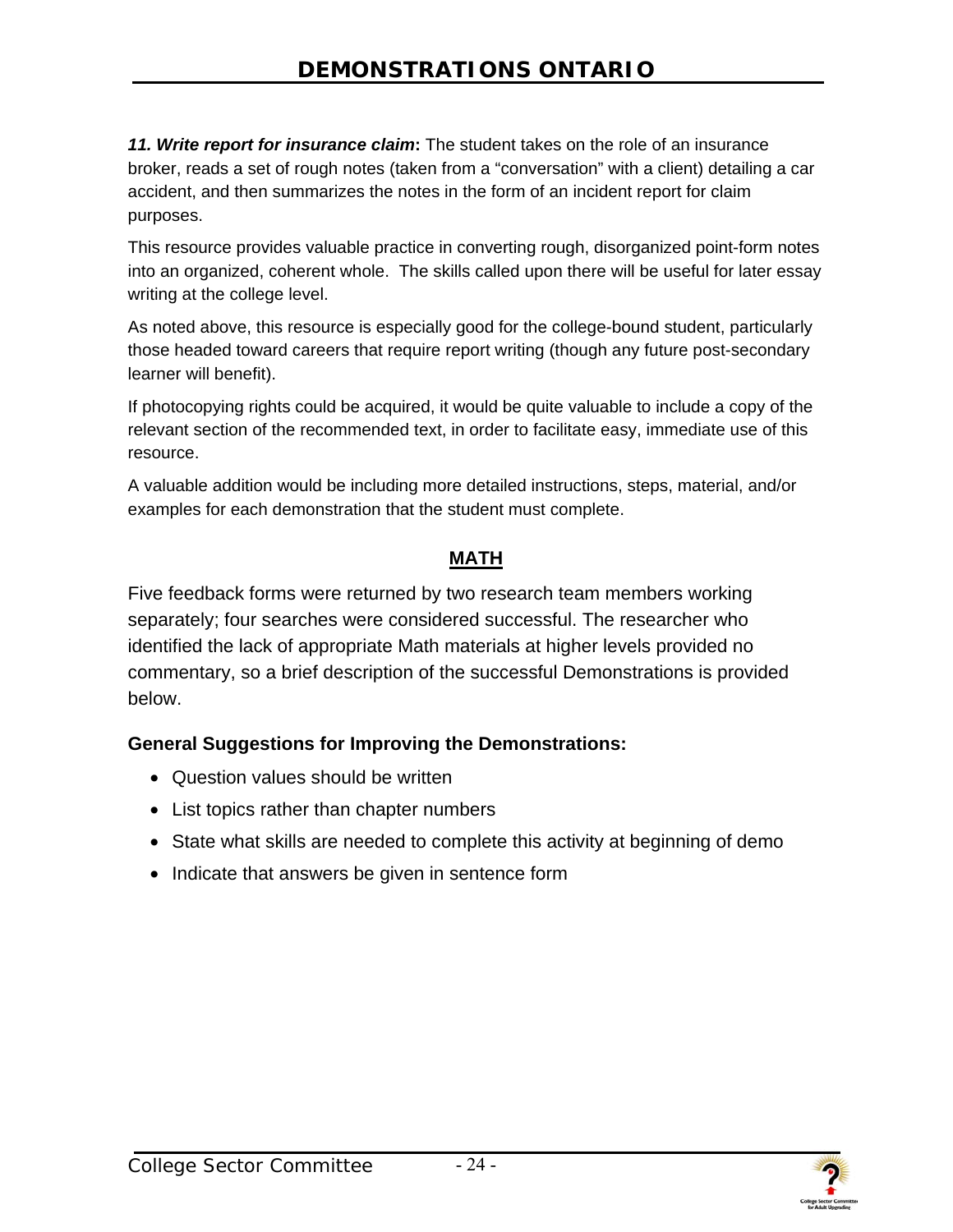***11. Write report for insurance claim*:** The student takes on the role of an insurance broker, reads a set of rough notes (taken from a "conversation" with a client) detailing a car accident, and then summarizes the notes in the form of an incident report for claim purposes.

This resource provides valuable practice in converting rough, disorganized point-form notes into an organized, coherent whole. The skills called upon there will be useful for later essay writing at the college level.

As noted above, this resource is especially good for the college-bound student, particularly those headed toward careers that require report writing (though any future post-secondary learner will benefit).

If photocopying rights could be acquired, it would be quite valuable to include a copy of the relevant section of the recommended text, in order to facilitate easy, immediate use of this resource.

A valuable addition would be including more detailed instructions, steps, material, and/or examples for each demonstration that the student must complete.

## MATH

Five feedback forms were returned by two research team members working separately; four searches were considered successful. The researcher who identified the lack of appropriate Math materials at higher levels provided no commentary, so a brief description of the successful Demonstrations is provided below.

### General Suggestions for Improving the Demonstrations:

- Question values should be written
- List topics rather than chapter numbers
- State what skills are needed to complete this activity at beginning of demo
- Indicate that answers be given in sentence form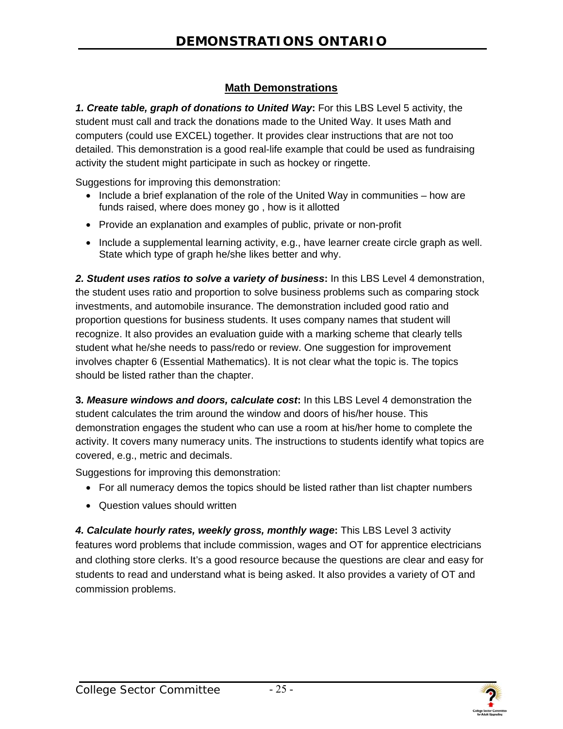# DEMONSTRATIONS ONTARIO

## Math Demonstrations

***1. Create table, graph of donations to United Way*:** For this LBS Level 5 activity, the student must call and track the donations made to the United Way. It uses Math and computers (could use EXCEL) together. It provides clear instructions that are not too detailed. This demonstration is a good real-life example that could be used as fundraising activity the student might participate in such as hockey or ringette.

Suggestions for improving this demonstration:

- Include a brief explanation of the role of the United Way in communities – how are funds raised, where does money go , how is it allotted
- Provide an explanation and examples of public, private or non-profit
- Include a supplemental learning activity, e.g., have learner create circle graph as well. State which type of graph he/she likes better and why.

***2. Student uses ratios to solve a variety of business*:** In this LBS Level 4 demonstration, the student uses ratio and proportion to solve business problems such as comparing stock investments, and automobile insurance. The demonstration included good ratio and proportion questions for business students. It uses company names that student will recognize. It also provides an evaluation guide with a marking scheme that clearly tells student what he/she needs to pass/redo or review. One suggestion for improvement involves chapter 6 (Essential Mathematics). It is not clear what the topic is. The topics should be listed rather than the chapter.

**3. *Measure windows and doors, calculate cost*:** In this LBS Level 4 demonstration the student calculates the trim around the window and doors of his/her house. This demonstration engages the student who can use a room at his/her home to complete the activity. It covers many numeracy units. The instructions to students identify what topics are covered, e.g., metric and decimals.

Suggestions for improving this demonstration:

- For all numeracy demos the topics should be listed rather than list chapter numbers
- Question values should written

***4. Calculate hourly rates, weekly gross, monthly wage*:** This LBS Level 3 activity features word problems that include commission, wages and OT for apprentice electricians and clothing store clerks. It's a good resource because the questions are clear and easy for students to read and understand what is being asked. It also provides a variety of OT and commission problems.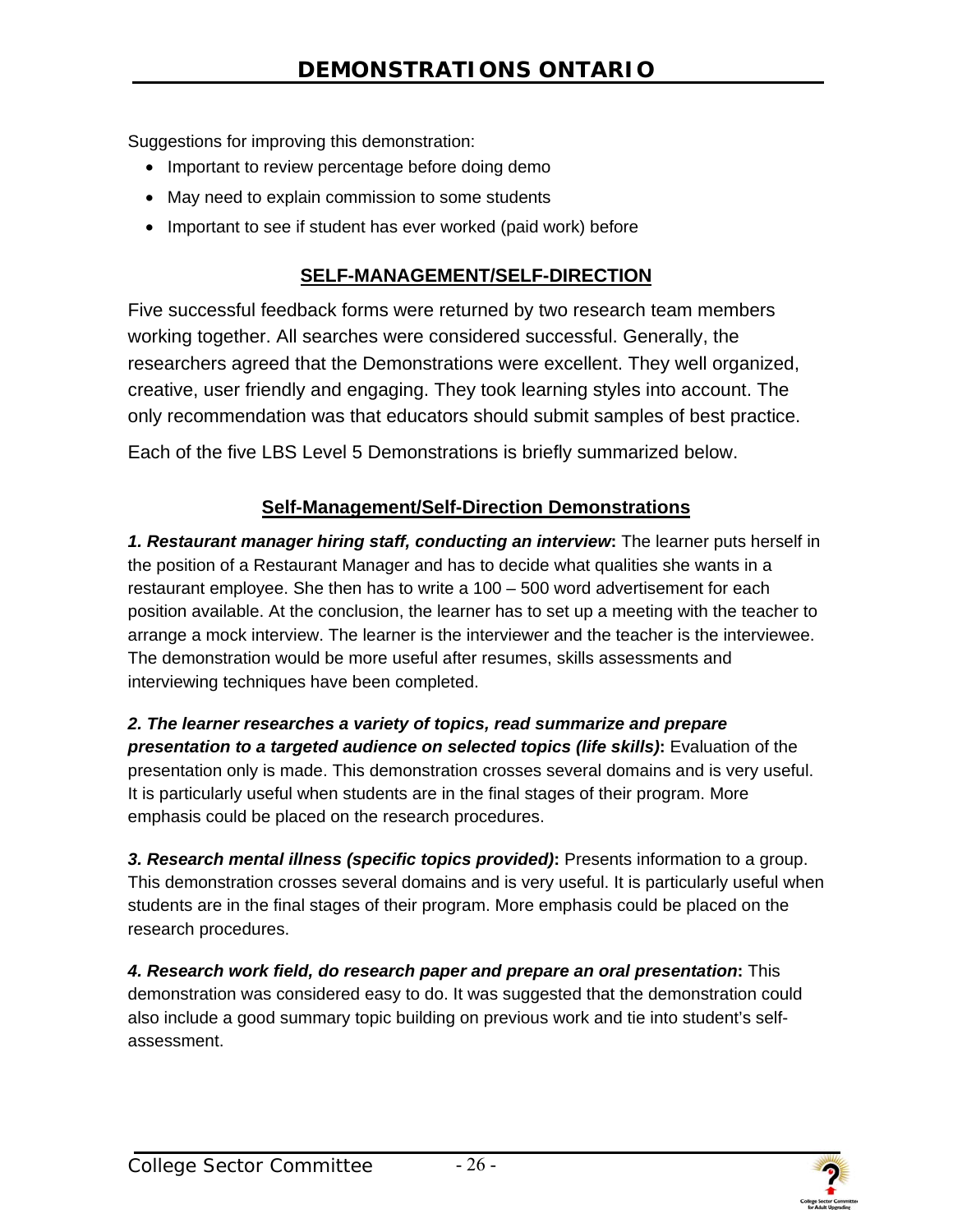Suggestions for improving this demonstration:

- Important to review percentage before doing demo
- May need to explain commission to some students
- Important to see if student has ever worked (paid work) before

## SELF-MANAGEMENT/SELF-DIRECTION

Five successful feedback forms were returned by two research team members working together. All searches were considered successful. Generally, the researchers agreed that the Demonstrations were excellent. They well organized, creative, user friendly and engaging. They took learning styles into account. The only recommendation was that educators should submit samples of best practice.

Each of the five LBS Level 5 Demonstrations is briefly summarized below.

### Self-Management/Self-Direction Demonstrations

***1. Restaurant manager hiring staff, conducting an interview*:** The learner puts herself in the position of a Restaurant Manager and has to decide what qualities she wants in a restaurant employee. She then has to write a 100 – 500 word advertisement for each position available. At the conclusion, the learner has to set up a meeting with the teacher to arrange a mock interview. The learner is the interviewer and the teacher is the interviewee. The demonstration would be more useful after resumes, skills assessments and interviewing techniques have been completed.

***2. The learner researches a variety of topics, read summarize and prepare presentation to a targeted audience on selected topics (life skills)*:** Evaluation of the presentation only is made. This demonstration crosses several domains and is very useful. It is particularly useful when students are in the final stages of their program. More emphasis could be placed on the research procedures.

***3. Research mental illness (specific topics provided)*:** Presents information to a group. This demonstration crosses several domains and is very useful. It is particularly useful when students are in the final stages of their program. More emphasis could be placed on the research procedures.

***4. Research work field, do research paper and prepare an oral presentation*:** This demonstration was considered easy to do. It was suggested that the demonstration could also include a good summary topic building on previous work and tie into student's self-assessment.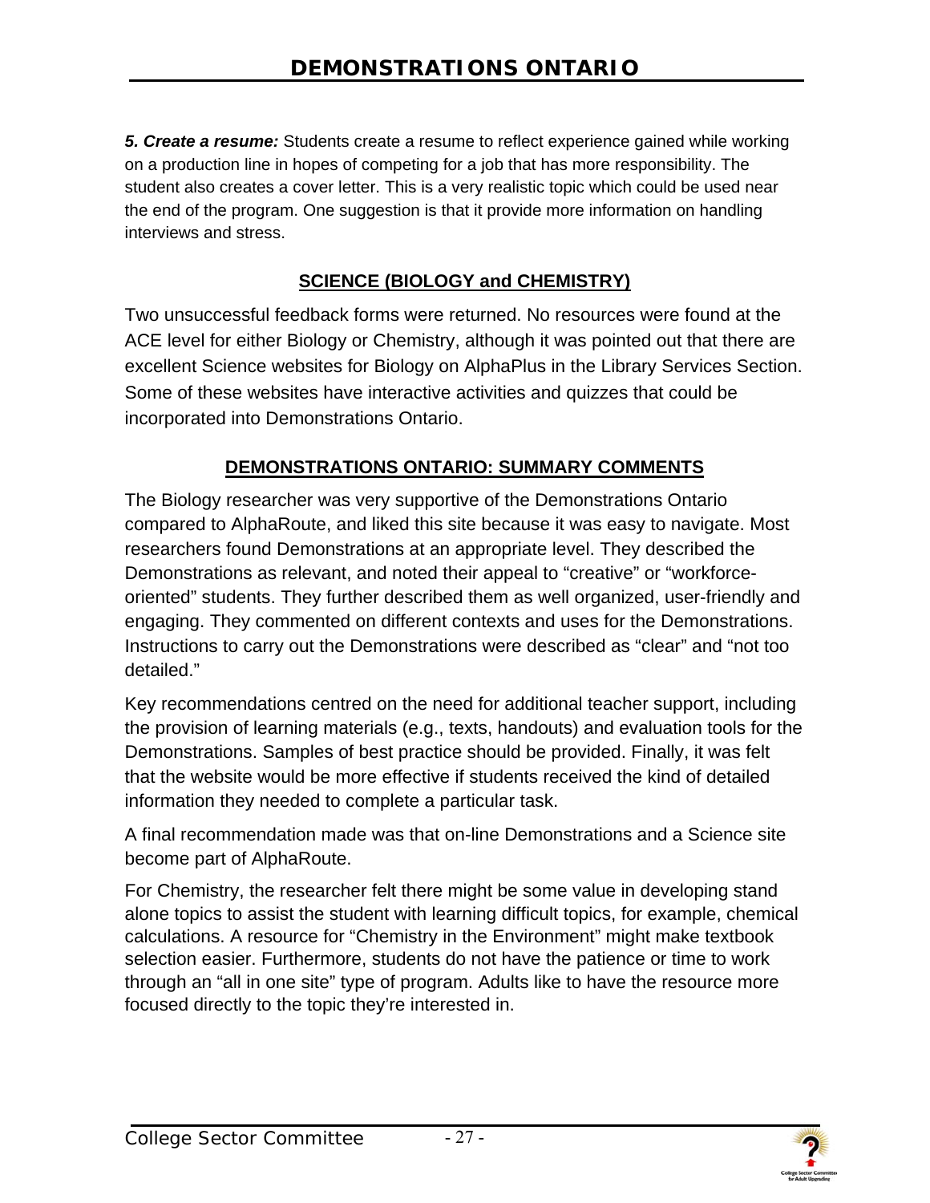***5. Create a resume:*** Students create a resume to reflect experience gained while working on a production line in hopes of competing for a job that has more responsibility. The student also creates a cover letter. This is a very realistic topic which could be used near the end of the program. One suggestion is that it provide more information on handling interviews and stress.

## SCIENCE (BIOLOGY and CHEMISTRY)

Two unsuccessful feedback forms were returned. No resources were found at the ACE level for either Biology or Chemistry, although it was pointed out that there are excellent Science websites for Biology on AlphaPlus in the Library Services Section. Some of these websites have interactive activities and quizzes that could be incorporated into Demonstrations Ontario.

## DEMONSTRATIONS ONTARIO: SUMMARY COMMENTS

The Biology researcher was very supportive of the Demonstrations Ontario compared to AlphaRoute, and liked this site because it was easy to navigate. Most researchers found Demonstrations at an appropriate level. They described the Demonstrations as relevant, and noted their appeal to "creative" or "workforce-oriented" students. They further described them as well organized, user-friendly and engaging. They commented on different contexts and uses for the Demonstrations. Instructions to carry out the Demonstrations were described as "clear" and "not too detailed."

Key recommendations centred on the need for additional teacher support, including the provision of learning materials (e.g., texts, handouts) and evaluation tools for the Demonstrations. Samples of best practice should be provided. Finally, it was felt that the website would be more effective if students received the kind of detailed information they needed to complete a particular task.

A final recommendation made was that on-line Demonstrations and a Science site become part of AlphaRoute.

For Chemistry, the researcher felt there might be some value in developing stand alone topics to assist the student with learning difficult topics, for example, chemical calculations. A resource for "Chemistry in the Environment" might make textbook selection easier. Furthermore, students do not have the patience or time to work through an "all in one site" type of program. Adults like to have the resource more focused directly to the topic they're interested in.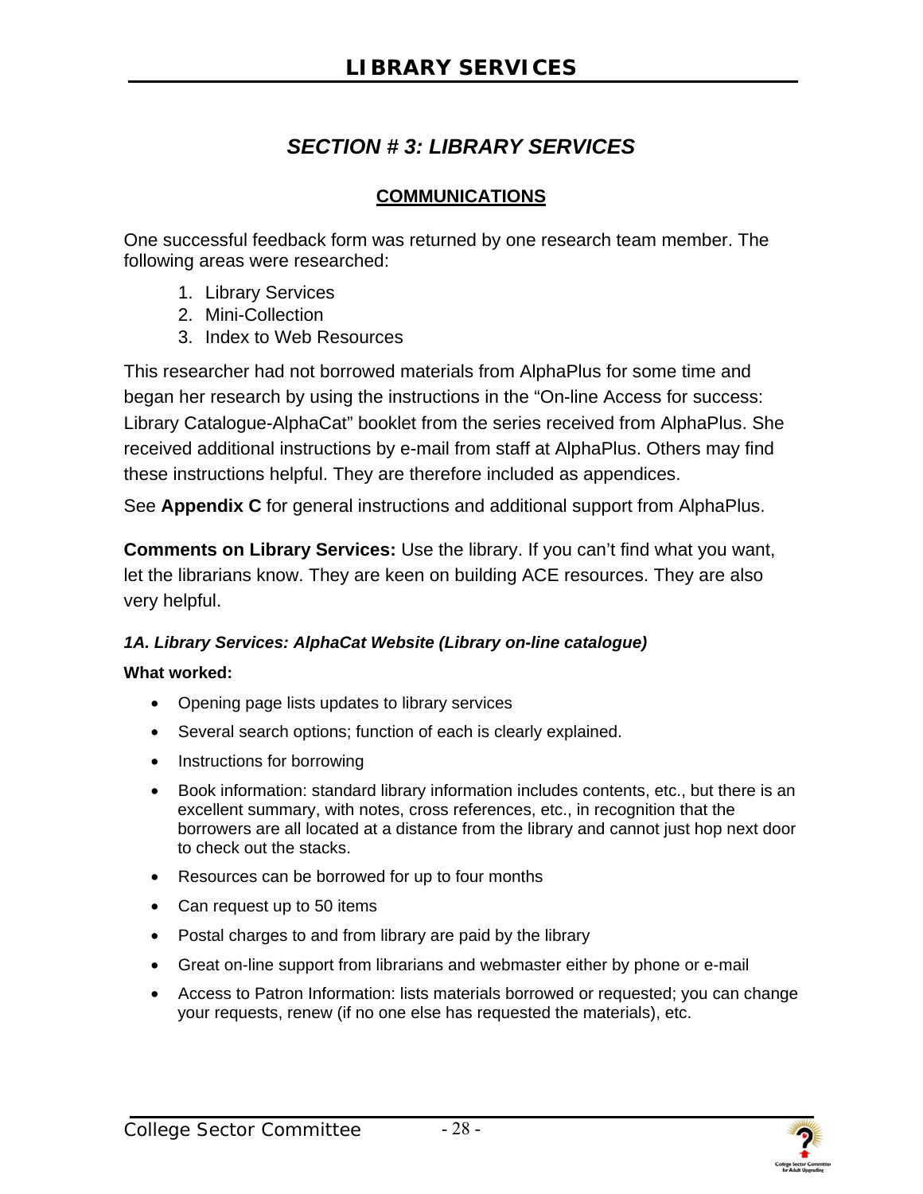## SECTION # 3: LIBRARY SERVICES

### COMMUNICATIONS

One successful feedback form was returned by one research team member. The following areas were researched:

1. Library Services
2. Mini-Collection
3. Index to Web Resources

This researcher had not borrowed materials from AlphaPlus for some time and began her research by using the instructions in the "On-line Access for success: Library Catalogue-AlphaCat" booklet from the series received from AlphaPlus. She received additional instructions by e-mail from staff at AlphaPlus. Others may find these instructions helpful. They are therefore included as appendices.

See **Appendix C** for general instructions and additional support from AlphaPlus.

**Comments on Library Services:** Use the library. If you can't find what you want, let the librarians know. They are keen on building ACE resources. They are also very helpful.

#### *1A. Library Services: AlphaCat Website (Library on-line catalogue)*

**What worked:**

- Opening page lists updates to library services
- Several search options; function of each is clearly explained.
- Instructions for borrowing
- Book information: standard library information includes contents, etc., but there is an excellent summary, with notes, cross references, etc., in recognition that the borrowers are all located at a distance from the library and cannot just hop next door to check out the stacks.
- Resources can be borrowed for up to four months
- Can request up to 50 items
- Postal charges to and from library are paid by the library
- Great on-line support from librarians and webmaster either by phone or e-mail
- Access to Patron Information: lists materials borrowed or requested; you can change your requests, renew (if no one else has requested the materials), etc.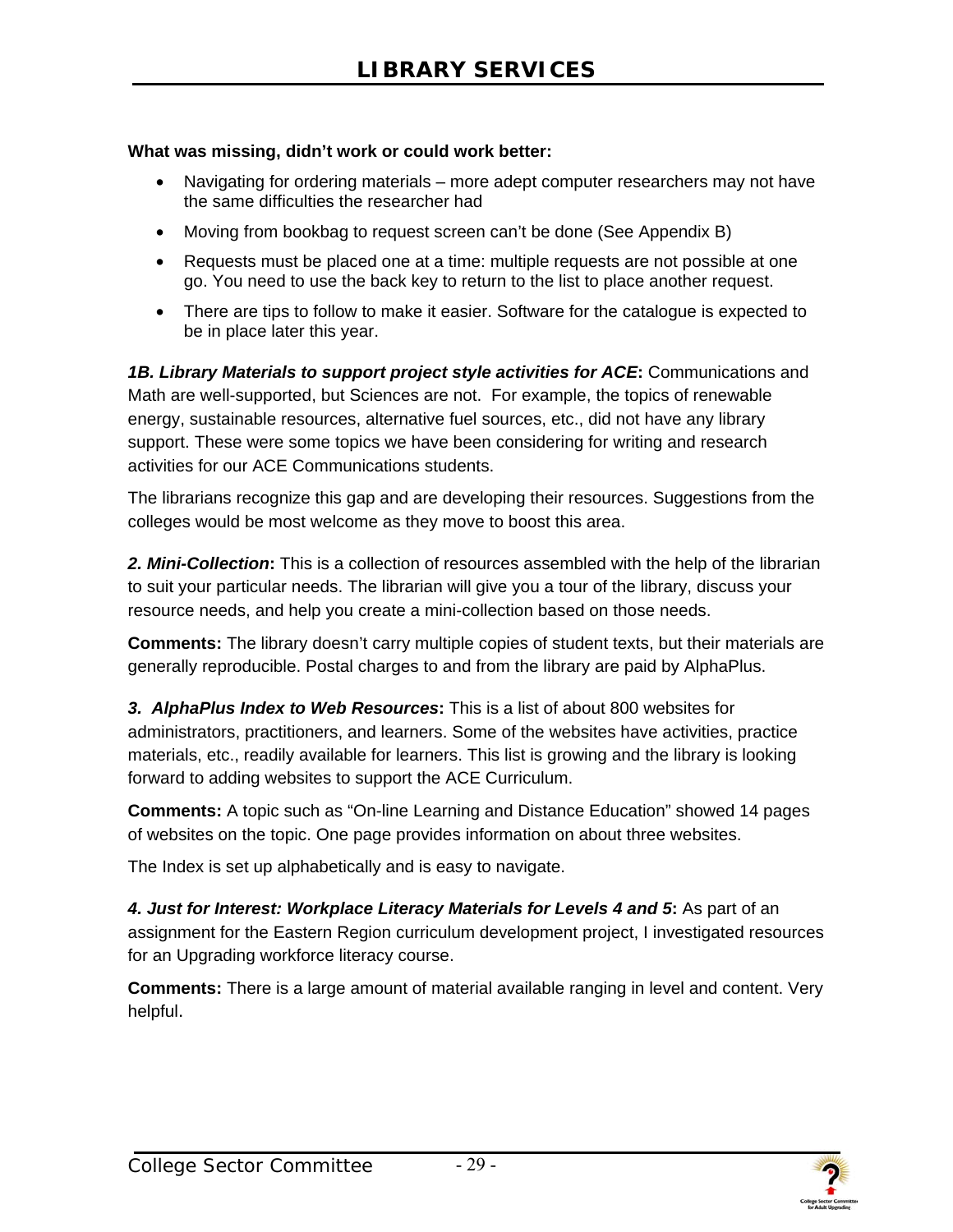## LIBRARY SERVICES

**What was missing, didn't work or could work better:**

- Navigating for ordering materials – more adept computer researchers may not have the same difficulties the researcher had
- Moving from bookbag to request screen can't be done (See Appendix B)
- Requests must be placed one at a time: multiple requests are not possible at one go. You need to use the back key to return to the list to place another request.
- There are tips to follow to make it easier. Software for the catalogue is expected to be in place later this year.

***1B. Library Materials to support project style activities for ACE*:** Communications and Math are well-supported, but Sciences are not. For example, the topics of renewable energy, sustainable resources, alternative fuel sources, etc., did not have any library support. These were some topics we have been considering for writing and research activities for our ACE Communications students.

The librarians recognize this gap and are developing their resources. Suggestions from the colleges would be most welcome as they move to boost this area.

***2. Mini-Collection*:** This is a collection of resources assembled with the help of the librarian to suit your particular needs. The librarian will give you a tour of the library, discuss your resource needs, and help you create a mini-collection based on those needs.

**Comments:** The library doesn't carry multiple copies of student texts, but their materials are generally reproducible. Postal charges to and from the library are paid by AlphaPlus.

***3. AlphaPlus Index to Web Resources*:** This is a list of about 800 websites for administrators, practitioners, and learners. Some of the websites have activities, practice materials, etc., readily available for learners. This list is growing and the library is looking forward to adding websites to support the ACE Curriculum.

**Comments:** A topic such as "On-line Learning and Distance Education" showed 14 pages of websites on the topic. One page provides information on about three websites.

The Index is set up alphabetically and is easy to navigate.

***4. Just for Interest: Workplace Literacy Materials for Levels 4 and 5*:** As part of an assignment for the Eastern Region curriculum development project, I investigated resources for an Upgrading workforce literacy course.

**Comments:** There is a large amount of material available ranging in level and content. Very helpful.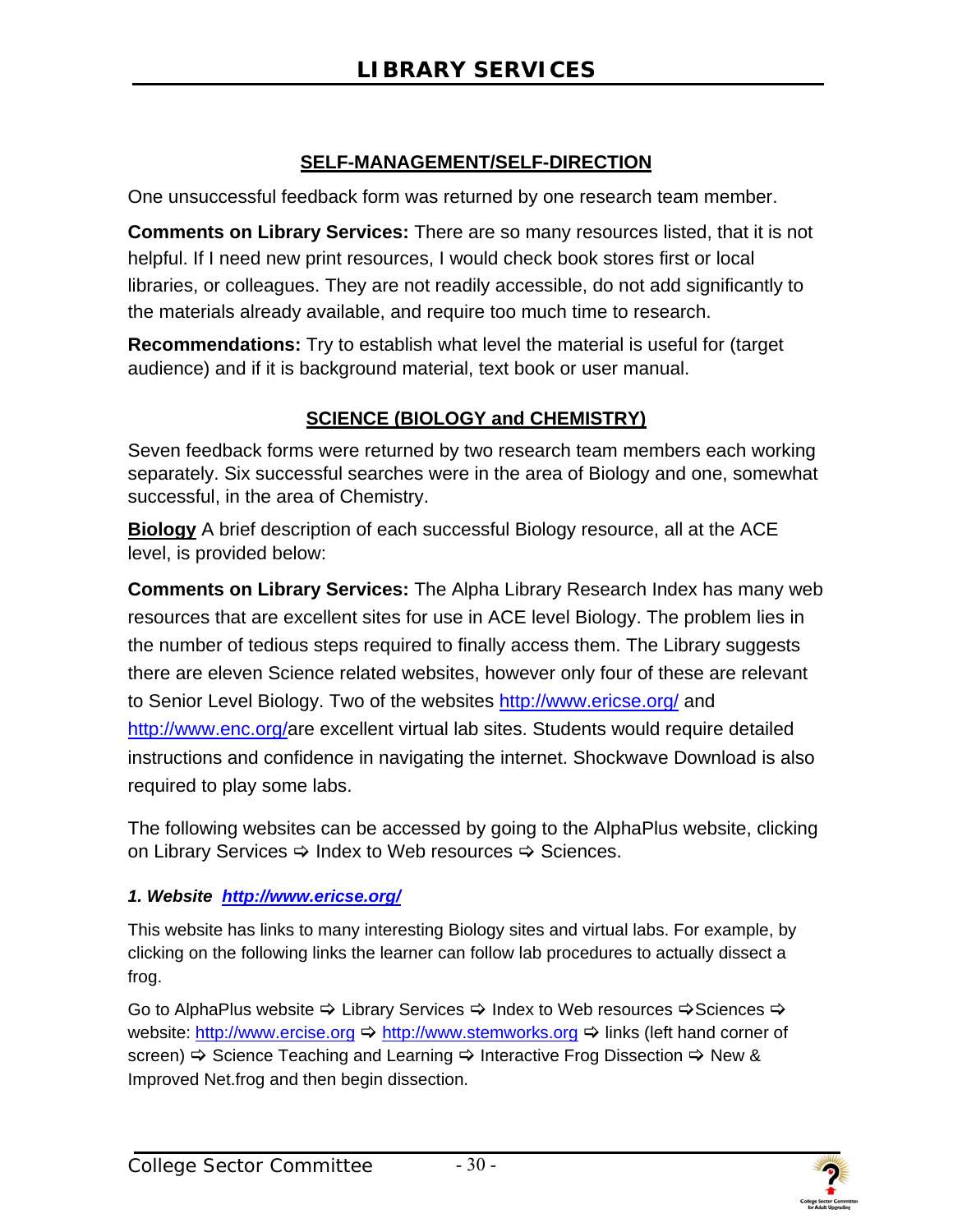# LIBRARY SERVICES

## SELF-MANAGEMENT/SELF-DIRECTION

One unsuccessful feedback form was returned by one research team member.

**Comments on Library Services:** There are so many resources listed, that it is not helpful. If I need new print resources, I would check book stores first or local libraries, or colleagues. They are not readily accessible, do not add significantly to the materials already available, and require too much time to research.

**Recommendations:** Try to establish what level the material is useful for (target audience) and if it is background material, text book or user manual.

## SCIENCE (BIOLOGY and CHEMISTRY)

Seven feedback forms were returned by two research team members each working separately. Six successful searches were in the area of Biology and one, somewhat successful, in the area of Chemistry.

**Biology** A brief description of each successful Biology resource, all at the ACE level, is provided below:

**Comments on Library Services:** The Alpha Library Research Index has many web resources that are excellent sites for use in ACE level Biology. The problem lies in the number of tedious steps required to finally access them. The Library suggests there are eleven Science related websites, however only four of these are relevant to Senior Level Biology. Two of the websites http://www.ericse.org/ and http://www.enc.org/are excellent virtual lab sites. Students would require detailed instructions and confidence in navigating the internet. Shockwave Download is also required to play some labs.

The following websites can be accessed by going to the AlphaPlus website, clicking on Library Services ⇨ Index to Web resources ⇨ Sciences.

***1. Website http://www.ericse.org/***

This website has links to many interesting Biology sites and virtual labs. For example, by clicking on the following links the learner can follow lab procedures to actually dissect a frog.

Go to AlphaPlus website ⇨ Library Services ⇨ Index to Web resources ⇨Sciences ⇨ website: http://www.ercise.org ⇨ http://www.stemworks.org ⇨ links (left hand corner of screen) ⇨ Science Teaching and Learning ⇨ Interactive Frog Dissection ⇨ New & Improved Net.frog and then begin dissection.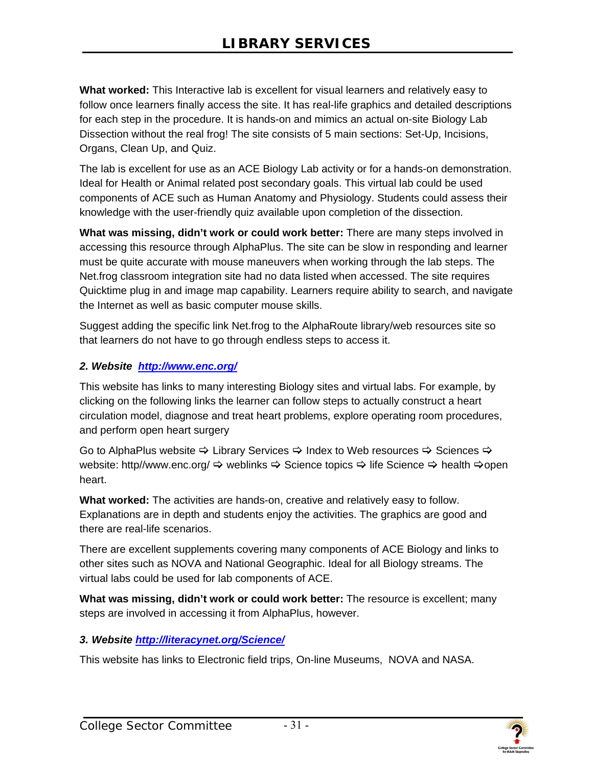# LIBRARY SERVICES

**What worked:** This Interactive lab is excellent for visual learners and relatively easy to follow once learners finally access the site. It has real-life graphics and detailed descriptions for each step in the procedure. It is hands-on and mimics an actual on-site Biology Lab Dissection without the real frog! The site consists of 5 main sections: Set-Up, Incisions, Organs, Clean Up, and Quiz.

The lab is excellent for use as an ACE Biology Lab activity or for a hands-on demonstration. Ideal for Health or Animal related post secondary goals. This virtual lab could be used components of ACE such as Human Anatomy and Physiology. Students could assess their knowledge with the user-friendly quiz available upon completion of the dissection.

**What was missing, didn't work or could work better:** There are many steps involved in accessing this resource through AlphaPlus. The site can be slow in responding and learner must be quite accurate with mouse maneuvers when working through the lab steps. The Net.frog classroom integration site had no data listed when accessed. The site requires Quicktime plug in and image map capability. Learners require ability to search, and navigate the Internet as well as basic computer mouse skills.

Suggest adding the specific link Net.frog to the AlphaRoute library/web resources site so that learners do not have to go through endless steps to access it.

***2. Website [http://www.enc.org/](http://www.enc.org/)***

This website has links to many interesting Biology sites and virtual labs. For example, by clicking on the following links the learner can follow steps to actually construct a heart circulation model, diagnose and treat heart problems, explore operating room procedures, and perform open heart surgery

Go to AlphaPlus website ⇨ Library Services ⇨ Index to Web resources ⇨ Sciences ⇨ website: http//www.enc.org/ ⇨ weblinks ⇨ Science topics ⇨ life Science ⇨ health ⇨open heart.

**What worked:** The activities are hands-on, creative and relatively easy to follow. Explanations are in depth and students enjoy the activities. The graphics are good and there are real-life scenarios.

There are excellent supplements covering many components of ACE Biology and links to other sites such as NOVA and National Geographic. Ideal for all Biology streams. The virtual labs could be used for lab components of ACE.

**What was missing, didn't work or could work better:** The resource is excellent; many steps are involved in accessing it from AlphaPlus, however.

***3. Website [http://literacynet.org/Science/](http://literacynet.org/Science/)***

This website has links to Electronic field trips, On-line Museums, NOVA and NASA.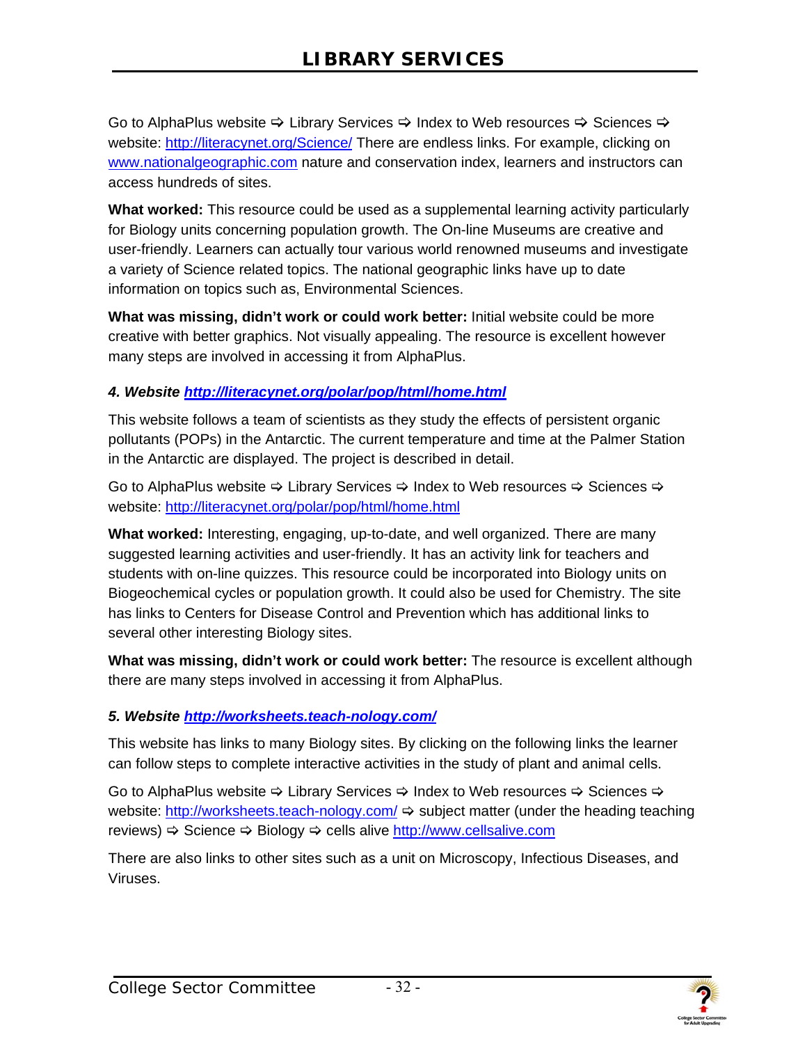Go to AlphaPlus website ⇨ Library Services ⇨ Index to Web resources ⇨ Sciences ⇨ website: http://literacynet.org/Science/ There are endless links. For example, clicking on www.nationalgeographic.com nature and conservation index, learners and instructors can access hundreds of sites.

**What worked:** This resource could be used as a supplemental learning activity particularly for Biology units concerning population growth. The On-line Museums are creative and user-friendly. Learners can actually tour various world renowned museums and investigate a variety of Science related topics. The national geographic links have up to date information on topics such as, Environmental Sciences.

**What was missing, didn't work or could work better:** Initial website could be more creative with better graphics. Not visually appealing. The resource is excellent however many steps are involved in accessing it from AlphaPlus.

***4. Website http://literacynet.org/polar/pop/html/home.html***

This website follows a team of scientists as they study the effects of persistent organic pollutants (POPs) in the Antarctic. The current temperature and time at the Palmer Station in the Antarctic are displayed. The project is described in detail.

Go to AlphaPlus website ⇨ Library Services ⇨ Index to Web resources ⇨ Sciences ⇨ website: http://literacynet.org/polar/pop/html/home.html

**What worked:** Interesting, engaging, up-to-date, and well organized. There are many suggested learning activities and user-friendly. It has an activity link for teachers and students with on-line quizzes. This resource could be incorporated into Biology units on Biogeochemical cycles or population growth. It could also be used for Chemistry. The site has links to Centers for Disease Control and Prevention which has additional links to several other interesting Biology sites.

**What was missing, didn't work or could work better:** The resource is excellent although there are many steps involved in accessing it from AlphaPlus.

***5. Website http://worksheets.teach-nology.com/***

This website has links to many Biology sites. By clicking on the following links the learner can follow steps to complete interactive activities in the study of plant and animal cells.

Go to AlphaPlus website ⇨ Library Services ⇨ Index to Web resources ⇨ Sciences ⇨ website: http://worksheets.teach-nology.com/ ⇨ subject matter (under the heading teaching reviews) ⇨ Science ⇨ Biology ⇨ cells alive http://www.cellsalive.com

There are also links to other sites such as a unit on Microscopy, Infectious Diseases, and Viruses.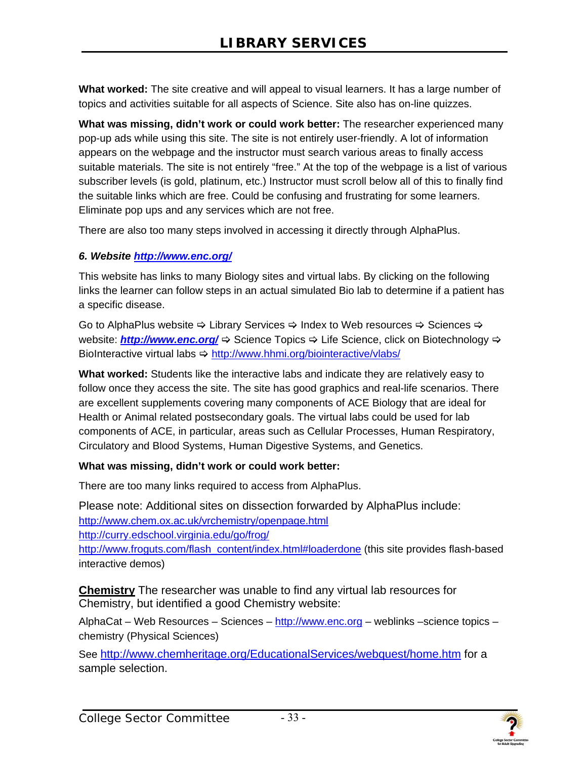**What worked:** The site creative and will appeal to visual learners. It has a large number of topics and activities suitable for all aspects of Science. Site also has on-line quizzes.

**What was missing, didn't work or could work better:** The researcher experienced many pop-up ads while using this site. The site is not entirely user-friendly. A lot of information appears on the webpage and the instructor must search various areas to finally access suitable materials. The site is not entirely "free." At the top of the webpage is a list of various subscriber levels (is gold, platinum, etc.) Instructor must scroll below all of this to finally find the suitable links which are free. Could be confusing and frustrating for some learners. Eliminate pop ups and any services which are not free.

There are also too many steps involved in accessing it directly through AlphaPlus.

***6. Website [http://www.enc.org/](http://www.enc.org/)***

This website has links to many Biology sites and virtual labs. By clicking on the following links the learner can follow steps in an actual simulated Bio lab to determine if a patient has a specific disease.

Go to AlphaPlus website ⇨ Library Services ⇨ Index to Web resources ⇨ Sciences ⇨ website: ***[http://www.enc.org/](http://www.enc.org/)*** ⇨ Science Topics ⇨ Life Science, click on Biotechnology ⇨ BioInteractive virtual labs ⇨ [http://www.hhmi.org/biointeractive/vlabs/](http://www.hhmi.org/biointeractive/vlabs/)

**What worked:** Students like the interactive labs and indicate they are relatively easy to follow once they access the site. The site has good graphics and real-life scenarios. There are excellent supplements covering many components of ACE Biology that are ideal for Health or Animal related postsecondary goals. The virtual labs could be used for lab components of ACE, in particular, areas such as Cellular Processes, Human Respiratory, Circulatory and Blood Systems, Human Digestive Systems, and Genetics.

**What was missing, didn't work or could work better:**

There are too many links required to access from AlphaPlus.

Please note: Additional sites on dissection forwarded by AlphaPlus include:
[http://www.chem.ox.ac.uk/vrchemistry/openpage.html](http://www.chem.ox.ac.uk/vrchemistry/openpage.html)
[http://curry.edschool.virginia.edu/go/frog/](http://curry.edschool.virginia.edu/go/frog/)
[http://www.froguts.com/flash_content/index.html#loaderdone](http://www.froguts.com/flash_content/index.html#loaderdone) (this site provides flash-based interactive demos)

**Chemistry** The researcher was unable to find any virtual lab resources for Chemistry, but identified a good Chemistry website:

AlphaCat – Web Resources – Sciences – [http://www.enc.org](http://www.enc.org) – weblinks –science topics – chemistry (Physical Sciences)

See [http://www.chemheritage.org/EducationalServices/webquest/home.htm](http://www.chemheritage.org/EducationalServices/webquest/home.htm) for a sample selection.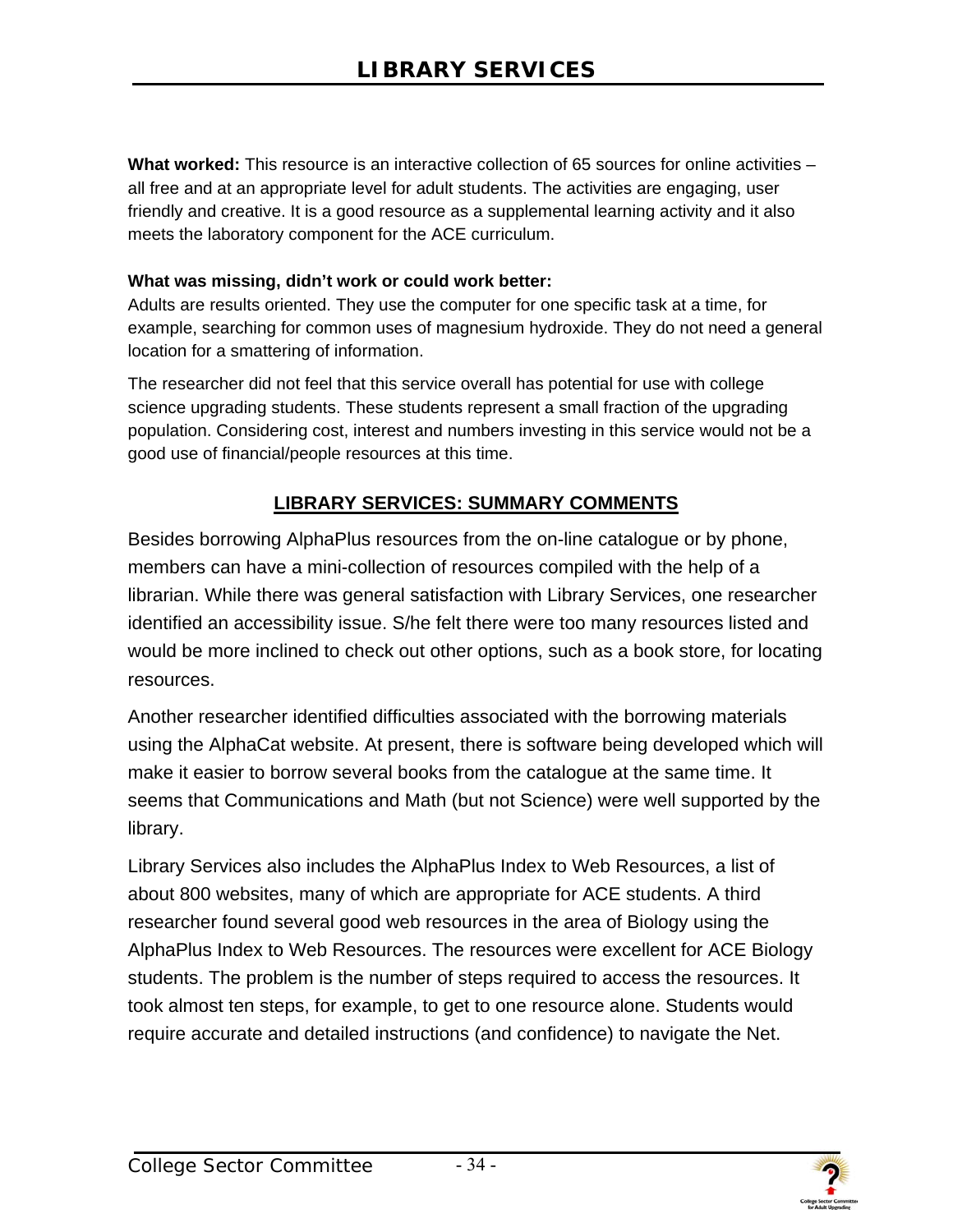# LIBRARY SERVICES

**What worked:** This resource is an interactive collection of 65 sources for online activities – all free and at an appropriate level for adult students. The activities are engaging, user friendly and creative. It is a good resource as a supplemental learning activity and it also meets the laboratory component for the ACE curriculum.

**What was missing, didn't work or could work better:**
Adults are results oriented. They use the computer for one specific task at a time, for example, searching for common uses of magnesium hydroxide. They do not need a general location for a smattering of information.

The researcher did not feel that this service overall has potential for use with college science upgrading students. These students represent a small fraction of the upgrading population. Considering cost, interest and numbers investing in this service would not be a good use of financial/people resources at this time.

## LIBRARY SERVICES: SUMMARY COMMENTS

Besides borrowing AlphaPlus resources from the on-line catalogue or by phone, members can have a mini-collection of resources compiled with the help of a librarian. While there was general satisfaction with Library Services, one researcher identified an accessibility issue. S/he felt there were too many resources listed and would be more inclined to check out other options, such as a book store, for locating resources.

Another researcher identified difficulties associated with the borrowing materials using the AlphaCat website. At present, there is software being developed which will make it easier to borrow several books from the catalogue at the same time. It seems that Communications and Math (but not Science) were well supported by the library.

Library Services also includes the AlphaPlus Index to Web Resources, a list of about 800 websites, many of which are appropriate for ACE students. A third researcher found several good web resources in the area of Biology using the AlphaPlus Index to Web Resources. The resources were excellent for ACE Biology students. The problem is the number of steps required to access the resources. It took almost ten steps, for example, to get to one resource alone. Students would require accurate and detailed instructions (and confidence) to navigate the Net.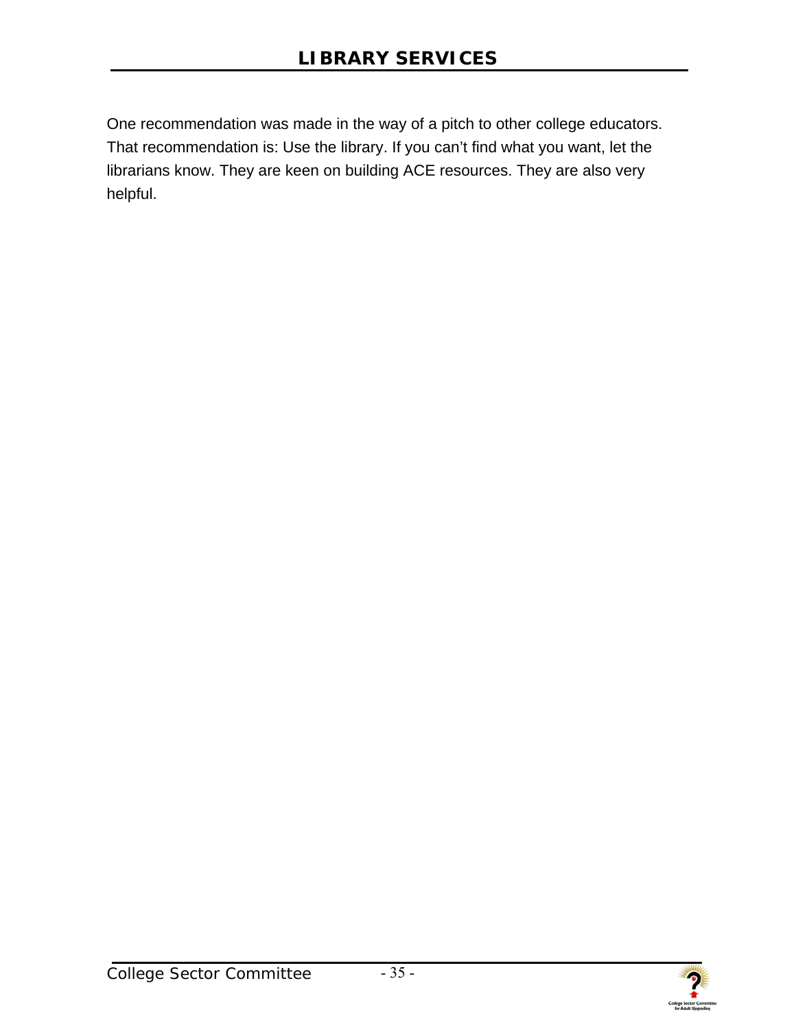# LIBRARY SERVICES

One recommendation was made in the way of a pitch to other college educators. That recommendation is: Use the library. If you can't find what you want, let the librarians know. They are keen on building ACE resources. They are also very helpful.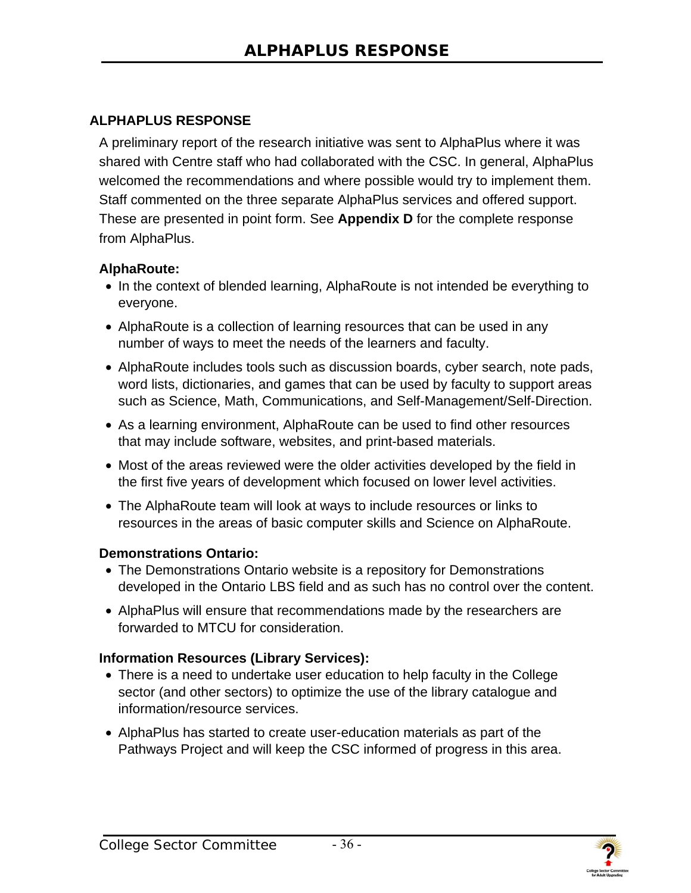# ALPHAPLUS RESPONSE

## ALPHAPLUS RESPONSE

A preliminary report of the research initiative was sent to AlphaPlus where it was shared with Centre staff who had collaborated with the CSC. In general, AlphaPlus welcomed the recommendations and where possible would try to implement them. Staff commented on the three separate AlphaPlus services and offered support. These are presented in point form. See **Appendix D** for the complete response from AlphaPlus.

### AlphaRoute:

- In the context of blended learning, AlphaRoute is not intended be everything to everyone.
- AlphaRoute is a collection of learning resources that can be used in any number of ways to meet the needs of the learners and faculty.
- AlphaRoute includes tools such as discussion boards, cyber search, note pads, word lists, dictionaries, and games that can be used by faculty to support areas such as Science, Math, Communications, and Self-Management/Self-Direction.
- As a learning environment, AlphaRoute can be used to find other resources that may include software, websites, and print-based materials.
- Most of the areas reviewed were the older activities developed by the field in the first five years of development which focused on lower level activities.
- The AlphaRoute team will look at ways to include resources or links to resources in the areas of basic computer skills and Science on AlphaRoute.

### Demonstrations Ontario:

- The Demonstrations Ontario website is a repository for Demonstrations developed in the Ontario LBS field and as such has no control over the content.
- AlphaPlus will ensure that recommendations made by the researchers are forwarded to MTCU for consideration.

### Information Resources (Library Services):

- There is a need to undertake user education to help faculty in the College sector (and other sectors) to optimize the use of the library catalogue and information/resource services.
- AlphaPlus has started to create user-education materials as part of the Pathways Project and will keep the CSC informed of progress in this area.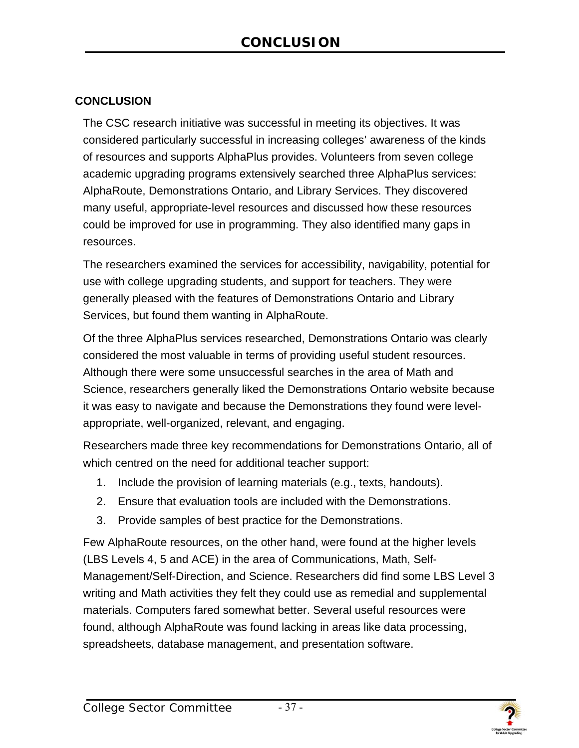# CONCLUSION

## CONCLUSION

The CSC research initiative was successful in meeting its objectives. It was considered particularly successful in increasing colleges' awareness of the kinds of resources and supports AlphaPlus provides. Volunteers from seven college academic upgrading programs extensively searched three AlphaPlus services: AlphaRoute, Demonstrations Ontario, and Library Services. They discovered many useful, appropriate-level resources and discussed how these resources could be improved for use in programming. They also identified many gaps in resources.

The researchers examined the services for accessibility, navigability, potential for use with college upgrading students, and support for teachers. They were generally pleased with the features of Demonstrations Ontario and Library Services, but found them wanting in AlphaRoute.

Of the three AlphaPlus services researched, Demonstrations Ontario was clearly considered the most valuable in terms of providing useful student resources. Although there were some unsuccessful searches in the area of Math and Science, researchers generally liked the Demonstrations Ontario website because it was easy to navigate and because the Demonstrations they found were level-appropriate, well-organized, relevant, and engaging.

Researchers made three key recommendations for Demonstrations Ontario, all of which centred on the need for additional teacher support:

1. Include the provision of learning materials (e.g., texts, handouts).
2. Ensure that evaluation tools are included with the Demonstrations.
3. Provide samples of best practice for the Demonstrations.

Few AlphaRoute resources, on the other hand, were found at the higher levels (LBS Levels 4, 5 and ACE) in the area of Communications, Math, Self-Management/Self-Direction, and Science. Researchers did find some LBS Level 3 writing and Math activities they felt they could use as remedial and supplemental materials. Computers fared somewhat better. Several useful resources were found, although AlphaRoute was found lacking in areas like data processing, spreadsheets, database management, and presentation software.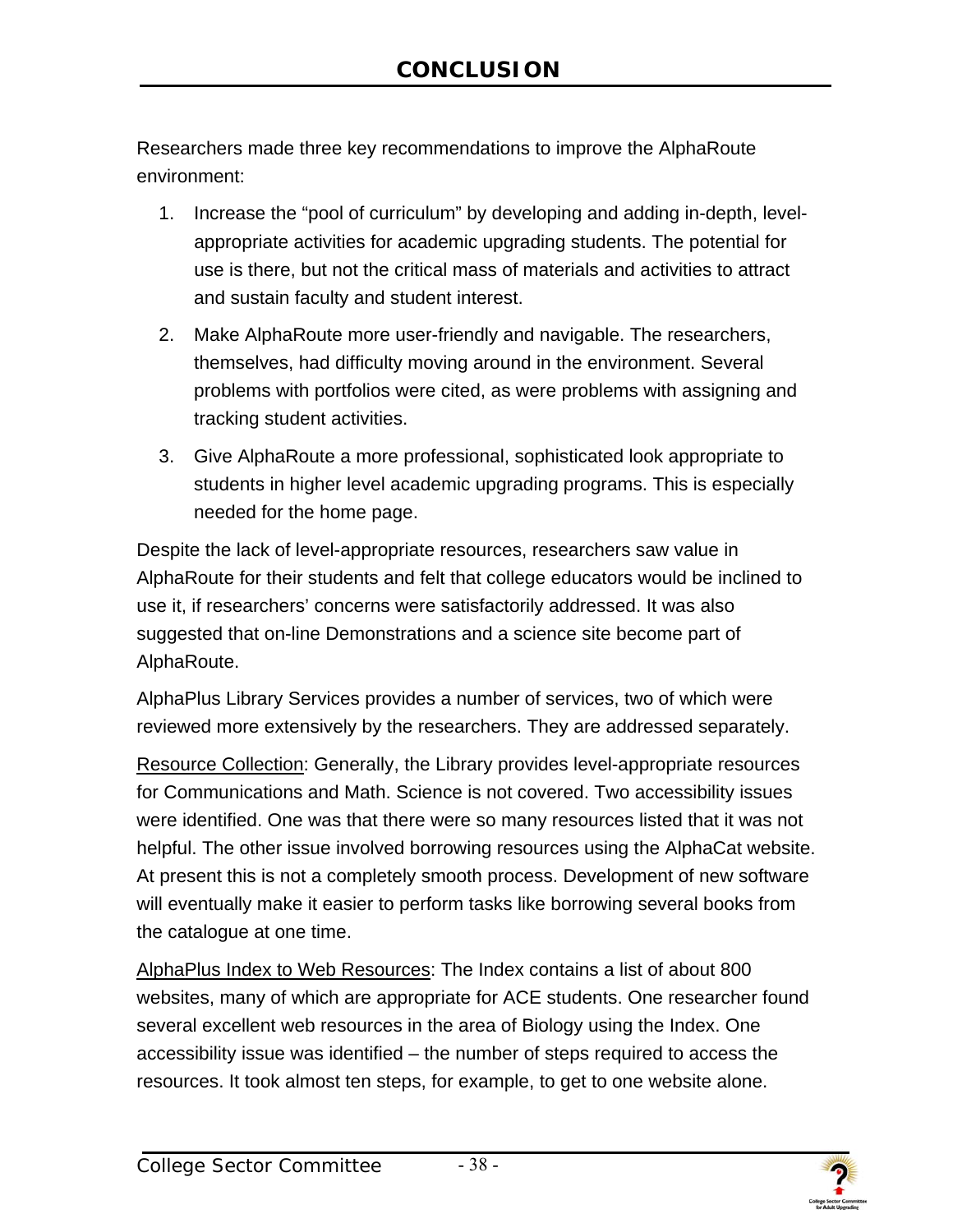# CONCLUSION

Researchers made three key recommendations to improve the AlphaRoute environment:

1. Increase the "pool of curriculum" by developing and adding in-depth, level-appropriate activities for academic upgrading students. The potential for use is there, but not the critical mass of materials and activities to attract and sustain faculty and student interest.
2. Make AlphaRoute more user-friendly and navigable. The researchers, themselves, had difficulty moving around in the environment. Several problems with portfolios were cited, as were problems with assigning and tracking student activities.
3. Give AlphaRoute a more professional, sophisticated look appropriate to students in higher level academic upgrading programs. This is especially needed for the home page.

Despite the lack of level-appropriate resources, researchers saw value in AlphaRoute for their students and felt that college educators would be inclined to use it, if researchers' concerns were satisfactorily addressed. It was also suggested that on-line Demonstrations and a science site become part of AlphaRoute.

AlphaPlus Library Services provides a number of services, two of which were reviewed more extensively by the researchers. They are addressed separately.

<u>Resource Collection</u>: Generally, the Library provides level-appropriate resources for Communications and Math. Science is not covered. Two accessibility issues were identified. One was that there were so many resources listed that it was not helpful. The other issue involved borrowing resources using the AlphaCat website. At present this is not a completely smooth process. Development of new software will eventually make it easier to perform tasks like borrowing several books from the catalogue at one time.

<u>AlphaPlus Index to Web Resources</u>: The Index contains a list of about 800 websites, many of which are appropriate for ACE students. One researcher found several excellent web resources in the area of Biology using the Index. One accessibility issue was identified – the number of steps required to access the resources. It took almost ten steps, for example, to get to one website alone.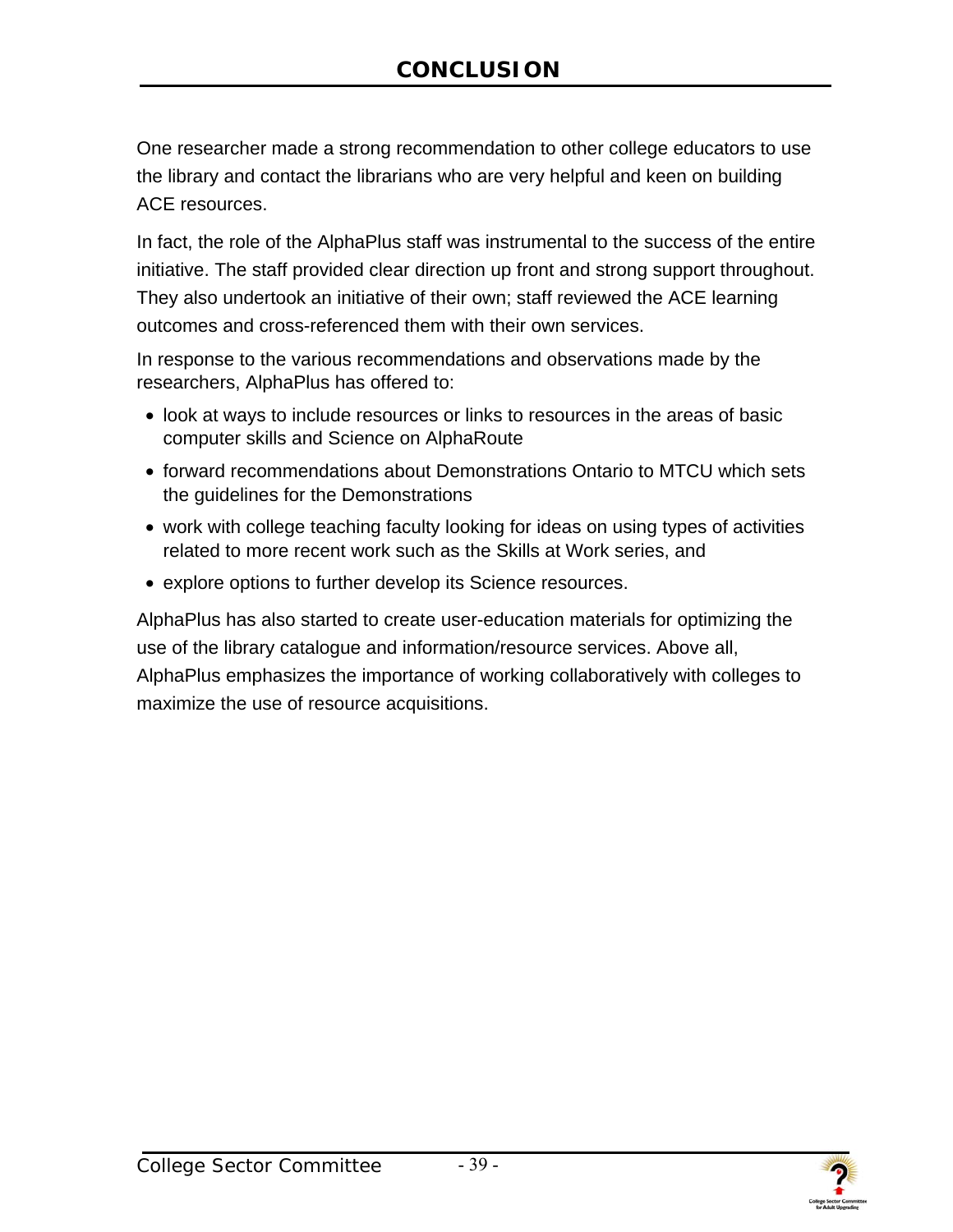## CONCLUSION

One researcher made a strong recommendation to other college educators to use the library and contact the librarians who are very helpful and keen on building ACE resources.

In fact, the role of the AlphaPlus staff was instrumental to the success of the entire initiative. The staff provided clear direction up front and strong support throughout. They also undertook an initiative of their own; staff reviewed the ACE learning outcomes and cross-referenced them with their own services.

In response to the various recommendations and observations made by the researchers, AlphaPlus has offered to:

- look at ways to include resources or links to resources in the areas of basic computer skills and Science on AlphaRoute
- forward recommendations about Demonstrations Ontario to MTCU which sets the guidelines for the Demonstrations
- work with college teaching faculty looking for ideas on using types of activities related to more recent work such as the Skills at Work series, and
- explore options to further develop its Science resources.

AlphaPlus has also started to create user-education materials for optimizing the use of the library catalogue and information/resource services. Above all, AlphaPlus emphasizes the importance of working collaboratively with colleges to maximize the use of resource acquisitions.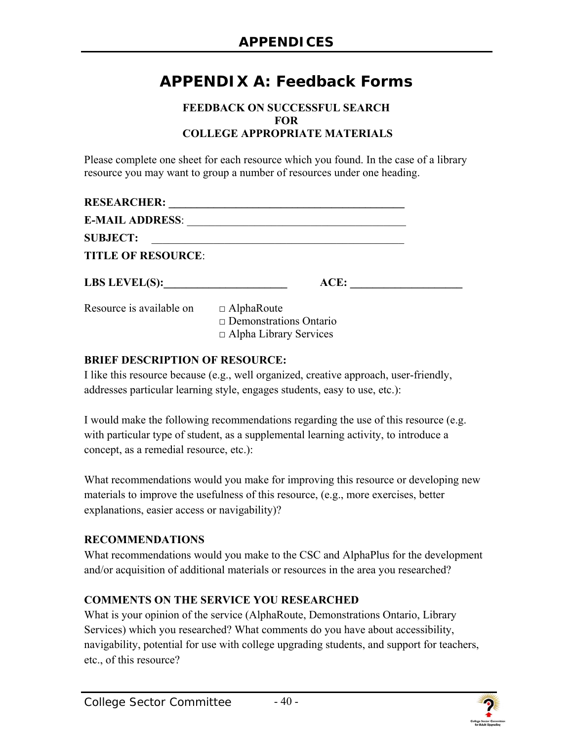# APPENDIX A: Feedback Forms

**FEEDBACK ON SUCCESSFUL SEARCH
FOR
COLLEGE APPROPRIATE MATERIALS**

Please complete one sheet for each resource which you found. In the case of a library resource you may want to group a number of resources under one heading.

**RESEARCHER:** ____________________________________________

**E-MAIL ADDRESS**: ________________________________________

**SUBJECT:** ______________________________________________

**TITLE OF RESOURCE**:

**LBS LEVEL(S):**______________________ **ACE:** ____________________

Resource is available on
□ AlphaRoute
□ Demonstrations Ontario
□ Alpha Library Services

**BRIEF DESCRIPTION OF RESOURCE:**

I like this resource because (e.g., well organized, creative approach, user-friendly, addresses particular learning style, engages students, easy to use, etc.):

I would make the following recommendations regarding the use of this resource (e.g. with particular type of student, as a supplemental learning activity, to introduce a concept, as a remedial resource, etc.):

What recommendations would you make for improving this resource or developing new materials to improve the usefulness of this resource, (e.g., more exercises, better explanations, easier access or navigability)?

**RECOMMENDATIONS**

What recommendations would you make to the CSC and AlphaPlus for the development and/or acquisition of additional materials or resources in the area you researched?

**COMMENTS ON THE SERVICE YOU RESEARCHED**

What is your opinion of the service (AlphaRoute, Demonstrations Ontario, Library Services) which you researched? What comments do you have about accessibility, navigability, potential for use with college upgrading students, and support for teachers, etc., of this resource?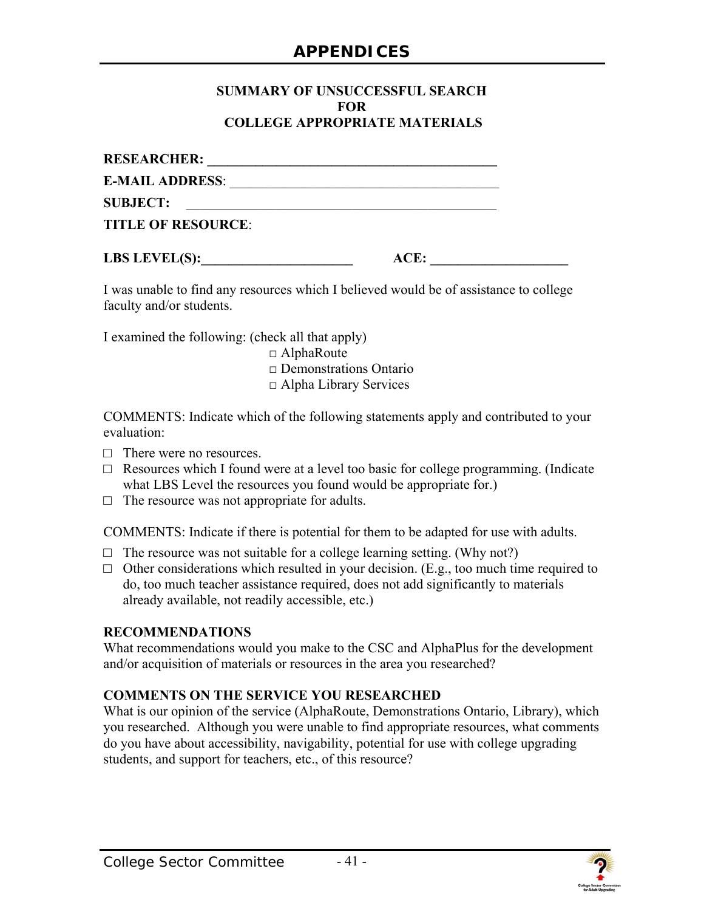# APPENDICES

**SUMMARY OF UNSUCCESSFUL SEARCH**
**FOR**
**COLLEGE APPROPRIATE MATERIALS**

**RESEARCHER:** ___________________________________________

**E-MAIL ADDRESS**: ________________________________________

**SUBJECT:** ___________________________________________

**TITLE OF RESOURCE**:

**LBS LEVEL(S):**______________________ **ACE:** ____________________

I was unable to find any resources which I believed would be of assistance to college faculty and/or students.

I examined the following: (check all that apply)

- □ AlphaRoute
- □ Demonstrations Ontario
- □ Alpha Library Services

COMMENTS: Indicate which of the following statements apply and contributed to your evaluation:

- □ There were no resources.
- □ Resources which I found were at a level too basic for college programming. (Indicate what LBS Level the resources you found would be appropriate for.)
- □ The resource was not appropriate for adults.

COMMENTS: Indicate if there is potential for them to be adapted for use with adults.

- □ The resource was not suitable for a college learning setting. (Why not?)
- □ Other considerations which resulted in your decision. (E.g., too much time required to do, too much teacher assistance required, does not add significantly to materials already available, not readily accessible, etc.)

**RECOMMENDATIONS**

What recommendations would you make to the CSC and AlphaPlus for the development and/or acquisition of materials or resources in the area you researched?

**COMMENTS ON THE SERVICE YOU RESEARCHED**

What is our opinion of the service (AlphaRoute, Demonstrations Ontario, Library), which you researched. Although you were unable to find appropriate resources, what comments do you have about accessibility, navigability, potential for use with college upgrading students, and support for teachers, etc., of this resource?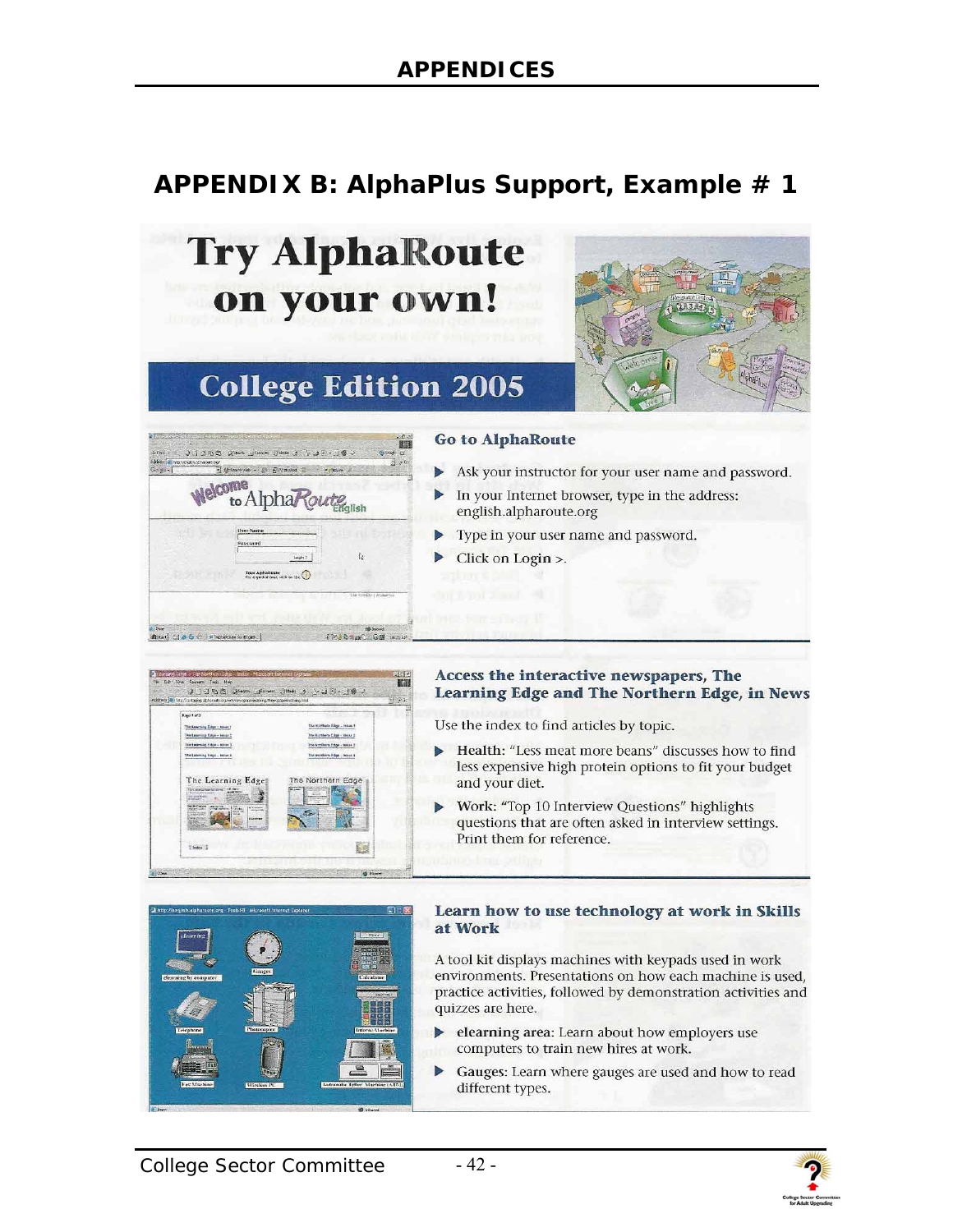## APPENDIX B: AlphaPlus Support, Example # 1

# Try AlphaRoute on your own!

## College Edition 2005

### Go to AlphaRoute

- Ask your instructor for your user name and password.
- In your Internet browser, type in the address: english.alpharoute.org
- Type in your user name and password.
- Click on Login >.

### Access the interactive newspapers, The Learning Edge and The Northern Edge, in News

Use the index to find articles by topic.

- Health: "Less meat more beans" discusses how to find less expensive high protein options to fit your budget and your diet.
- Work: "Top 10 Interview Questions" highlights questions that are often asked in interview settings. Print them for reference.

### Learn how to use technology at work in Skills at Work

A tool kit displays machines with keypads used in work environments. Presentations on how each machine is used, practice activities, followed by demonstration activities and quizzes are here.

- **elearning area:** Learn about how employers use computers to train new hires at work.
- **Gauges:** Learn where gauges are used and how to read different types.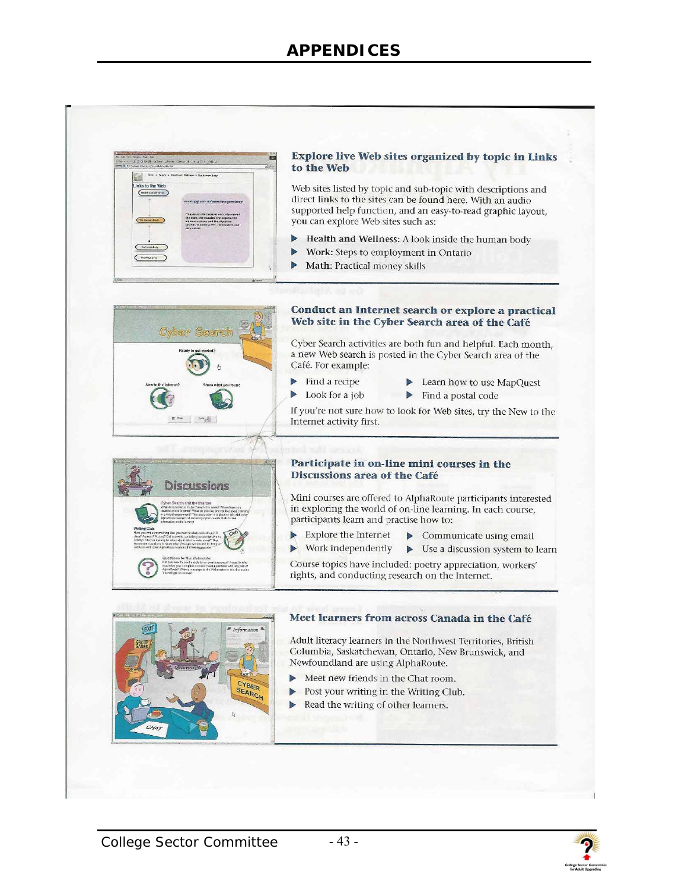## Explore live Web sites organized by topic in Links to the Web

Web sites listed by topic and sub-topic with descriptions and direct links to the sites can be found here. With an audio supported help function, and an easy-to-read graphic layout, you can explore Web sites such as:

- Health and Wellness: A look inside the human body
- Work: Steps to employment in Ontario
- Math: Practical money skills

## Conduct an Internet search or explore a practical Web site in the Cyber Search area of the Café

Cyber Search activities are both fun and helpful. Each month, a new Web search is posted in the Cyber Search area of the Café. For example:

- Find a recipe
- Look for a job
- Learn how to use MapQuest
- Find a postal code

If you're not sure how to look for Web sites, try the New to the Internet activity first.

## Participate in on-line mini courses in the Discussions area of the Café

Mini courses are offered to AlphaRoute participants interested in exploring the world of on-line learning. In each course, participants learn and practise how to:

- Explore the Internet
- Work independently
- Communicate using email
- Use a discussion system to learn

Course topics have included: poetry appreciation, workers' rights, and conducting research on the Internet.

## Meet learners from across Canada in the Café

Adult literacy learners in the Northwest Territories, British Columbia, Saskatchewan, Ontario, New Brunswick, and Newfoundland are using AlphaRoute.

- Meet new friends in the Chat room.
- Post your writing in the Writing Club.
- Read the writing of other learners.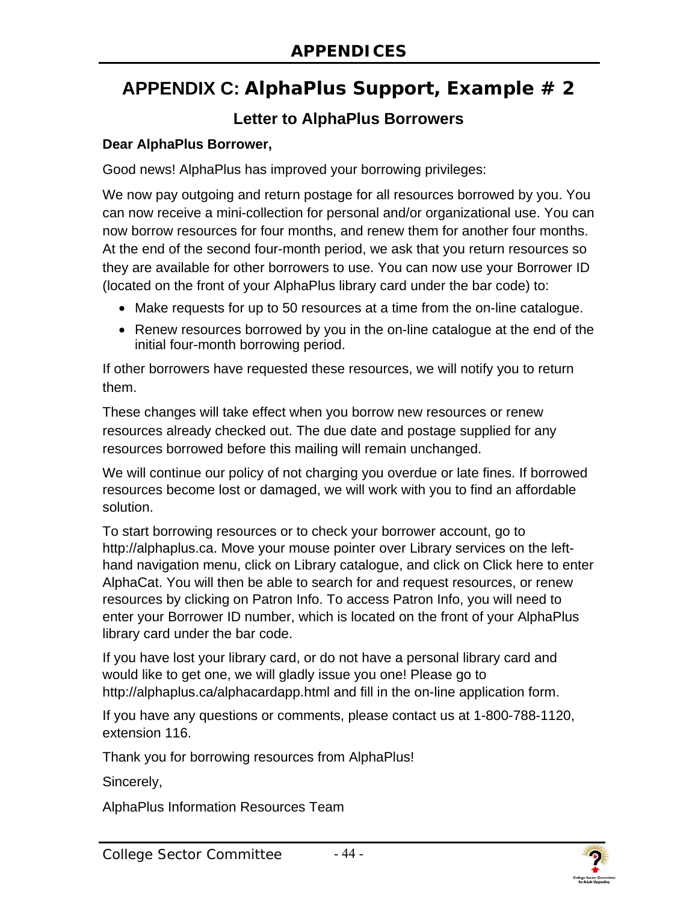# APPENDICES

## APPENDIX C: AlphaPlus Support, Example # 2

### Letter to AlphaPlus Borrowers

**Dear AlphaPlus Borrower,**

Good news! AlphaPlus has improved your borrowing privileges:

We now pay outgoing and return postage for all resources borrowed by you. You can now receive a mini-collection for personal and/or organizational use. You can now borrow resources for four months, and renew them for another four months. At the end of the second four-month period, we ask that you return resources so they are available for other borrowers to use. You can now use your Borrower ID (located on the front of your AlphaPlus library card under the bar code) to:

- Make requests for up to 50 resources at a time from the on-line catalogue.
- Renew resources borrowed by you in the on-line catalogue at the end of the initial four-month borrowing period.

If other borrowers have requested these resources, we will notify you to return them.

These changes will take effect when you borrow new resources or renew resources already checked out. The due date and postage supplied for any resources borrowed before this mailing will remain unchanged.

We will continue our policy of not charging you overdue or late fines. If borrowed resources become lost or damaged, we will work with you to find an affordable solution.

To start borrowing resources or to check your borrower account, go to http://alphaplus.ca. Move your mouse pointer over Library services on the left-hand navigation menu, click on Library catalogue, and click on Click here to enter AlphaCat. You will then be able to search for and request resources, or renew resources by clicking on Patron Info. To access Patron Info, you will need to enter your Borrower ID number, which is located on the front of your AlphaPlus library card under the bar code.

If you have lost your library card, or do not have a personal library card and would like to get one, we will gladly issue you one! Please go to http://alphaplus.ca/alphacardapp.html and fill in the on-line application form.

If you have any questions or comments, please contact us at 1-800-788-1120, extension 116.

Thank you for borrowing resources from AlphaPlus!

Sincerely,

AlphaPlus Information Resources Team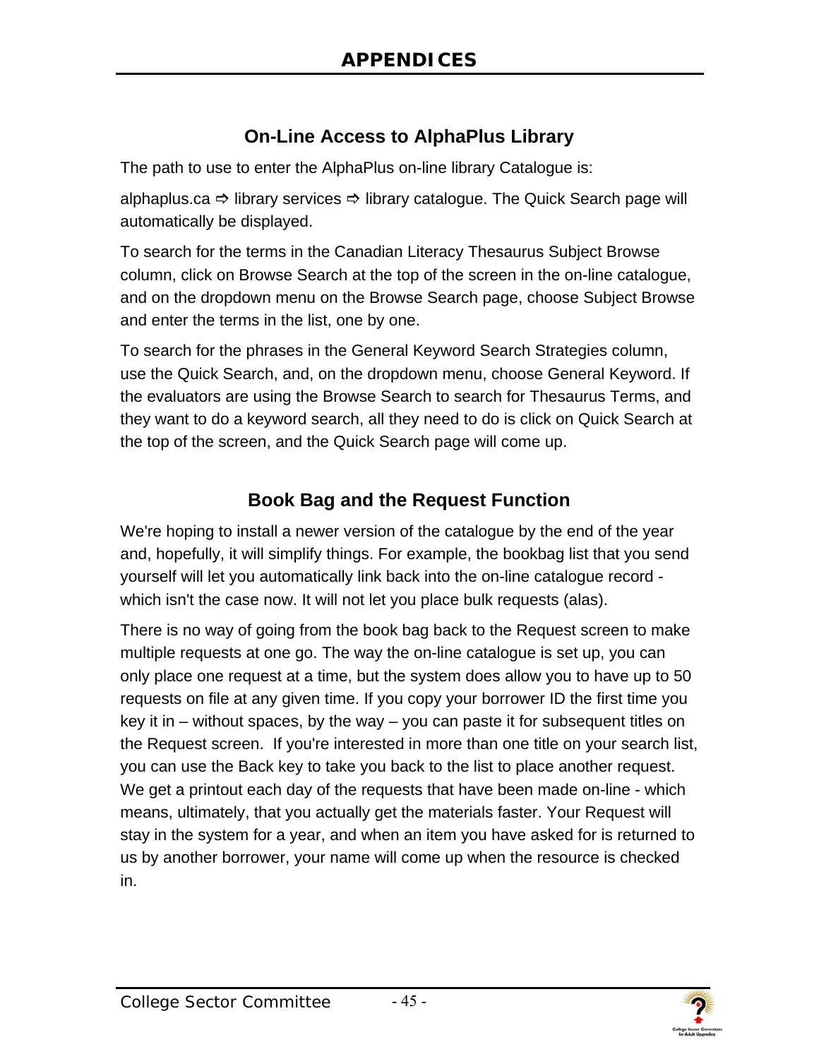# APPENDICES

## On-Line Access to AlphaPlus Library

The path to use to enter the AlphaPlus on-line library Catalogue is:

alphaplus.ca ⇨ library services ⇨ library catalogue. The Quick Search page will automatically be displayed.

To search for the terms in the Canadian Literacy Thesaurus Subject Browse column, click on Browse Search at the top of the screen in the on-line catalogue, and on the dropdown menu on the Browse Search page, choose Subject Browse and enter the terms in the list, one by one.

To search for the phrases in the General Keyword Search Strategies column, use the Quick Search, and, on the dropdown menu, choose General Keyword. If the evaluators are using the Browse Search to search for Thesaurus Terms, and they want to do a keyword search, all they need to do is click on Quick Search at the top of the screen, and the Quick Search page will come up.

## Book Bag and the Request Function

We're hoping to install a newer version of the catalogue by the end of the year and, hopefully, it will simplify things. For example, the bookbag list that you send yourself will let you automatically link back into the on-line catalogue record - which isn't the case now. It will not let you place bulk requests (alas).

There is no way of going from the book bag back to the Request screen to make multiple requests at one go. The way the on-line catalogue is set up, you can only place one request at a time, but the system does allow you to have up to 50 requests on file at any given time. If you copy your borrower ID the first time you key it in – without spaces, by the way – you can paste it for subsequent titles on the Request screen. If you're interested in more than one title on your search list, you can use the Back key to take you back to the list to place another request. We get a printout each day of the requests that have been made on-line - which means, ultimately, that you actually get the materials faster. Your Request will stay in the system for a year, and when an item you have asked for is returned to us by another borrower, your name will come up when the resource is checked in.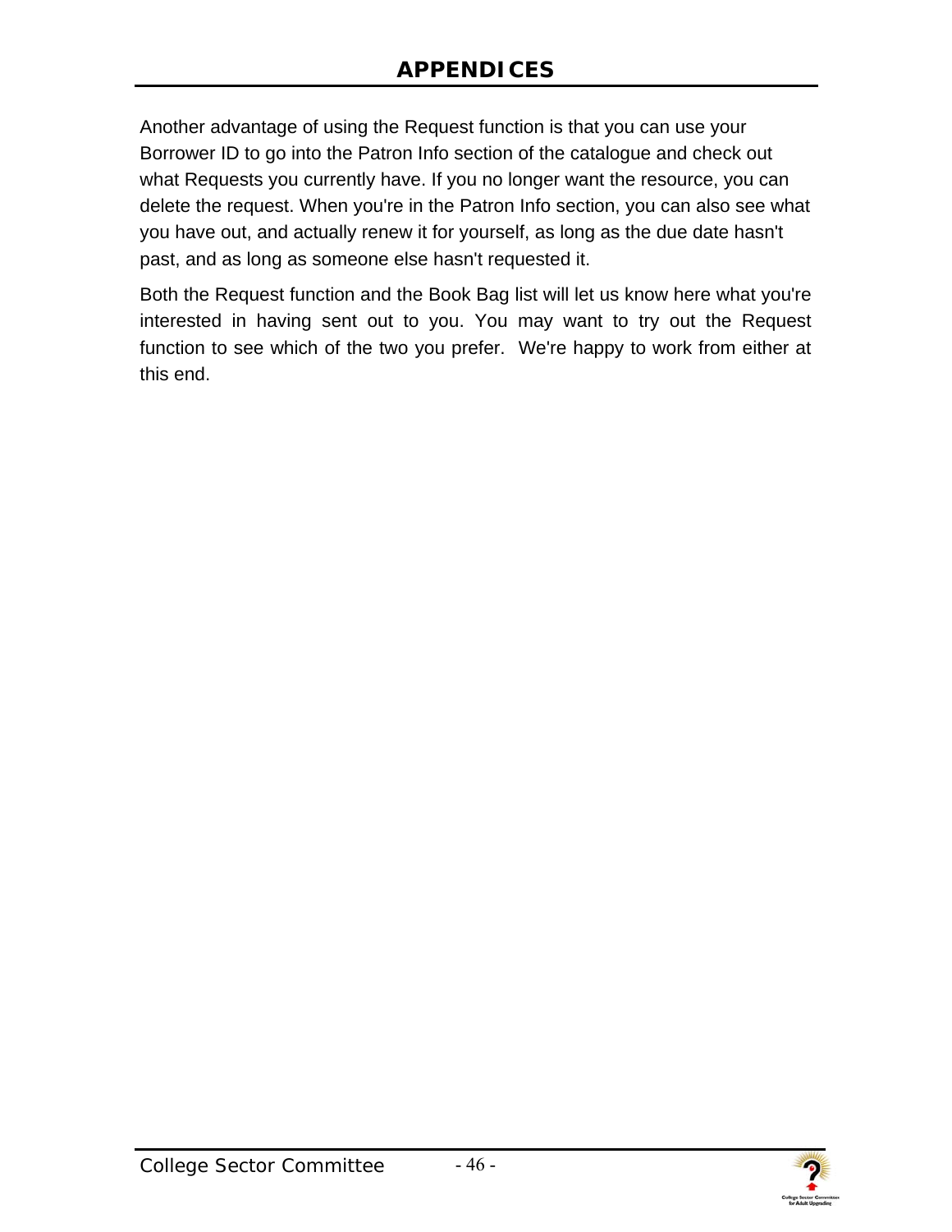Another advantage of using the Request function is that you can use your Borrower ID to go into the Patron Info section of the catalogue and check out what Requests you currently have. If you no longer want the resource, you can delete the request. When you're in the Patron Info section, you can also see what you have out, and actually renew it for yourself, as long as the due date hasn't past, and as long as someone else hasn't requested it.

Both the Request function and the Book Bag list will let us know here what you're interested in having sent out to you. You may want to try out the Request function to see which of the two you prefer. We're happy to work from either at this end.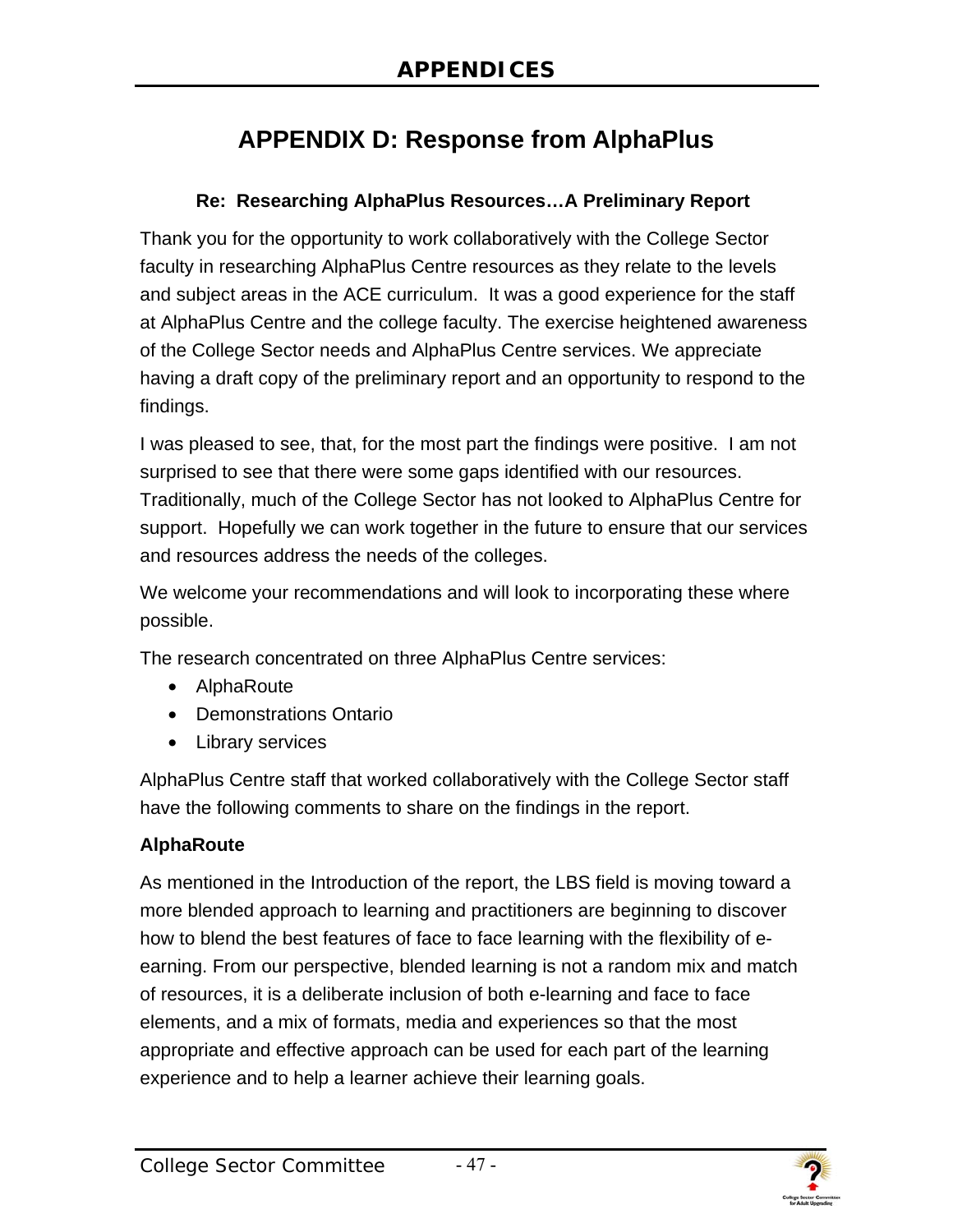# APPENDIX D: Response from AlphaPlus

### Re: Researching AlphaPlus Resources…A Preliminary Report

Thank you for the opportunity to work collaboratively with the College Sector faculty in researching AlphaPlus Centre resources as they relate to the levels and subject areas in the ACE curriculum. It was a good experience for the staff at AlphaPlus Centre and the college faculty. The exercise heightened awareness of the College Sector needs and AlphaPlus Centre services. We appreciate having a draft copy of the preliminary report and an opportunity to respond to the findings.

I was pleased to see, that, for the most part the findings were positive. I am not surprised to see that there were some gaps identified with our resources. Traditionally, much of the College Sector has not looked to AlphaPlus Centre for support. Hopefully we can work together in the future to ensure that our services and resources address the needs of the colleges.

We welcome your recommendations and will look to incorporating these where possible.

The research concentrated on three AlphaPlus Centre services:

- AlphaRoute
- Demonstrations Ontario
- Library services

AlphaPlus Centre staff that worked collaboratively with the College Sector staff have the following comments to share on the findings in the report.

**AlphaRoute**

As mentioned in the Introduction of the report, the LBS field is moving toward a more blended approach to learning and practitioners are beginning to discover how to blend the best features of face to face learning with the flexibility of e-earning. From our perspective, blended learning is not a random mix and match of resources, it is a deliberate inclusion of both e-learning and face to face elements, and a mix of formats, media and experiences so that the most appropriate and effective approach can be used for each part of the learning experience and to help a learner achieve their learning goals.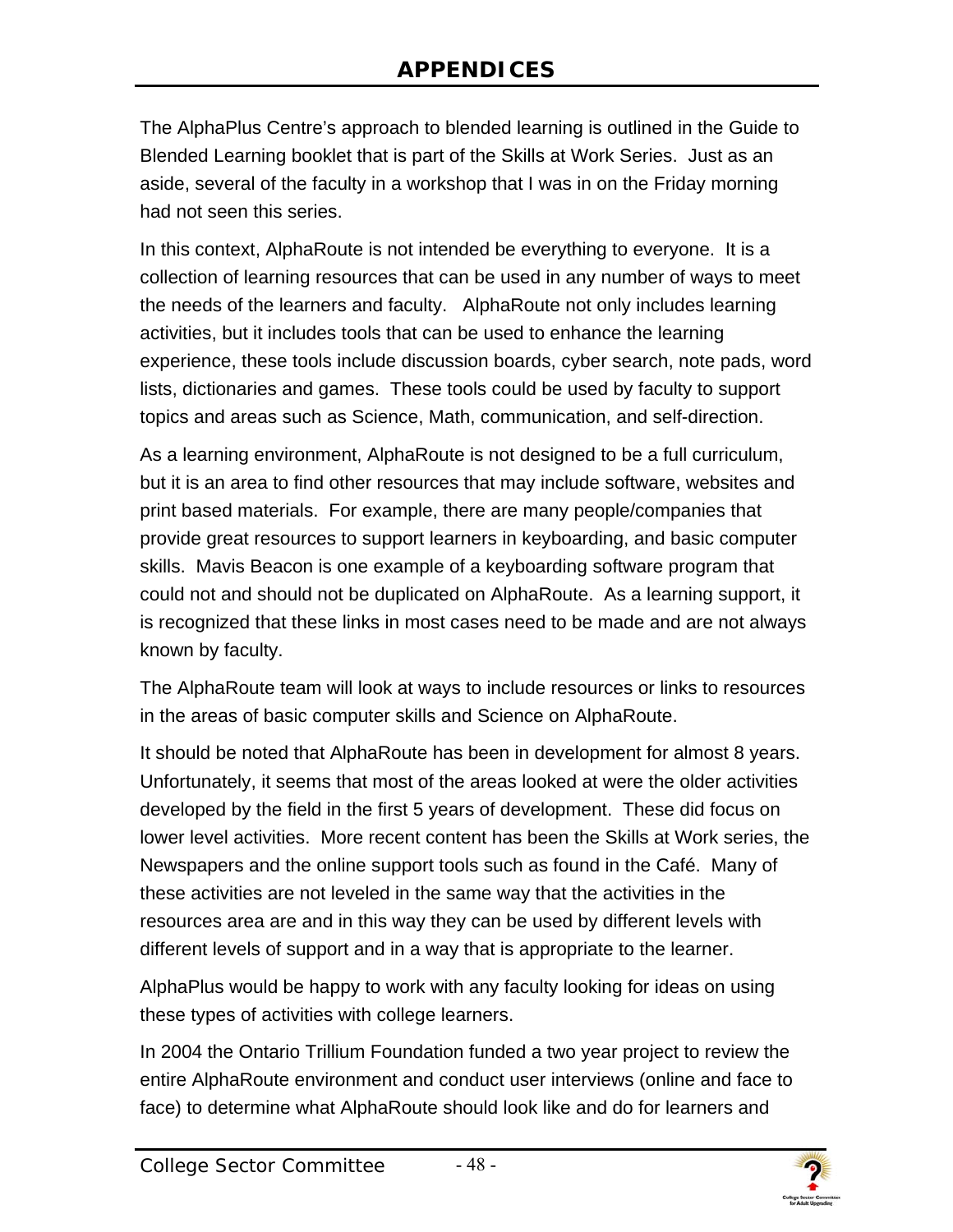The AlphaPlus Centre's approach to blended learning is outlined in the Guide to Blended Learning booklet that is part of the Skills at Work Series. Just as an aside, several of the faculty in a workshop that I was in on the Friday morning had not seen this series.

In this context, AlphaRoute is not intended be everything to everyone. It is a collection of learning resources that can be used in any number of ways to meet the needs of the learners and faculty. AlphaRoute not only includes learning activities, but it includes tools that can be used to enhance the learning experience, these tools include discussion boards, cyber search, note pads, word lists, dictionaries and games. These tools could be used by faculty to support topics and areas such as Science, Math, communication, and self-direction.

As a learning environment, AlphaRoute is not designed to be a full curriculum, but it is an area to find other resources that may include software, websites and print based materials. For example, there are many people/companies that provide great resources to support learners in keyboarding, and basic computer skills. Mavis Beacon is one example of a keyboarding software program that could not and should not be duplicated on AlphaRoute. As a learning support, it is recognized that these links in most cases need to be made and are not always known by faculty.

The AlphaRoute team will look at ways to include resources or links to resources in the areas of basic computer skills and Science on AlphaRoute.

It should be noted that AlphaRoute has been in development for almost 8 years. Unfortunately, it seems that most of the areas looked at were the older activities developed by the field in the first 5 years of development. These did focus on lower level activities. More recent content has been the Skills at Work series, the Newspapers and the online support tools such as found in the Café. Many of these activities are not leveled in the same way that the activities in the resources area are and in this way they can be used by different levels with different levels of support and in a way that is appropriate to the learner.

AlphaPlus would be happy to work with any faculty looking for ideas on using these types of activities with college learners.

In 2004 the Ontario Trillium Foundation funded a two year project to review the entire AlphaRoute environment and conduct user interviews (online and face to face) to determine what AlphaRoute should look like and do for learners and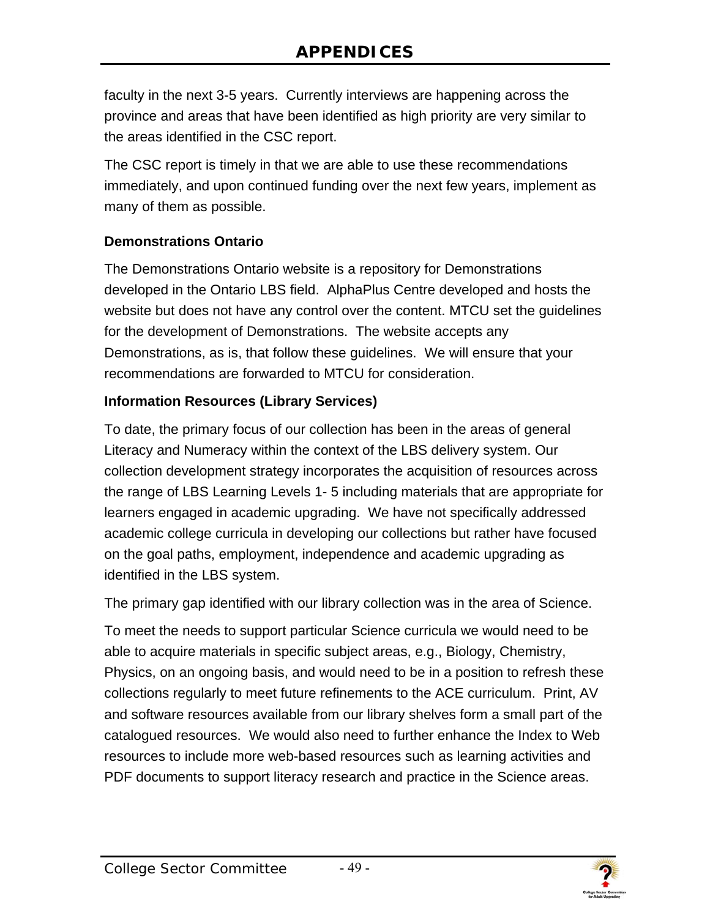faculty in the next 3-5 years. Currently interviews are happening across the province and areas that have been identified as high priority are very similar to the areas identified in the CSC report.

The CSC report is timely in that we are able to use these recommendations immediately, and upon continued funding over the next few years, implement as many of them as possible.

**Demonstrations Ontario**

The Demonstrations Ontario website is a repository for Demonstrations developed in the Ontario LBS field. AlphaPlus Centre developed and hosts the website but does not have any control over the content. MTCU set the guidelines for the development of Demonstrations. The website accepts any Demonstrations, as is, that follow these guidelines. We will ensure that your recommendations are forwarded to MTCU for consideration.

**Information Resources (Library Services)**

To date, the primary focus of our collection has been in the areas of general Literacy and Numeracy within the context of the LBS delivery system. Our collection development strategy incorporates the acquisition of resources across the range of LBS Learning Levels 1- 5 including materials that are appropriate for learners engaged in academic upgrading. We have not specifically addressed academic college curricula in developing our collections but rather have focused on the goal paths, employment, independence and academic upgrading as identified in the LBS system.

The primary gap identified with our library collection was in the area of Science.

To meet the needs to support particular Science curricula we would need to be able to acquire materials in specific subject areas, e.g., Biology, Chemistry, Physics, on an ongoing basis, and would need to be in a position to refresh these collections regularly to meet future refinements to the ACE curriculum. Print, AV and software resources available from our library shelves form a small part of the catalogued resources. We would also need to further enhance the Index to Web resources to include more web-based resources such as learning activities and PDF documents to support literacy research and practice in the Science areas.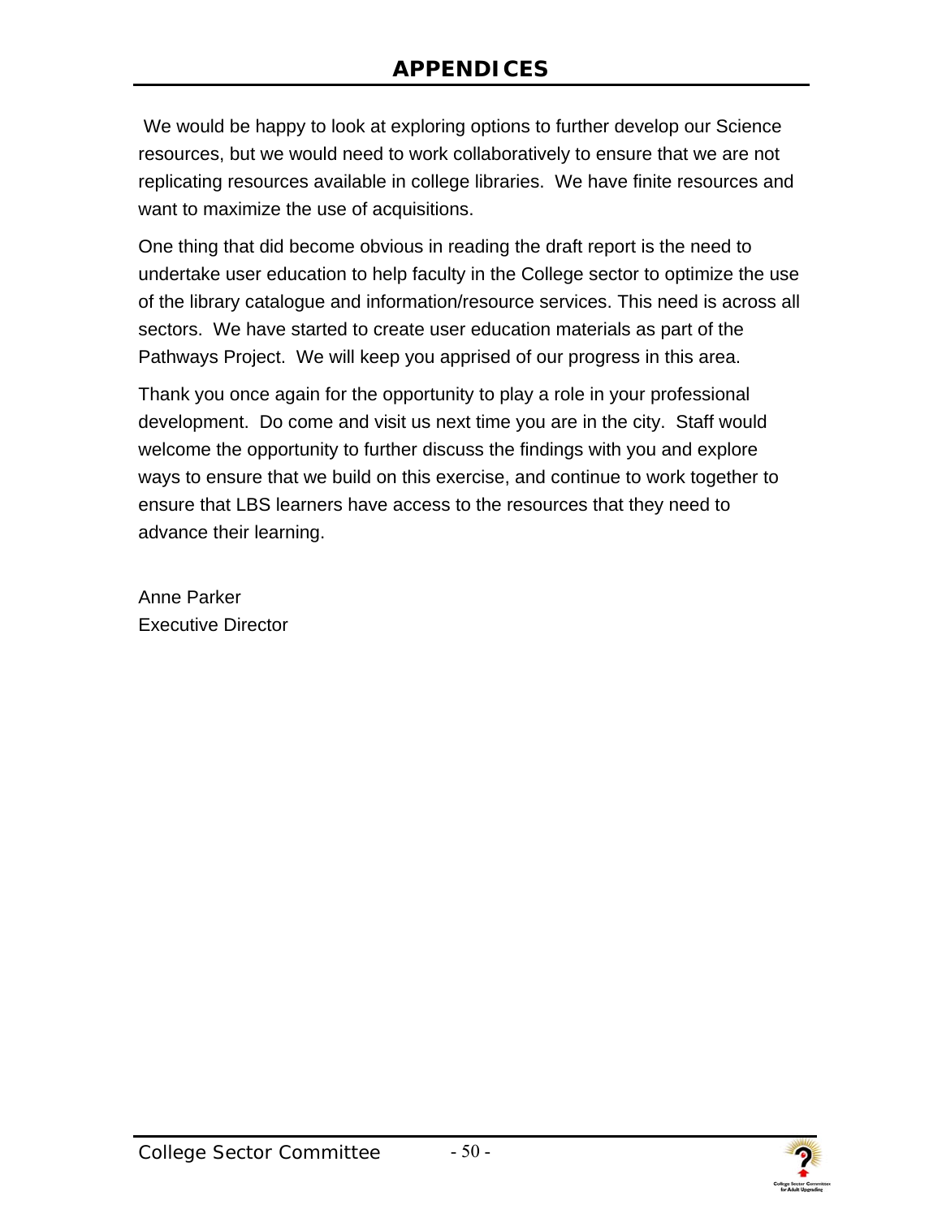We would be happy to look at exploring options to further develop our Science resources, but we would need to work collaboratively to ensure that we are not replicating resources available in college libraries. We have finite resources and want to maximize the use of acquisitions.

One thing that did become obvious in reading the draft report is the need to undertake user education to help faculty in the College sector to optimize the use of the library catalogue and information/resource services. This need is across all sectors. We have started to create user education materials as part of the Pathways Project. We will keep you apprised of our progress in this area.

Thank you once again for the opportunity to play a role in your professional development. Do come and visit us next time you are in the city. Staff would welcome the opportunity to further discuss the findings with you and explore ways to ensure that we build on this exercise, and continue to work together to ensure that LBS learners have access to the resources that they need to advance their learning.

Anne Parker
Executive Director